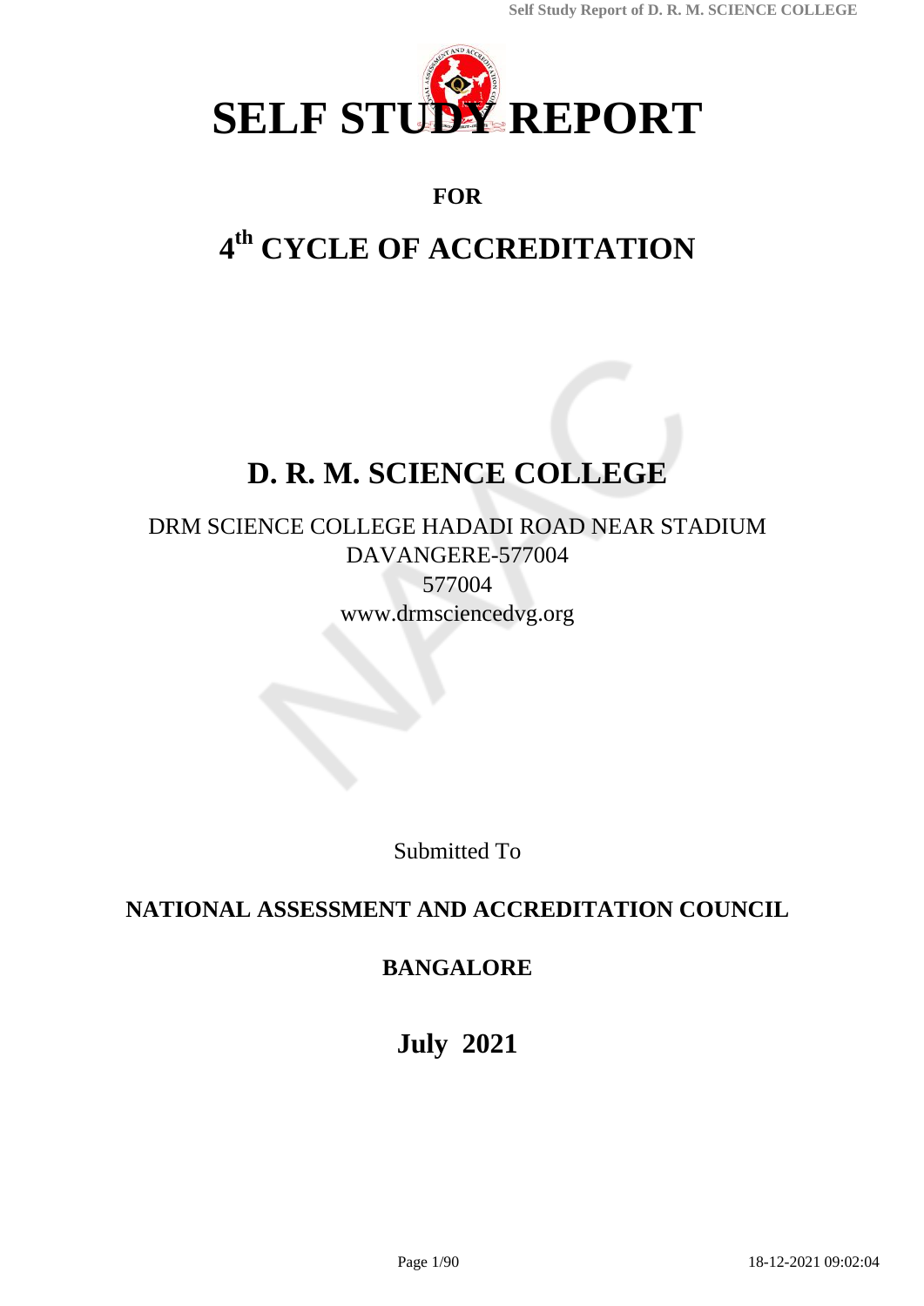# SELF STUDY REPORT

**FOR**

# 4th CYCLE OF ACCREDITATION

# D. R. M. SCIENCE COLLEGE

DRM SCIENCE COLLEGE HADADI ROAD NEAR STADIUM
DAVANGERE-577004
577004
www.drmsciencedvg.org

Submitted To

**NATIONAL ASSESSMENT AND ACCREDITATION COUNCIL**

**BANGALORE**

**July 2021**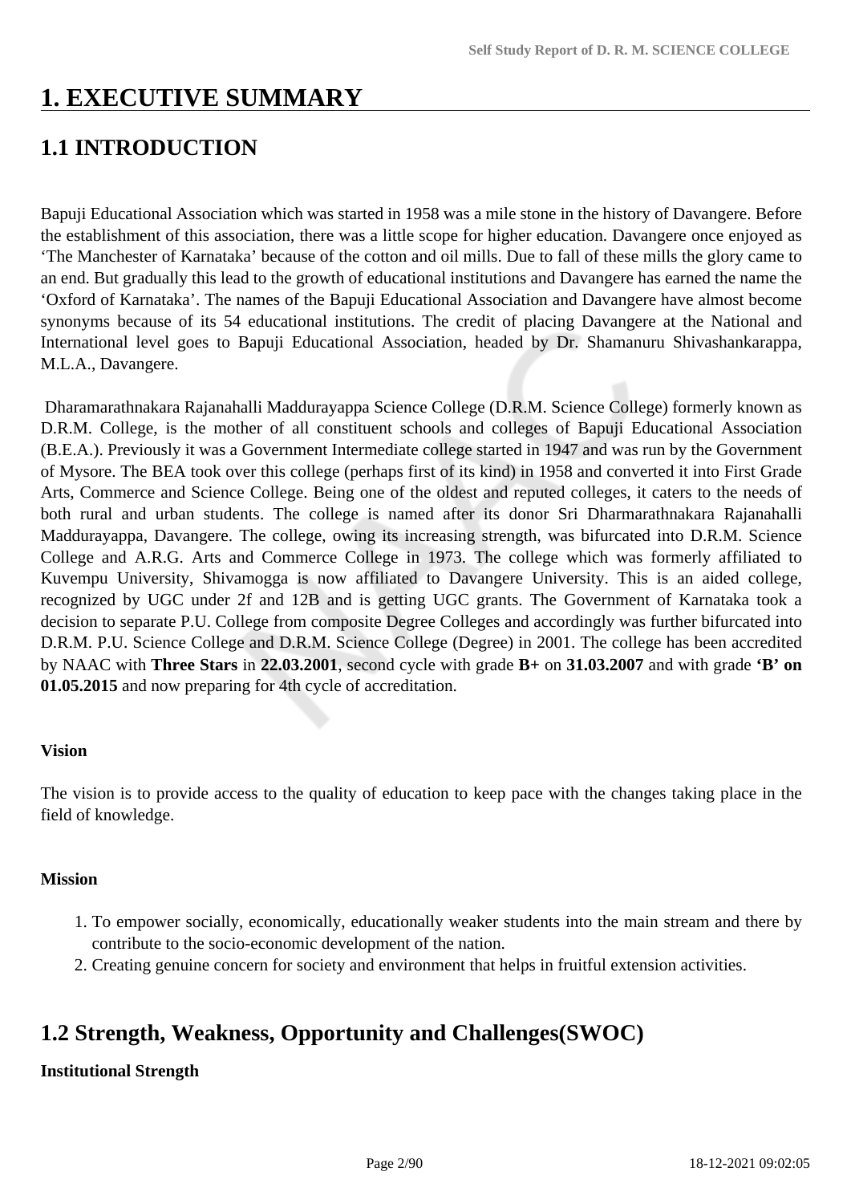# 1. EXECUTIVE SUMMARY

## 1.1 INTRODUCTION

Bapuji Educational Association which was started in 1958 was a mile stone in the history of Davangere. Before the establishment of this association, there was a little scope for higher education. Davangere once enjoyed as 'The Manchester of Karnataka' because of the cotton and oil mills. Due to fall of these mills the glory came to an end. But gradually this lead to the growth of educational institutions and Davangere has earned the name the 'Oxford of Karnataka'. The names of the Bapuji Educational Association and Davangere have almost become synonyms because of its 54 educational institutions. The credit of placing Davangere at the National and International level goes to Bapuji Educational Association, headed by Dr. Shamanuru Shivashankarappa, M.L.A., Davangere.

Dharamarathnakara Rajanahalli Maddurayappa Science College (D.R.M. Science College) formerly known as D.R.M. College, is the mother of all constituent schools and colleges of Bapuji Educational Association (B.E.A.). Previously it was a Government Intermediate college started in 1947 and was run by the Government of Mysore. The BEA took over this college (perhaps first of its kind) in 1958 and converted it into First Grade Arts, Commerce and Science College. Being one of the oldest and reputed colleges, it caters to the needs of both rural and urban students. The college is named after its donor Sri Dharmarathnakara Rajanahalli Maddurayappa, Davangere. The college, owing its increasing strength, was bifurcated into D.R.M. Science College and A.R.G. Arts and Commerce College in 1973. The college which was formerly affiliated to Kuvempu University, Shivamogga is now affiliated to Davangere University. This is an aided college, recognized by UGC under 2f and 12B and is getting UGC grants. The Government of Karnataka took a decision to separate P.U. College from composite Degree Colleges and accordingly was further bifurcated into D.R.M. P.U. Science College and D.R.M. Science College (Degree) in 2001. The college has been accredited by NAAC with **Three Stars** in **22.03.2001**, second cycle with grade **B+** on **31.03.2007** and with grade **'B' on 01.05.2015** and now preparing for 4th cycle of accreditation.

**Vision**

The vision is to provide access to the quality of education to keep pace with the changes taking place in the field of knowledge.

**Mission**

1. To empower socially, economically, educationally weaker students into the main stream and there by contribute to the socio-economic development of the nation.
2. Creating genuine concern for society and environment that helps in fruitful extension activities.

## 1.2 Strength, Weakness, Opportunity and Challenges(SWOC)

**Institutional Strength**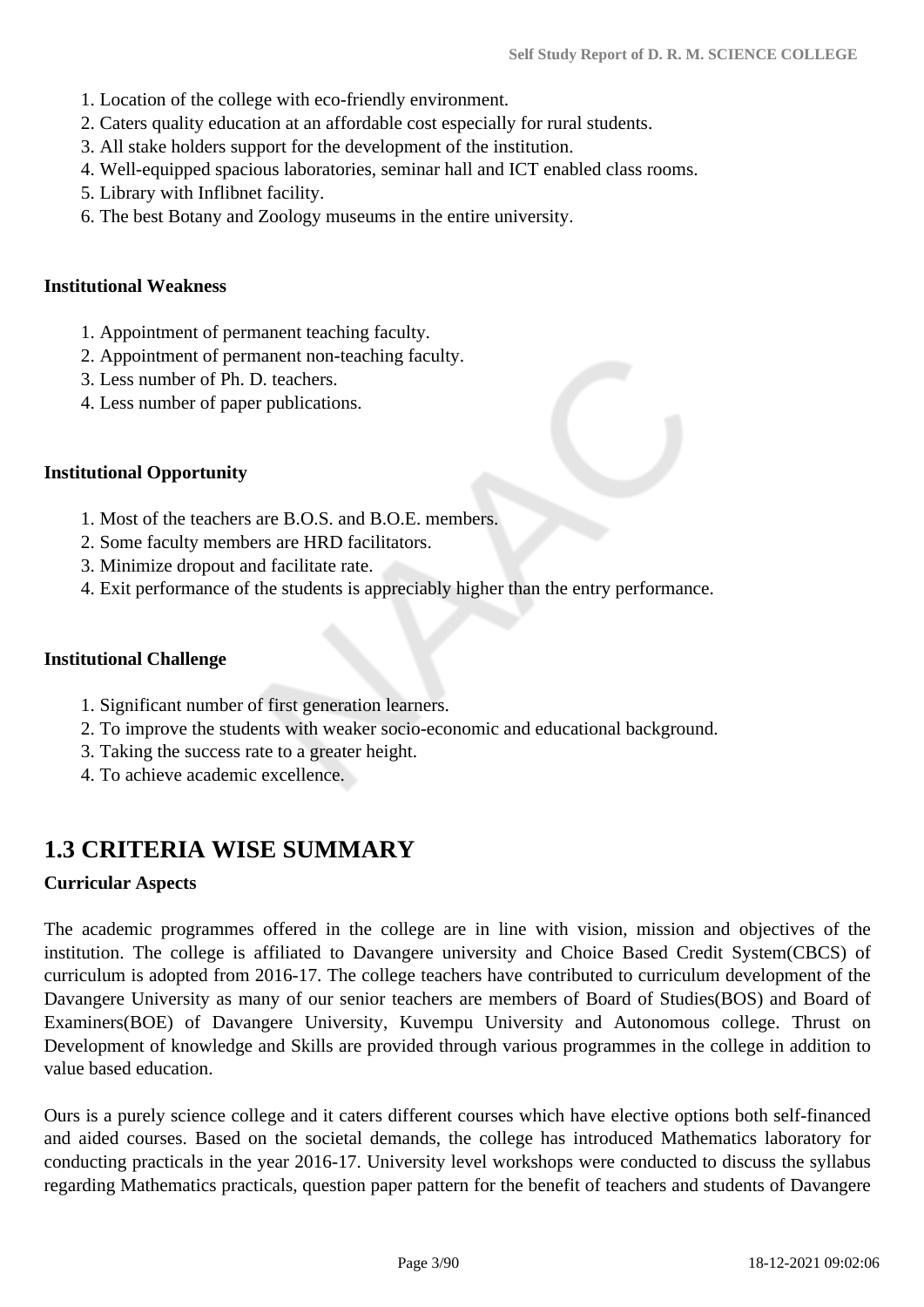1. Location of the college with eco-friendly environment.
2. Caters quality education at an affordable cost especially for rural students.
3. All stake holders support for the development of the institution.
4. Well-equipped spacious laboratories, seminar hall and ICT enabled class rooms.
5. Library with Inflibnet facility.
6. The best Botany and Zoology museums in the entire university.

**Institutional Weakness**

1. Appointment of permanent teaching faculty.
2. Appointment of permanent non-teaching faculty.
3. Less number of Ph. D. teachers.
4. Less number of paper publications.

**Institutional Opportunity**

1. Most of the teachers are B.O.S. and B.O.E. members.
2. Some faculty members are HRD facilitators.
3. Minimize dropout and facilitate rate.
4. Exit performance of the students is appreciably higher than the entry performance.

**Institutional Challenge**

1. Significant number of first generation learners.
2. To improve the students with weaker socio-economic and educational background.
3. Taking the success rate to a greater height.
4. To achieve academic excellence.

## 1.3 CRITERIA WISE SUMMARY

**Curricular Aspects**

The academic programmes offered in the college are in line with vision, mission and objectives of the institution. The college is affiliated to Davangere university and Choice Based Credit System(CBCS) of curriculum is adopted from 2016-17. The college teachers have contributed to curriculum development of the Davangere University as many of our senior teachers are members of Board of Studies(BOS) and Board of Examiners(BOE) of Davangere University, Kuvempu University and Autonomous college. Thrust on Development of knowledge and Skills are provided through various programmes in the college in addition to value based education.

Ours is a purely science college and it caters different courses which have elective options both self-financed and aided courses. Based on the societal demands, the college has introduced Mathematics laboratory for conducting practicals in the year 2016-17. University level workshops were conducted to discuss the syllabus regarding Mathematics practicals, question paper pattern for the benefit of teachers and students of Davangere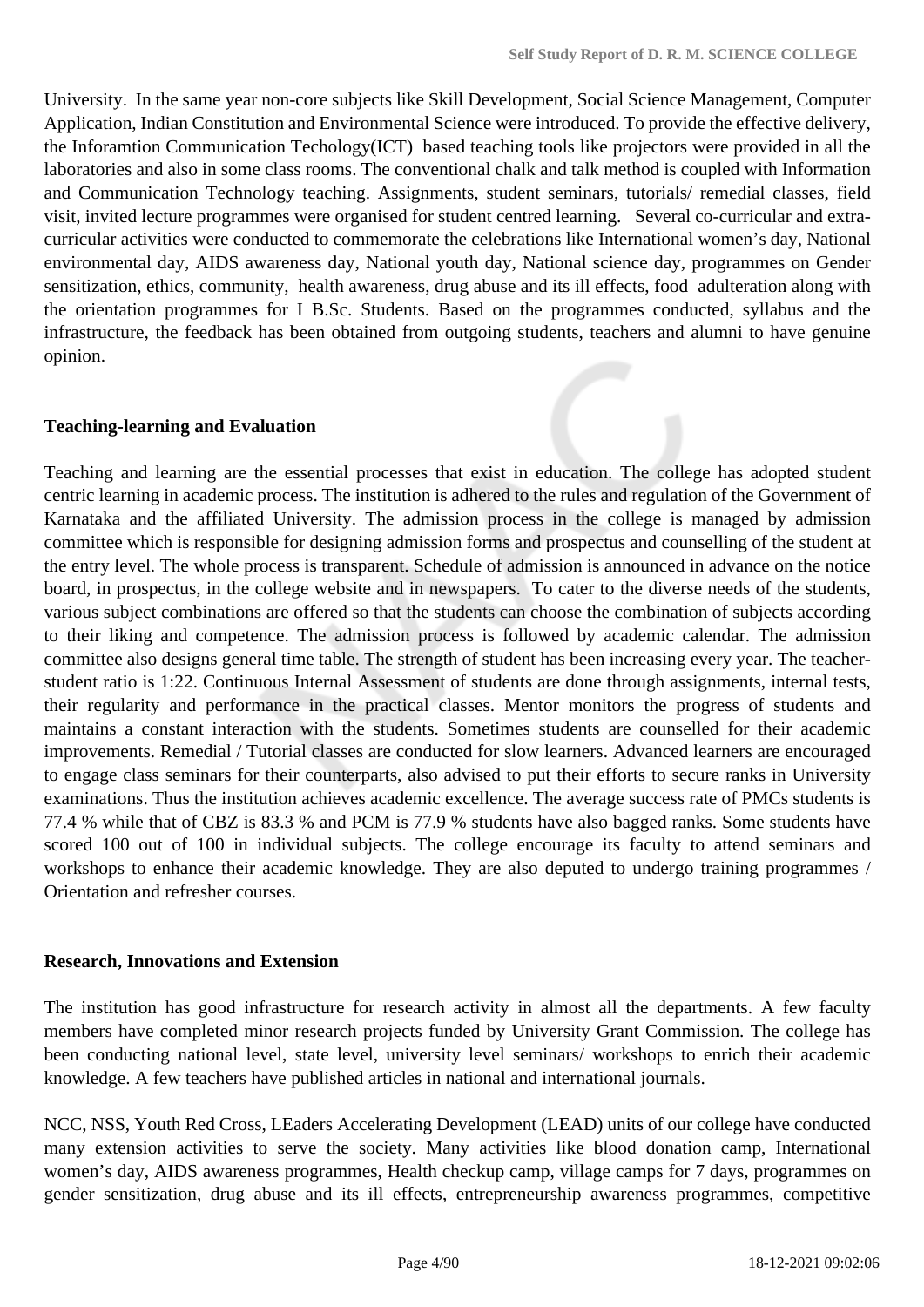University. In the same year non-core subjects like Skill Development, Social Science Management, Computer Application, Indian Constitution and Environmental Science were introduced. To provide the effective delivery, the Inforamtion Communication Techology(ICT) based teaching tools like projectors were provided in all the laboratories and also in some class rooms. The conventional chalk and talk method is coupled with Information and Communication Technology teaching. Assignments, student seminars, tutorials/ remedial classes, field visit, invited lecture programmes were organised for student centred learning. Several co-curricular and extra-curricular activities were conducted to commemorate the celebrations like International women's day, National environmental day, AIDS awareness day, National youth day, National science day, programmes on Gender sensitization, ethics, community, health awareness, drug abuse and its ill effects, food adulteration along with the orientation programmes for I B.Sc. Students. Based on the programmes conducted, syllabus and the infrastructure, the feedback has been obtained from outgoing students, teachers and alumni to have genuine opinion.

**Teaching-learning and Evaluation**

Teaching and learning are the essential processes that exist in education. The college has adopted student centric learning in academic process. The institution is adhered to the rules and regulation of the Government of Karnataka and the affiliated University. The admission process in the college is managed by admission committee which is responsible for designing admission forms and prospectus and counselling of the student at the entry level. The whole process is transparent. Schedule of admission is announced in advance on the notice board, in prospectus, in the college website and in newspapers. To cater to the diverse needs of the students, various subject combinations are offered so that the students can choose the combination of subjects according to their liking and competence. The admission process is followed by academic calendar. The admission committee also designs general time table. The strength of student has been increasing every year. The teacher-student ratio is 1:22. Continuous Internal Assessment of students are done through assignments, internal tests, their regularity and performance in the practical classes. Mentor monitors the progress of students and maintains a constant interaction with the students. Sometimes students are counselled for their academic improvements. Remedial / Tutorial classes are conducted for slow learners. Advanced learners are encouraged to engage class seminars for their counterparts, also advised to put their efforts to secure ranks in University examinations. Thus the institution achieves academic excellence. The average success rate of PMCs students is 77.4 % while that of CBZ is 83.3 % and PCM is 77.9 % students have also bagged ranks. Some students have scored 100 out of 100 in individual subjects. The college encourage its faculty to attend seminars and workshops to enhance their academic knowledge. They are also deputed to undergo training programmes / Orientation and refresher courses.

**Research, Innovations and Extension**

The institution has good infrastructure for research activity in almost all the departments. A few faculty members have completed minor research projects funded by University Grant Commission. The college has been conducting national level, state level, university level seminars/ workshops to enrich their academic knowledge. A few teachers have published articles in national and international journals.

NCC, NSS, Youth Red Cross, LEaders Accelerating Development (LEAD) units of our college have conducted many extension activities to serve the society. Many activities like blood donation camp, International women's day, AIDS awareness programmes, Health checkup camp, village camps for 7 days, programmes on gender sensitization, drug abuse and its ill effects, entrepreneurship awareness programmes, competitive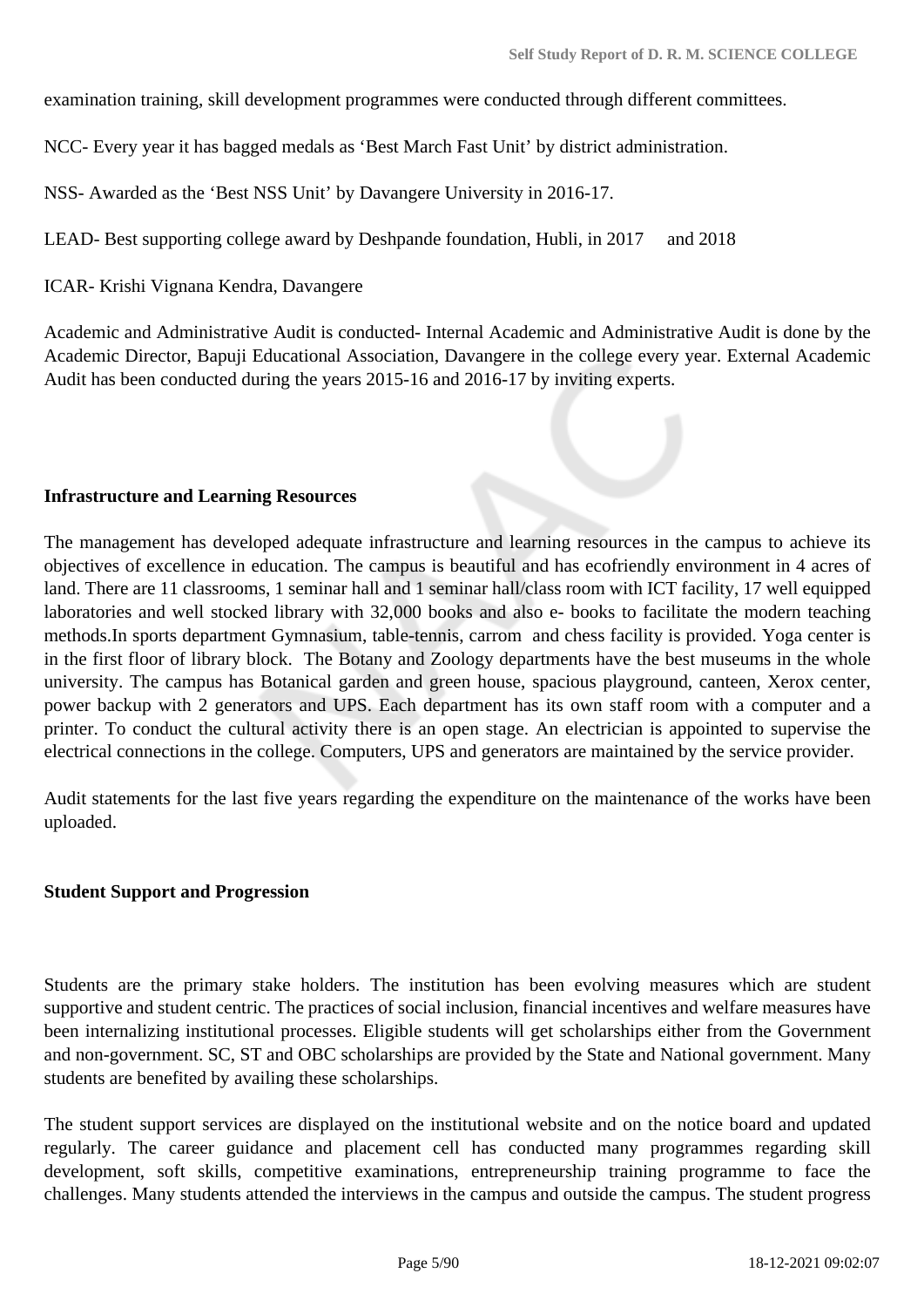examination training, skill development programmes were conducted through different committees.

NCC- Every year it has bagged medals as 'Best March Fast Unit' by district administration.

NSS- Awarded as the 'Best NSS Unit' by Davangere University in 2016-17.

LEAD- Best supporting college award by Deshpande foundation, Hubli, in 2017 and 2018

ICAR- Krishi Vignana Kendra, Davangere

Academic and Administrative Audit is conducted- Internal Academic and Administrative Audit is done by the Academic Director, Bapuji Educational Association, Davangere in the college every year. External Academic Audit has been conducted during the years 2015-16 and 2016-17 by inviting experts.

**Infrastructure and Learning Resources**

The management has developed adequate infrastructure and learning resources in the campus to achieve its objectives of excellence in education. The campus is beautiful and has ecofriendly environment in 4 acres of land. There are 11 classrooms, 1 seminar hall and 1 seminar hall/class room with ICT facility, 17 well equipped laboratories and well stocked library with 32,000 books and also e- books to facilitate the modern teaching methods.In sports department Gymnasium, table-tennis, carrom and chess facility is provided. Yoga center is in the first floor of library block. The Botany and Zoology departments have the best museums in the whole university. The campus has Botanical garden and green house, spacious playground, canteen, Xerox center, power backup with 2 generators and UPS. Each department has its own staff room with a computer and a printer. To conduct the cultural activity there is an open stage. An electrician is appointed to supervise the electrical connections in the college. Computers, UPS and generators are maintained by the service provider.

Audit statements for the last five years regarding the expenditure on the maintenance of the works have been uploaded.

**Student Support and Progression**

Students are the primary stake holders. The institution has been evolving measures which are student supportive and student centric. The practices of social inclusion, financial incentives and welfare measures have been internalizing institutional processes. Eligible students will get scholarships either from the Government and non-government. SC, ST and OBC scholarships are provided by the State and National government. Many students are benefited by availing these scholarships.

The student support services are displayed on the institutional website and on the notice board and updated regularly. The career guidance and placement cell has conducted many programmes regarding skill development, soft skills, competitive examinations, entrepreneurship training programme to face the challenges. Many students attended the interviews in the campus and outside the campus. The student progress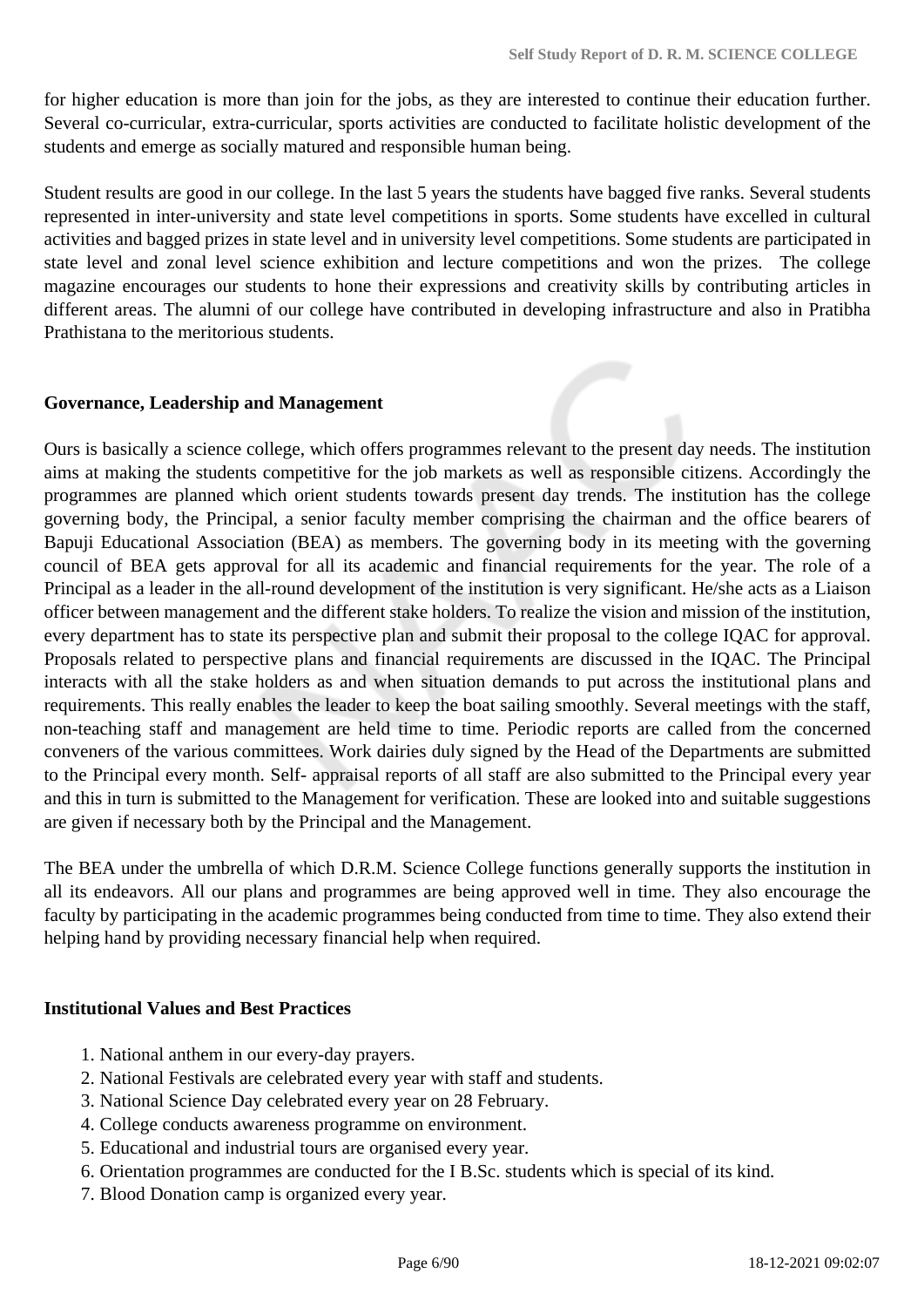for higher education is more than join for the jobs, as they are interested to continue their education further. Several co-curricular, extra-curricular, sports activities are conducted to facilitate holistic development of the students and emerge as socially matured and responsible human being.

Student results are good in our college. In the last 5 years the students have bagged five ranks. Several students represented in inter-university and state level competitions in sports. Some students have excelled in cultural activities and bagged prizes in state level and in university level competitions. Some students are participated in state level and zonal level science exhibition and lecture competitions and won the prizes. The college magazine encourages our students to hone their expressions and creativity skills by contributing articles in different areas. The alumni of our college have contributed in developing infrastructure and also in Pratibha Prathistana to the meritorious students.

**Governance, Leadership and Management**

Ours is basically a science college, which offers programmes relevant to the present day needs. The institution aims at making the students competitive for the job markets as well as responsible citizens. Accordingly the programmes are planned which orient students towards present day trends. The institution has the college governing body, the Principal, a senior faculty member comprising the chairman and the office bearers of Bapuji Educational Association (BEA) as members. The governing body in its meeting with the governing council of BEA gets approval for all its academic and financial requirements for the year. The role of a Principal as a leader in the all-round development of the institution is very significant. He/she acts as a Liaison officer between management and the different stake holders. To realize the vision and mission of the institution, every department has to state its perspective plan and submit their proposal to the college IQAC for approval. Proposals related to perspective plans and financial requirements are discussed in the IQAC. The Principal interacts with all the stake holders as and when situation demands to put across the institutional plans and requirements. This really enables the leader to keep the boat sailing smoothly. Several meetings with the staff, non-teaching staff and management are held time to time. Periodic reports are called from the concerned conveners of the various committees. Work dairies duly signed by the Head of the Departments are submitted to the Principal every month. Self- appraisal reports of all staff are also submitted to the Principal every year and this in turn is submitted to the Management for verification. These are looked into and suitable suggestions are given if necessary both by the Principal and the Management.

The BEA under the umbrella of which D.R.M. Science College functions generally supports the institution in all its endeavors. All our plans and programmes are being approved well in time. They also encourage the faculty by participating in the academic programmes being conducted from time to time. They also extend their helping hand by providing necessary financial help when required.

**Institutional Values and Best Practices**

1. National anthem in our every-day prayers.
2. National Festivals are celebrated every year with staff and students.
3. National Science Day celebrated every year on 28 February.
4. College conducts awareness programme on environment.
5. Educational and industrial tours are organised every year.
6. Orientation programmes are conducted for the I B.Sc. students which is special of its kind.
7. Blood Donation camp is organized every year.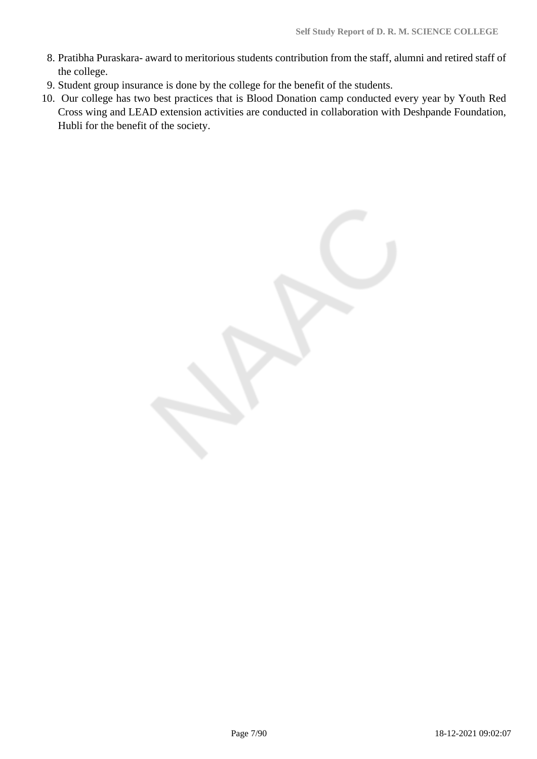8. Pratibha Puraskara- award to meritorious students contribution from the staff, alumni and retired staff of the college.
9. Student group insurance is done by the college for the benefit of the students.
10. Our college has two best practices that is Blood Donation camp conducted every year by Youth Red Cross wing and LEAD extension activities are conducted in collaboration with Deshpande Foundation, Hubli for the benefit of the society.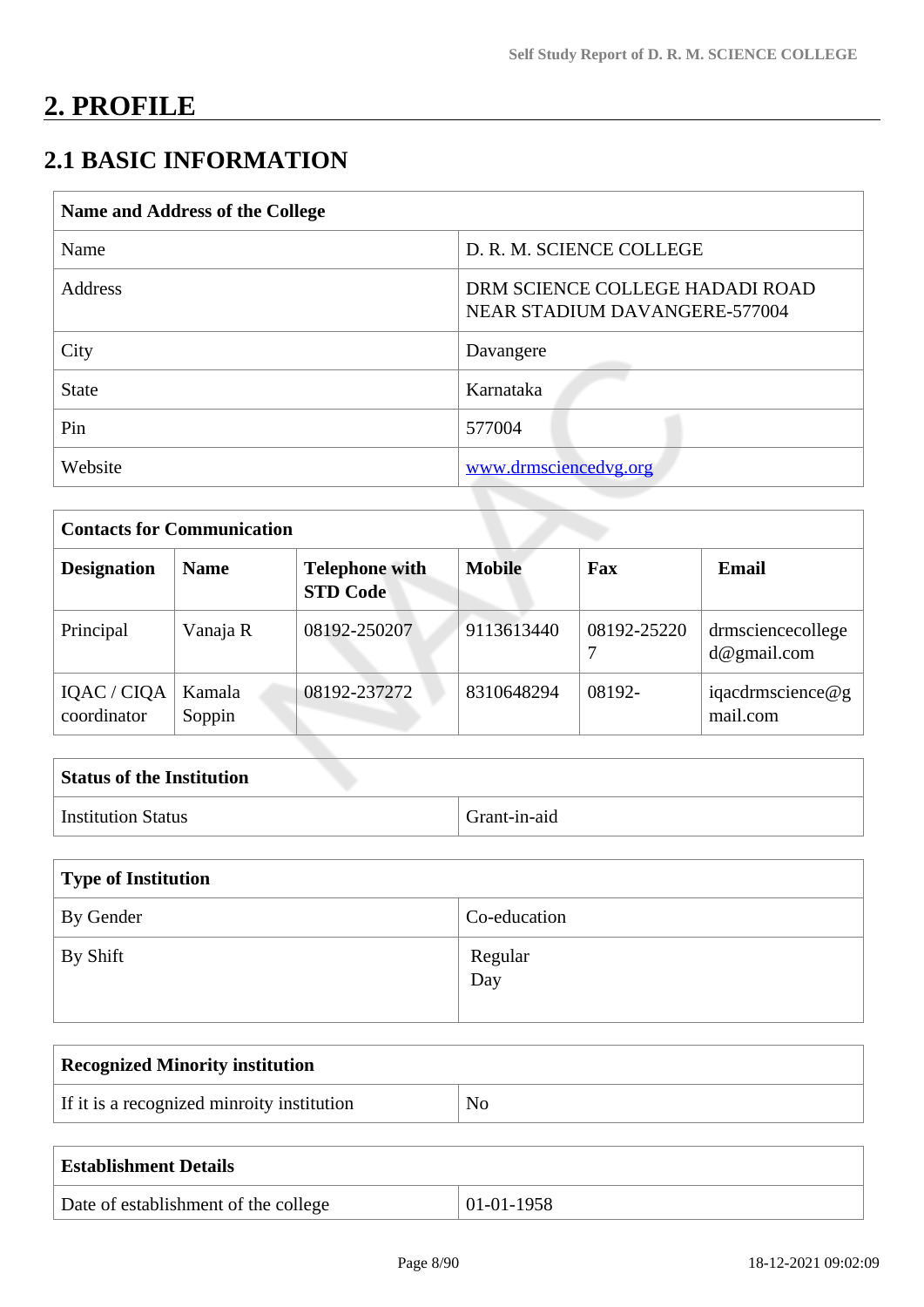# 2. PROFILE

## 2.1 BASIC INFORMATION

| Name and Address of the College | |
|---|---|
| Name | D. R. M. SCIENCE COLLEGE |
| Address | DRM SCIENCE COLLEGE HADADI ROAD NEAR STADIUM DAVANGERE-577004 |
| City | Davangere |
| State | Karnataka |
| Pin | 577004 |
| Website | www.drmsciencedvg.org |

| Contacts for Communication | | | | | |
|---|---|---|---|---|---|
| **Designation** | **Name** | **Telephone with STD Code** | **Mobile** | **Fax** | **Email** |
| Principal | Vanaja R | 08192-250207 | 9113613440 | 08192-252207 | drmsciencecollege d@gmail.com |
| IQAC / CIQA coordinator | Kamala Soppin | 08192-237272 | 8310648294 | 08192- | iqacdrmscience@g mail.com |

| Status of the Institution | |
|---|---|
| Institution Status | Grant-in-aid |

| Type of Institution | |
|---|---|
| By Gender | Co-education |
| By Shift | Regular<br>Day |

| Recognized Minority institution | |
|---|---|
| If it is a recognized minroity institution | No |

| Establishment Details | |
|---|---|
| Date of establishment of the college | 01-01-1958 |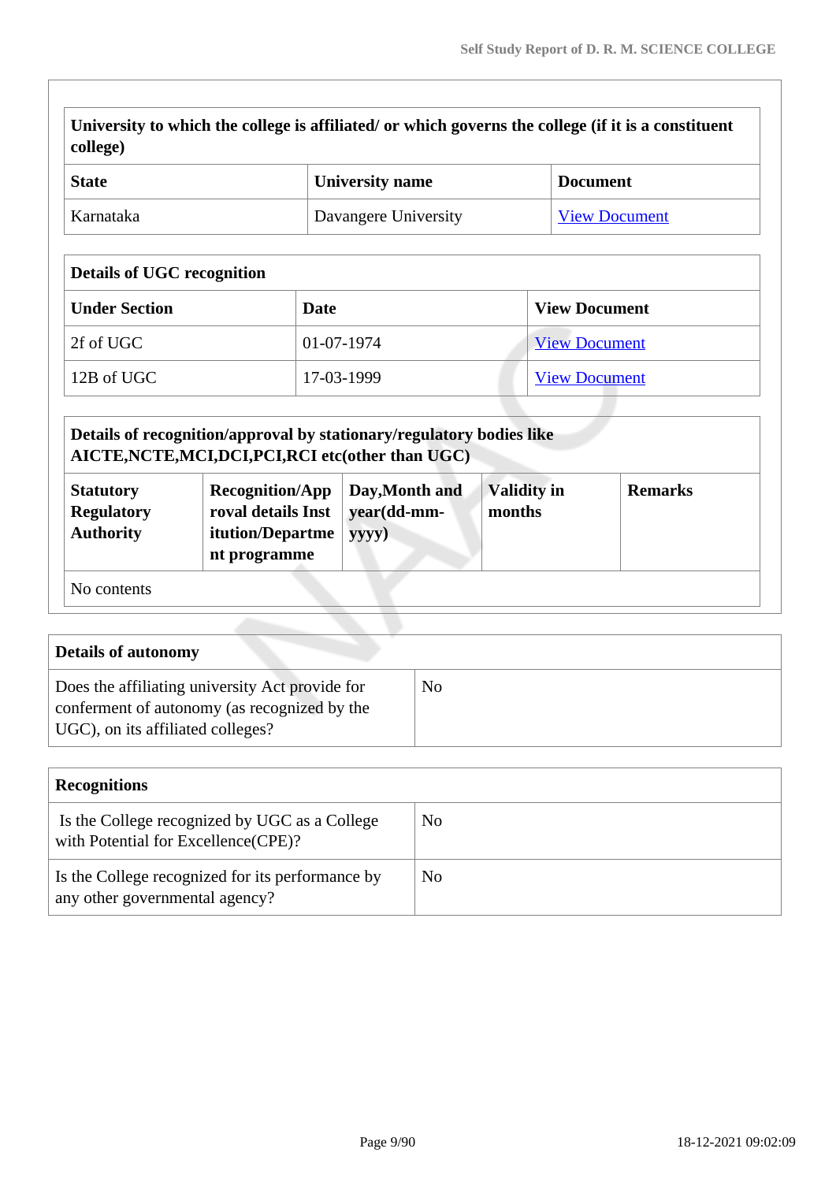| University to which the college is affiliated/ or which governs the college (if it is a constituent college) | | |
|---|---|---|
| **State** | **University name** | **Document** |
| Karnataka | Davangere University | View Document |

| Details of UGC recognition | | |
|---|---|---|
| **Under Section** | **Date** | **View Document** |
| 2f of UGC | 01-07-1974 | View Document |
| 12B of UGC | 17-03-1999 | View Document |

| Details of recognition/approval by stationary/regulatory bodies like AICTE,NCTE,MCI,DCI,PCI,RCI etc(other than UGC) | | | | |
|---|---|---|---|---|
| **Statutory Regulatory Authority** | **Recognition/Approval details Institution/Department programme** | **Day,Month and year(dd-mm-yyyy)** | **Validity in months** | **Remarks** |
| No contents | | | | |

| Details of autonomy | |
|---|---|
| Does the affiliating university Act provide for conferment of autonomy (as recognized by the UGC), on its affiliated colleges? | No |

| Recognitions | |
|---|---|
| Is the College recognized by UGC as a College with Potential for Excellence(CPE)? | No |
| Is the College recognized for its performance by any other governmental agency? | No |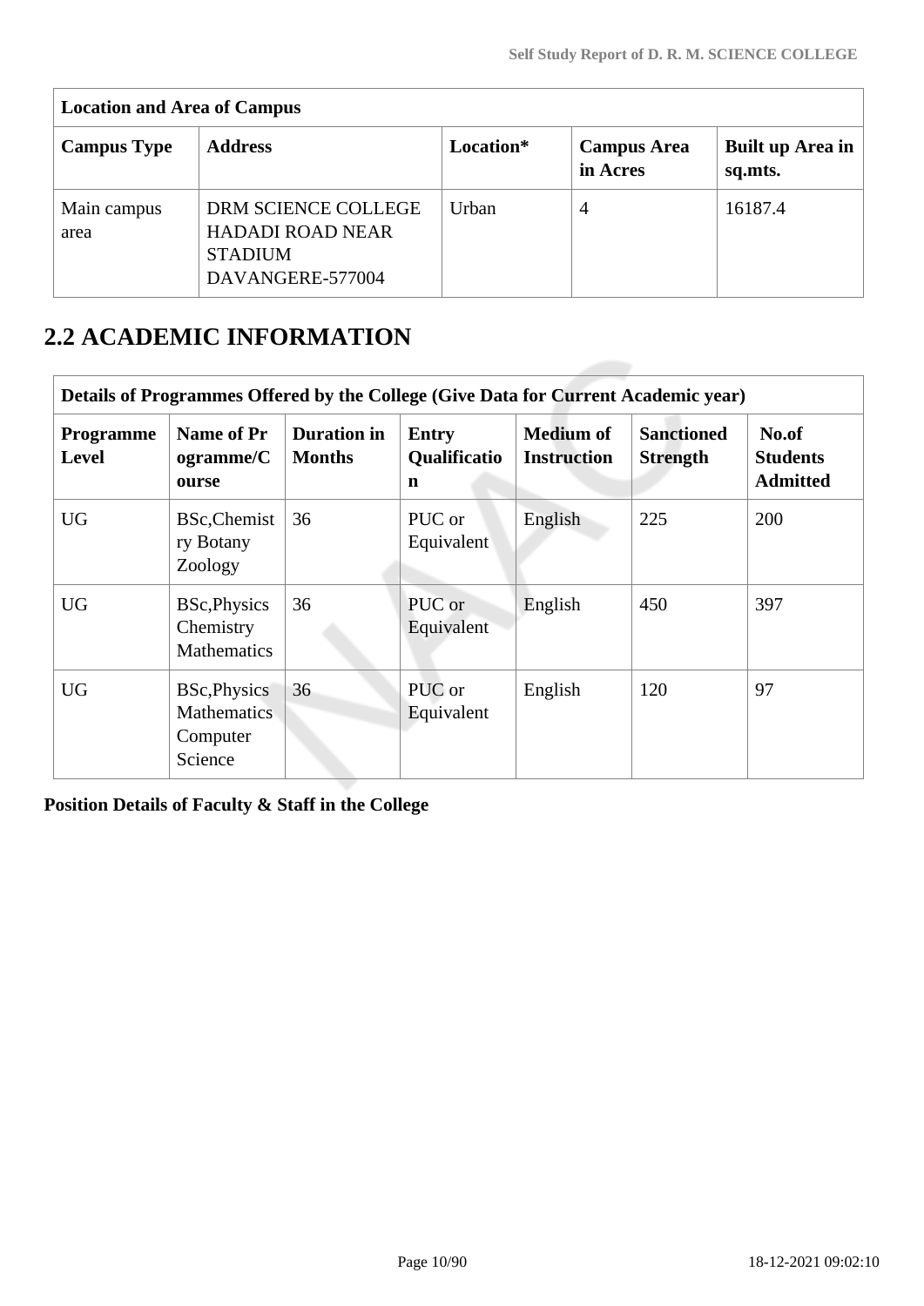| Location and Area of Campus | | | | |
|---|---|---|---|---|
| **Campus Type** | **Address** | **Location*** | **Campus Area in Acres** | **Built up Area in sq.mts.** |
| Main campus area | DRM SCIENCE COLLEGE HADADI ROAD NEAR STADIUM DAVANGERE-577004 | Urban | 4 | 16187.4 |

## 2.2 ACADEMIC INFORMATION

| Details of Programmes Offered by the College (Give Data for Current Academic year) | | | | | | |
|---|---|---|---|---|---|---|
| **Programme Level** | **Name of Programme/Course** | **Duration in Months** | **Entry Qualification** | **Medium of Instruction** | **Sanctioned Strength** | **No.of Students Admitted** |
| UG | BSc,Chemistry Botany Zoology | 36 | PUC or Equivalent | English | 225 | 200 |
| UG | BSc,Physics Chemistry Mathematics | 36 | PUC or Equivalent | English | 450 | 397 |
| UG | BSc,Physics Mathematics Computer Science | 36 | PUC or Equivalent | English | 120 | 97 |

**Position Details of Faculty & Staff in the College**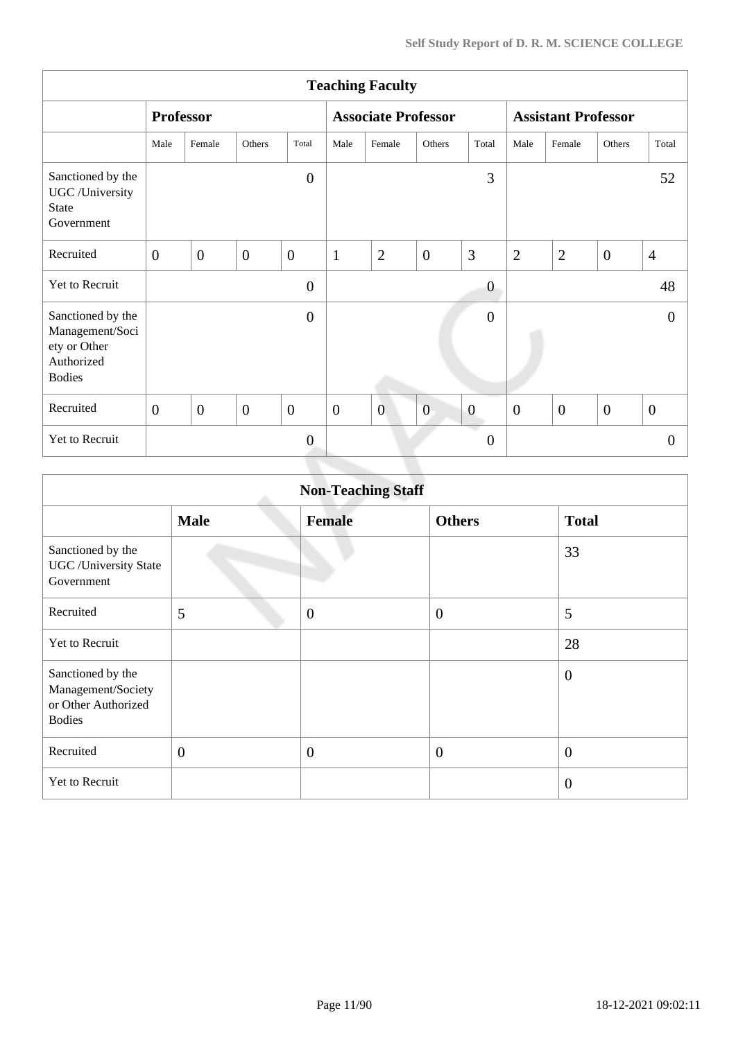| Teaching Faculty | | | | | | | | | | | | |
|---|---|---|---|---|---|---|---|---|---|---|---|---|
| | **Professor** | | | | **Associate Professor** | | | | **Assistant Professor** | | | |
| | Male | Female | Others | Total | Male | Female | Others | Total | Male | Female | Others | Total |
| Sanctioned by the UGC /University State Government | | | | 0 | | | | 3 | | | | 52 |
| Recruited | 0 | 0 | 0 | 0 | 1 | 2 | 0 | 3 | 2 | 2 | 0 | 4 |
| Yet to Recruit | | | | 0 | | | | 0 | | | | 48 |
| Sanctioned by the Management/Society or Other Authorized Bodies | | | | 0 | | | | 0 | | | | 0 |
| Recruited | 0 | 0 | 0 | 0 | 0 | 0 | 0 | 0 | 0 | 0 | 0 | 0 |
| Yet to Recruit | | | | 0 | | | | 0 | | | | 0 |

| Non-Teaching Staff | | | | |
|---|---|---|---|---|
| | **Male** | **Female** | **Others** | **Total** |
| Sanctioned by the UGC /University State Government | | | | 33 |
| Recruited | 5 | 0 | 0 | 5 |
| Yet to Recruit | | | | 28 |
| Sanctioned by the Management/Society or Other Authorized Bodies | | | | 0 |
| Recruited | 0 | 0 | 0 | 0 |
| Yet to Recruit | | | | 0 |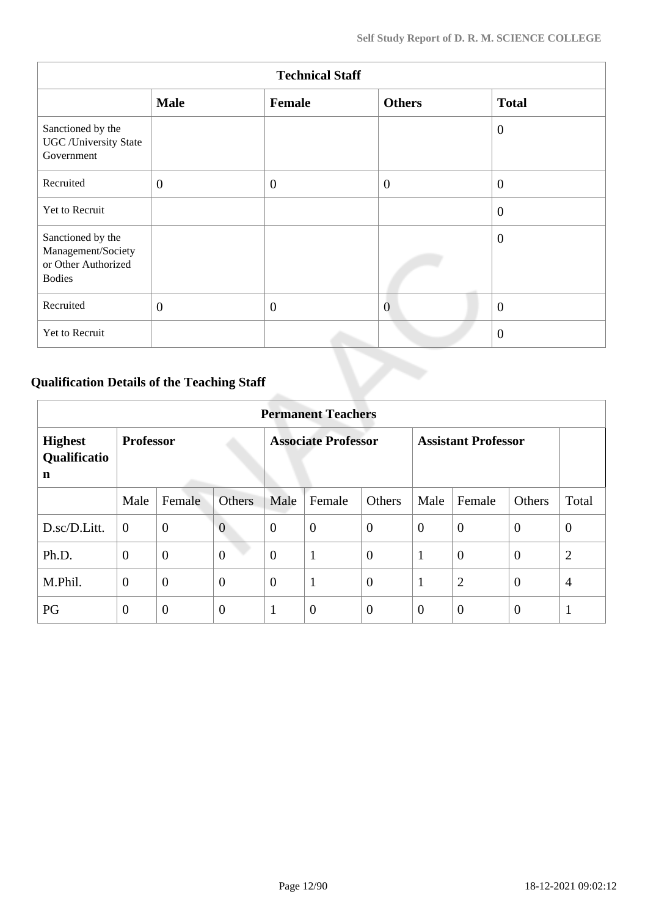| Technical Staff | | | | |
|---|---|---|---|---|
| | **Male** | **Female** | **Others** | **Total** |
| Sanctioned by the UGC /University State Government | | | | 0 |
| Recruited | 0 | 0 | 0 | 0 |
| Yet to Recruit | | | | 0 |
| Sanctioned by the Management/Society or Other Authorized Bodies | | | | 0 |
| Recruited | 0 | 0 | 0 | 0 |
| Yet to Recruit | | | | 0 |

## Qualification Details of the Teaching Staff

| Permanent Teachers | | | | | | | | | | |
|---|---|---|---|---|---|---|---|---|---|---|
| **Highest Qualification** | **Professor** | | | **Associate Professor** | | | **Assistant Professor** | | | |
| | Male | Female | Others | Male | Female | Others | Male | Female | Others | Total |
| D.sc/D.Litt. | 0 | 0 | 0 | 0 | 0 | 0 | 0 | 0 | 0 | 0 |
| Ph.D. | 0 | 0 | 0 | 0 | 1 | 0 | 1 | 0 | 0 | 2 |
| M.Phil. | 0 | 0 | 0 | 0 | 1 | 0 | 1 | 2 | 0 | 4 |
| PG | 0 | 0 | 0 | 1 | 0 | 0 | 0 | 0 | 0 | 1 |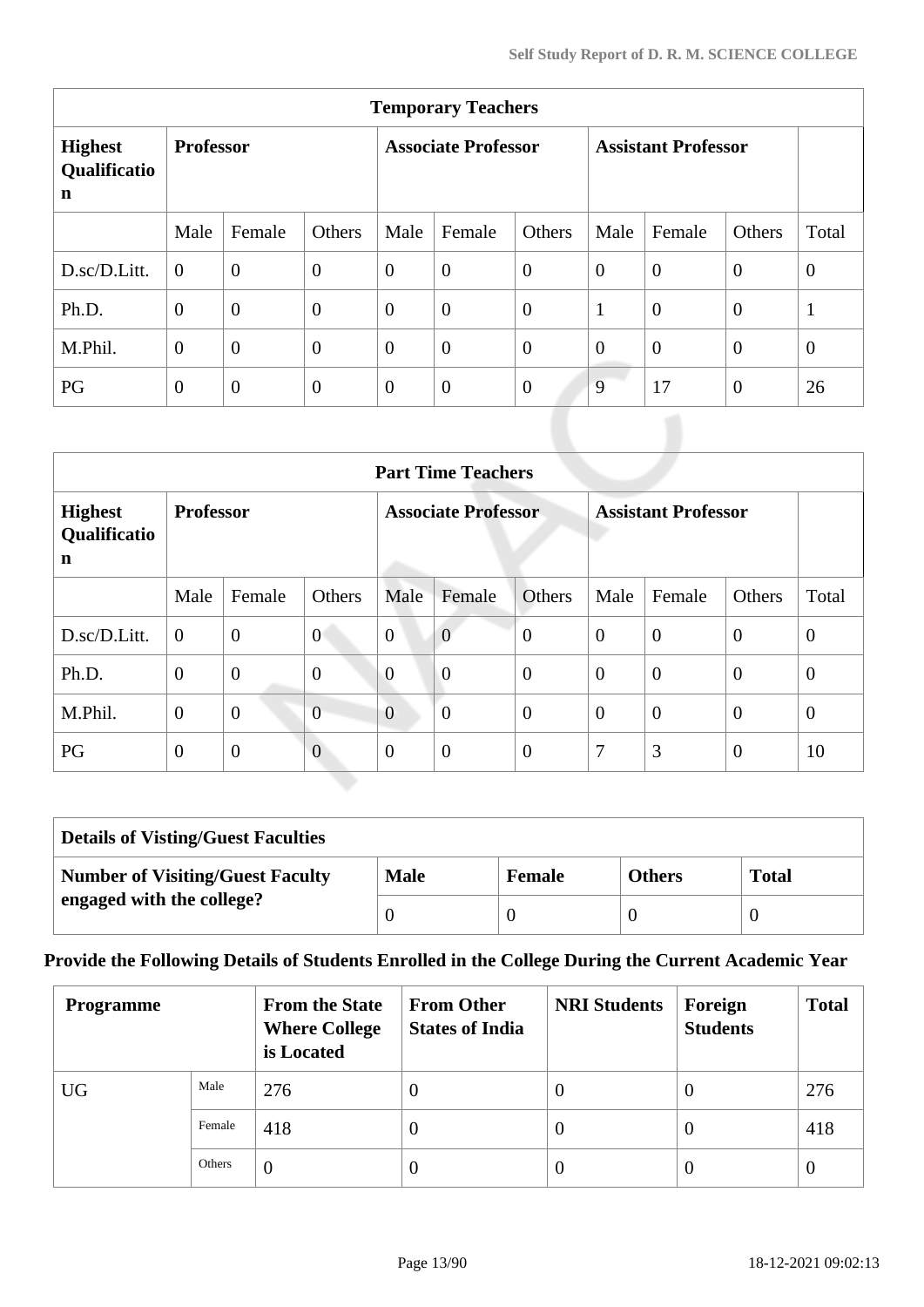| Temporary Teachers | | | | | | | | | | |
|---|---|---|---|---|---|---|---|---|---|---|
| **Highest Qualification** | **Professor** | | | **Associate Professor** | | | **Assistant Professor** | | | |
| | Male | Female | Others | Male | Female | Others | Male | Female | Others | Total |
| D.sc/D.Litt. | 0 | 0 | 0 | 0 | 0 | 0 | 0 | 0 | 0 | 0 |
| Ph.D. | 0 | 0 | 0 | 0 | 0 | 0 | 1 | 0 | 0 | 1 |
| M.Phil. | 0 | 0 | 0 | 0 | 0 | 0 | 0 | 0 | 0 | 0 |
| PG | 0 | 0 | 0 | 0 | 0 | 0 | 9 | 17 | 0 | 26 |

| Part Time Teachers | | | | | | | | | | |
|---|---|---|---|---|---|---|---|---|---|---|
| **Highest Qualification** | **Professor** | | | **Associate Professor** | | | **Assistant Professor** | | | |
| | Male | Female | Others | Male | Female | Others | Male | Female | Others | Total |
| D.sc/D.Litt. | 0 | 0 | 0 | 0 | 0 | 0 | 0 | 0 | 0 | 0 |
| Ph.D. | 0 | 0 | 0 | 0 | 0 | 0 | 0 | 0 | 0 | 0 |
| M.Phil. | 0 | 0 | 0 | 0 | 0 | 0 | 0 | 0 | 0 | 0 |
| PG | 0 | 0 | 0 | 0 | 0 | 0 | 7 | 3 | 0 | 10 |

| Details of Visting/Guest Faculties | | | | |
|---|---|---|---|---|
| **Number of Visiting/Guest Faculty engaged with the college?** | **Male** | **Female** | **Others** | **Total** |
| | 0 | 0 | 0 | 0 |

**Provide the Following Details of Students Enrolled in the College During the Current Academic Year**

| Programme | | From the State Where College is Located | From Other States of India | NRI Students | Foreign Students | Total |
|---|---|---|---|---|---|---|
| UG | Male | 276 | 0 | 0 | 0 | 276 |
| | Female | 418 | 0 | 0 | 0 | 418 |
| | Others | 0 | 0 | 0 | 0 | 0 |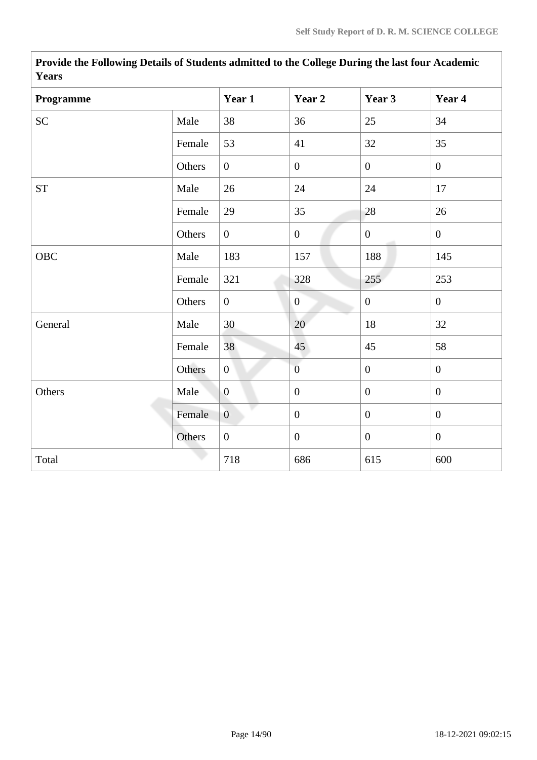| Provide the Following Details of Students admitted to the College During the last four Academic Years | | | | | |
|---|---|---|---|---|---|
| **Programme** | | **Year 1** | **Year 2** | **Year 3** | **Year 4** |
| SC | Male | 38 | 36 | 25 | 34 |
| | Female | 53 | 41 | 32 | 35 |
| | Others | 0 | 0 | 0 | 0 |
| ST | Male | 26 | 24 | 24 | 17 |
| | Female | 29 | 35 | 28 | 26 |
| | Others | 0 | 0 | 0 | 0 |
| OBC | Male | 183 | 157 | 188 | 145 |
| | Female | 321 | 328 | 255 | 253 |
| | Others | 0 | 0 | 0 | 0 |
| General | Male | 30 | 20 | 18 | 32 |
| | Female | 38 | 45 | 45 | 58 |
| | Others | 0 | 0 | 0 | 0 |
| Others | Male | 0 | 0 | 0 | 0 |
| | Female | 0 | 0 | 0 | 0 |
| | Others | 0 | 0 | 0 | 0 |
| Total | | 718 | 686 | 615 | 600 |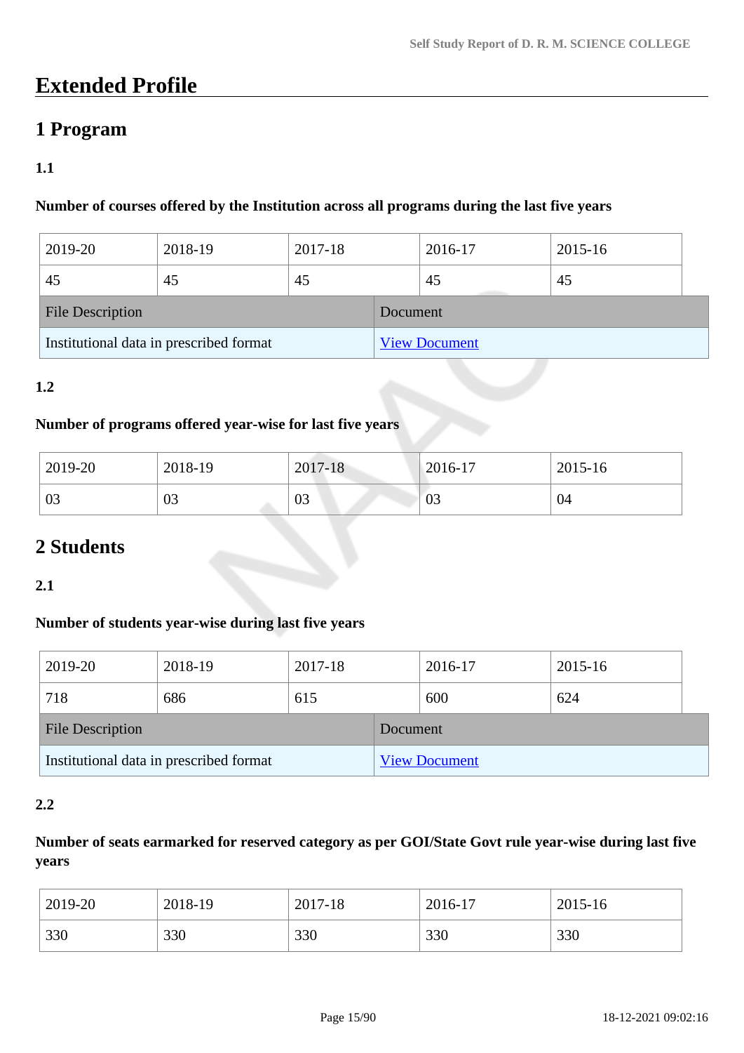# Extended Profile

## 1 Program

### 1.1

**Number of courses offered by the Institution across all programs during the last five years**

| 2019-20 | 2018-19 | 2017-18 | 2016-17 | 2015-16 |
|---|---|---|---|---|
| 45 | 45 | 45 | 45 | 45 |

| File Description | Document |
|---|---|
| Institutional data in prescribed format | View Document |

### 1.2

**Number of programs offered year-wise for last five years**

| 2019-20 | 2018-19 | 2017-18 | 2016-17 | 2015-16 |
|---|---|---|---|---|
| 03 | 03 | 03 | 03 | 04 |

## 2 Students

### 2.1

**Number of students year-wise during last five years**

| 2019-20 | 2018-19 | 2017-18 | 2016-17 | 2015-16 |
|---|---|---|---|---|
| 718 | 686 | 615 | 600 | 624 |

| File Description | Document |
|---|---|
| Institutional data in prescribed format | View Document |

### 2.2

**Number of seats earmarked for reserved category as per GOI/State Govt rule year-wise during last five years**

| 2019-20 | 2018-19 | 2017-18 | 2016-17 | 2015-16 |
|---|---|---|---|---|
| 330 | 330 | 330 | 330 | 330 |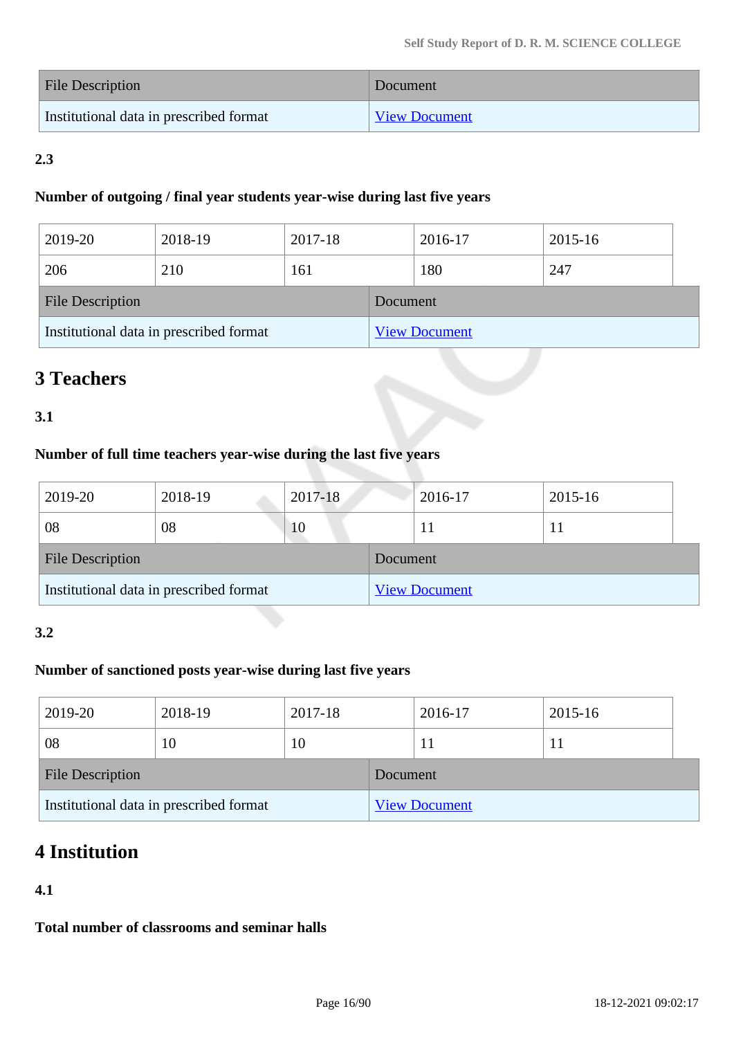| File Description | Document |
|---|---|
| Institutional data in prescribed format | View Document |

**2.3**

**Number of outgoing / final year students year-wise during last five years**

| 2019-20 | 2018-19 | 2017-18 | 2016-17 | 2015-16 |
|---|---|---|---|---|
| 206 | 210 | 161 | 180 | 247 |

| File Description | Document |
|---|---|
| Institutional data in prescribed format | View Document |

## 3 Teachers

**3.1**

**Number of full time teachers year-wise during the last five years**

| 2019-20 | 2018-19 | 2017-18 | 2016-17 | 2015-16 |
|---|---|---|---|---|
| 08 | 08 | 10 | 11 | 11 |

| File Description | Document |
|---|---|
| Institutional data in prescribed format | View Document |

**3.2**

**Number of sanctioned posts year-wise during last five years**

| 2019-20 | 2018-19 | 2017-18 | 2016-17 | 2015-16 |
|---|---|---|---|---|
| 08 | 10 | 10 | 11 | 11 |

| File Description | Document |
|---|---|
| Institutional data in prescribed format | View Document |

## 4 Institution

**4.1**

**Total number of classrooms and seminar halls**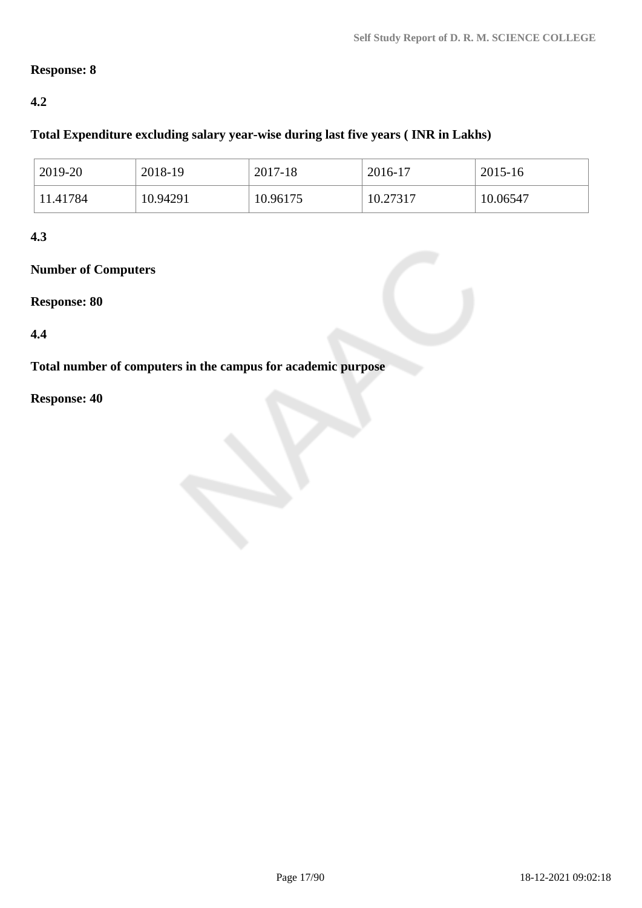**Response: 8**

**4.2**

**Total Expenditure excluding salary year-wise during last five years ( INR in Lakhs)**

| 2019-20 | 2018-19 | 2017-18 | 2016-17 | 2015-16 |
|---|---|---|---|---|
| 11.41784 | 10.94291 | 10.96175 | 10.27317 | 10.06547 |

**4.3**

**Number of Computers**

**Response: 80**

**4.4**

**Total number of computers in the campus for academic purpose**

**Response: 40**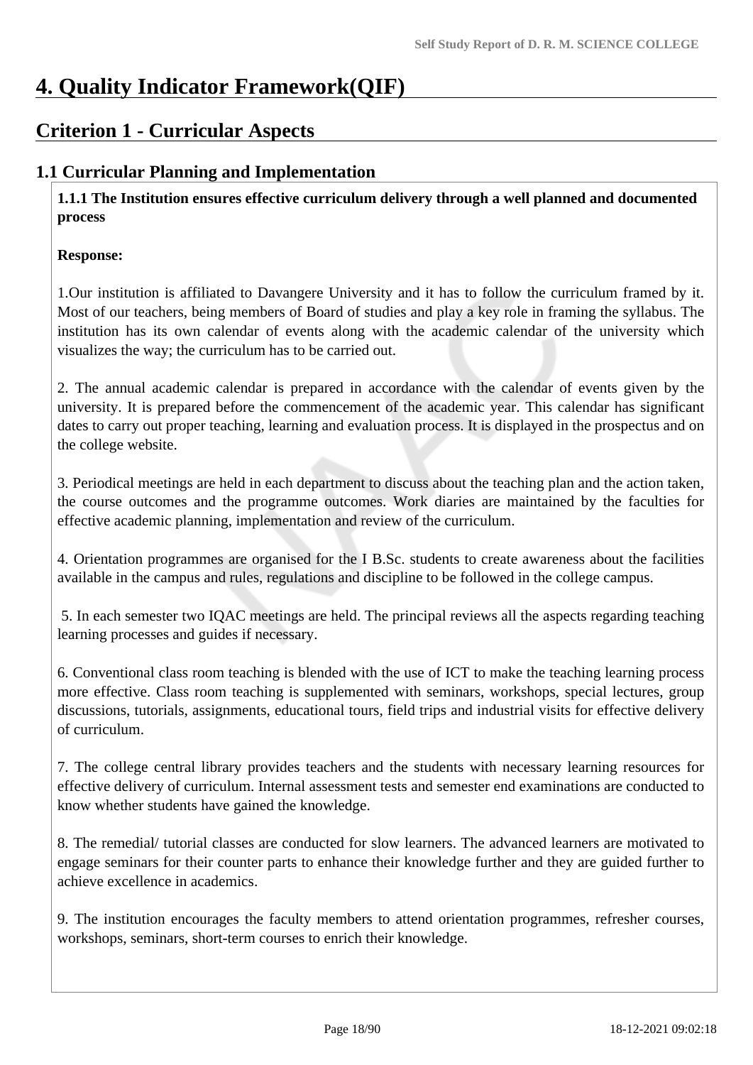# 4. Quality Indicator Framework(QIF)

## Criterion 1 - Curricular Aspects

### 1.1 Curricular Planning and Implementation

**1.1.1 The Institution ensures effective curriculum delivery through a well planned and documented process**

**Response:**

1.Our institution is affiliated to Davangere University and it has to follow the curriculum framed by it. Most of our teachers, being members of Board of studies and play a key role in framing the syllabus. The institution has its own calendar of events along with the academic calendar of the university which visualizes the way; the curriculum has to be carried out.

2. The annual academic calendar is prepared in accordance with the calendar of events given by the university. It is prepared before the commencement of the academic year. This calendar has significant dates to carry out proper teaching, learning and evaluation process. It is displayed in the prospectus and on the college website.

3. Periodical meetings are held in each department to discuss about the teaching plan and the action taken, the course outcomes and the programme outcomes. Work diaries are maintained by the faculties for effective academic planning, implementation and review of the curriculum.

4. Orientation programmes are organised for the I B.Sc. students to create awareness about the facilities available in the campus and rules, regulations and discipline to be followed in the college campus.

5. In each semester two IQAC meetings are held. The principal reviews all the aspects regarding teaching learning processes and guides if necessary.

6. Conventional class room teaching is blended with the use of ICT to make the teaching learning process more effective. Class room teaching is supplemented with seminars, workshops, special lectures, group discussions, tutorials, assignments, educational tours, field trips and industrial visits for effective delivery of curriculum.

7. The college central library provides teachers and the students with necessary learning resources for effective delivery of curriculum. Internal assessment tests and semester end examinations are conducted to know whether students have gained the knowledge.

8. The remedial/ tutorial classes are conducted for slow learners. The advanced learners are motivated to engage seminars for their counter parts to enhance their knowledge further and they are guided further to achieve excellence in academics.

9. The institution encourages the faculty members to attend orientation programmes, refresher courses, workshops, seminars, short-term courses to enrich their knowledge.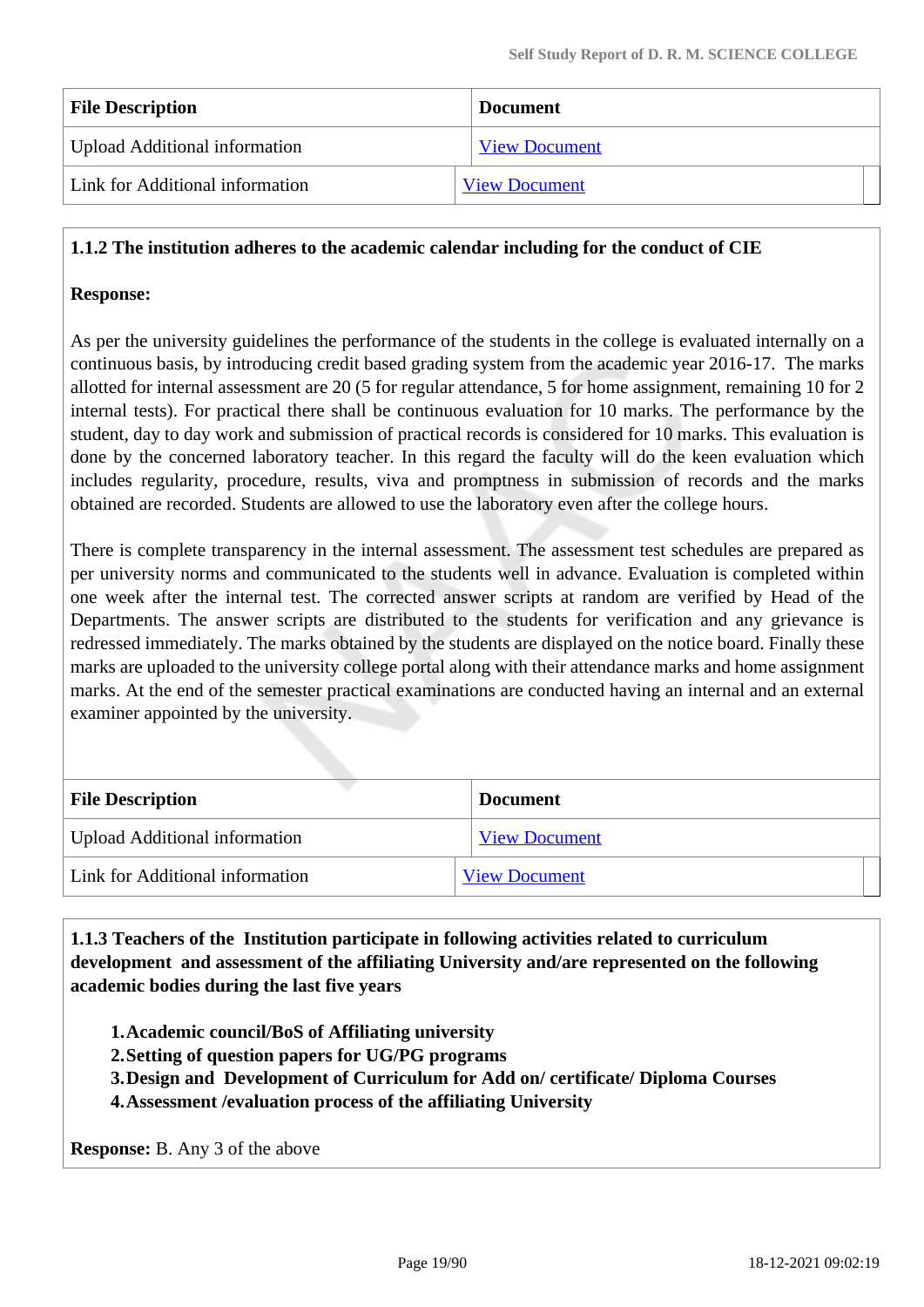| File Description | Document |
| --- | --- |
| Upload Additional information | View Document |
| Link for Additional information | View Document |

**1.1.2 The institution adheres to the academic calendar including for the conduct of CIE**

**Response:**

As per the university guidelines the performance of the students in the college is evaluated internally on a continuous basis, by introducing credit based grading system from the academic year 2016-17. The marks allotted for internal assessment are 20 (5 for regular attendance, 5 for home assignment, remaining 10 for 2 internal tests). For practical there shall be continuous evaluation for 10 marks. The performance by the student, day to day work and submission of practical records is considered for 10 marks. This evaluation is done by the concerned laboratory teacher. In this regard the faculty will do the keen evaluation which includes regularity, procedure, results, viva and promptness in submission of records and the marks obtained are recorded. Students are allowed to use the laboratory even after the college hours.

There is complete transparency in the internal assessment. The assessment test schedules are prepared as per university norms and communicated to the students well in advance. Evaluation is completed within one week after the internal test. The corrected answer scripts at random are verified by Head of the Departments. The answer scripts are distributed to the students for verification and any grievance is redressed immediately. The marks obtained by the students are displayed on the notice board. Finally these marks are uploaded to the university college portal along with their attendance marks and home assignment marks. At the end of the semester practical examinations are conducted having an internal and an external examiner appointed by the university.

| File Description | Document |
| --- | --- |
| Upload Additional information | View Document |
| Link for Additional information | View Document |

**1.1.3 Teachers of the Institution participate in following activities related to curriculum development and assessment of the affiliating University and/are represented on the following academic bodies during the last five years**

1. **Academic council/BoS of Affiliating university**
2. **Setting of question papers for UG/PG programs**
3. **Design and Development of Curriculum for Add on/ certificate/ Diploma Courses**
4. **Assessment /evaluation process of the affiliating University**

**Response:** B. Any 3 of the above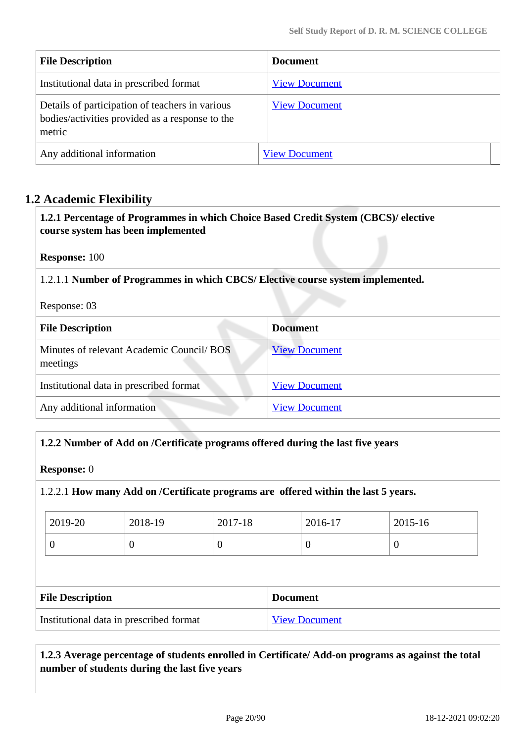| File Description | Document |
|---|---|
| Institutional data in prescribed format | View Document |
| Details of participation of teachers in various bodies/activities provided as a response to the metric | View Document |
| Any additional information | View Document |

## 1.2 Academic Flexibility

**1.2.1 Percentage of Programmes in which Choice Based Credit System (CBCS)/ elective course system has been implemented**

**Response:** 100

1.2.1.1 **Number of Programmes in which CBCS/ Elective course system implemented.**

Response: 03

| File Description | Document |
|---|---|
| Minutes of relevant Academic Council/ BOS meetings | View Document |
| Institutional data in prescribed format | View Document |
| Any additional information | View Document |

**1.2.2 Number of Add on /Certificate programs offered during the last five years**

**Response:** 0

1.2.2.1 **How many Add on /Certificate programs are offered within the last 5 years.**

| 2019-20 | 2018-19 | 2017-18 | 2016-17 | 2015-16 |
|---|---|---|---|---|
| 0 | 0 | 0 | 0 | 0 |

| File Description | Document |
|---|---|
| Institutional data in prescribed format | View Document |

**1.2.3 Average percentage of students enrolled in Certificate/ Add-on programs as against the total number of students during the last five years**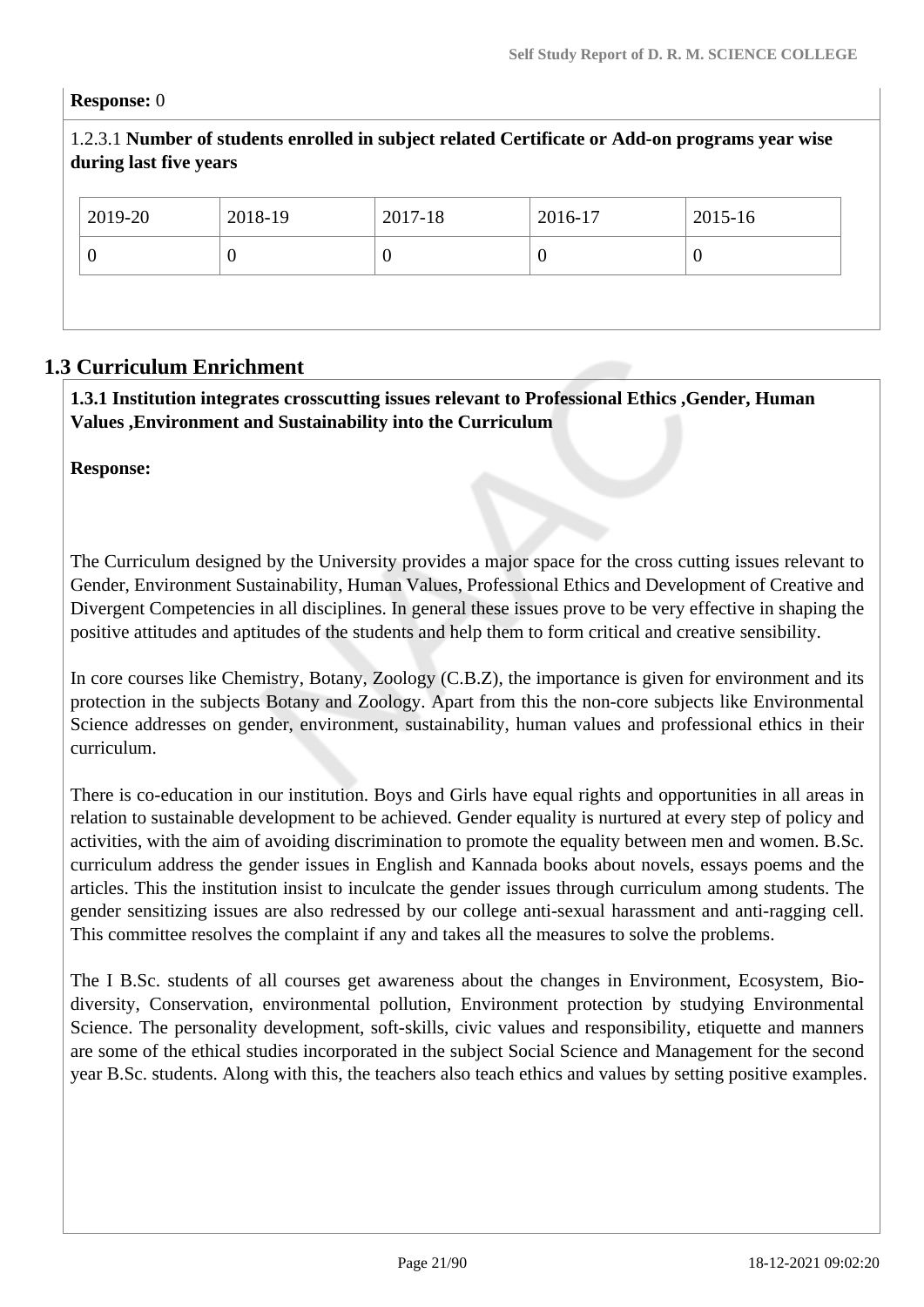**Response:** 0

1.2.3.1 **Number of students enrolled in subject related Certificate or Add-on programs year wise during last five years**

| 2019-20 | 2018-19 | 2017-18 | 2016-17 | 2015-16 |
|---|---|---|---|---|
| 0 | 0 | 0 | 0 | 0 |

## 1.3 Curriculum Enrichment

**1.3.1 Institution integrates crosscutting issues relevant to Professional Ethics ,Gender, Human Values ,Environment and Sustainability into the Curriculum**

**Response:**

The Curriculum designed by the University provides a major space for the cross cutting issues relevant to Gender, Environment Sustainability, Human Values, Professional Ethics and Development of Creative and Divergent Competencies in all disciplines. In general these issues prove to be very effective in shaping the positive attitudes and aptitudes of the students and help them to form critical and creative sensibility.

In core courses like Chemistry, Botany, Zoology (C.B.Z), the importance is given for environment and its protection in the subjects Botany and Zoology. Apart from this the non-core subjects like Environmental Science addresses on gender, environment, sustainability, human values and professional ethics in their curriculum.

There is co-education in our institution. Boys and Girls have equal rights and opportunities in all areas in relation to sustainable development to be achieved. Gender equality is nurtured at every step of policy and activities, with the aim of avoiding discrimination to promote the equality between men and women. B.Sc. curriculum address the gender issues in English and Kannada books about novels, essays poems and the articles. This the institution insist to inculcate the gender issues through curriculum among students. The gender sensitizing issues are also redressed by our college anti-sexual harassment and anti-ragging cell. This committee resolves the complaint if any and takes all the measures to solve the problems.

The I B.Sc. students of all courses get awareness about the changes in Environment, Ecosystem, Bio-diversity, Conservation, environmental pollution, Environment protection by studying Environmental Science. The personality development, soft-skills, civic values and responsibility, etiquette and manners are some of the ethical studies incorporated in the subject Social Science and Management for the second year B.Sc. students. Along with this, the teachers also teach ethics and values by setting positive examples.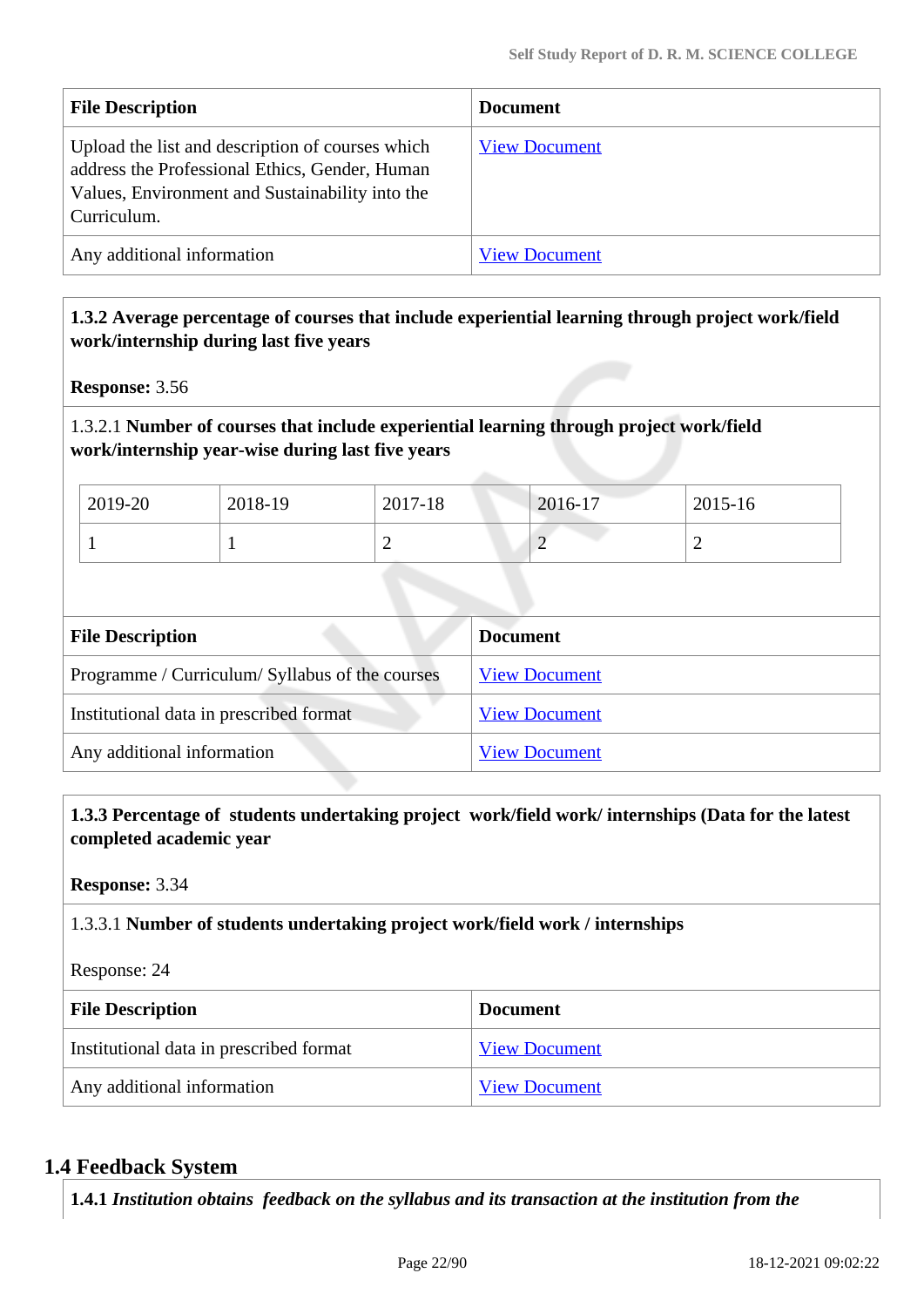| File Description | Document |
|---|---|
| Upload the list and description of courses which address the Professional Ethics, Gender, Human Values, Environment and Sustainability into the Curriculum. | View Document |
| Any additional information | View Document |

**1.3.2 Average percentage of courses that include experiential learning through project work/field work/internship during last five years**

**Response:** 3.56

1.3.2.1 **Number of courses that include experiential learning through project work/field work/internship year-wise during last five years**

| 2019-20 | 2018-19 | 2017-18 | 2016-17 | 2015-16 |
|---|---|---|---|---|
| 1 | 1 | 2 | 2 | 2 |

| File Description | Document |
|---|---|
| Programme / Curriculum/ Syllabus of the courses | View Document |
| Institutional data in prescribed format | View Document |
| Any additional information | View Document |

**1.3.3 Percentage of students undertaking project work/field work/ internships (Data for the latest completed academic year**

**Response:** 3.34

1.3.3.1 **Number of students undertaking project work/field work / internships**

Response: 24

| File Description | Document |
|---|---|
| Institutional data in prescribed format | View Document |
| Any additional information | View Document |

## 1.4 Feedback System

**1.4.1** ***Institution obtains feedback on the syllabus and its transaction at the institution from the***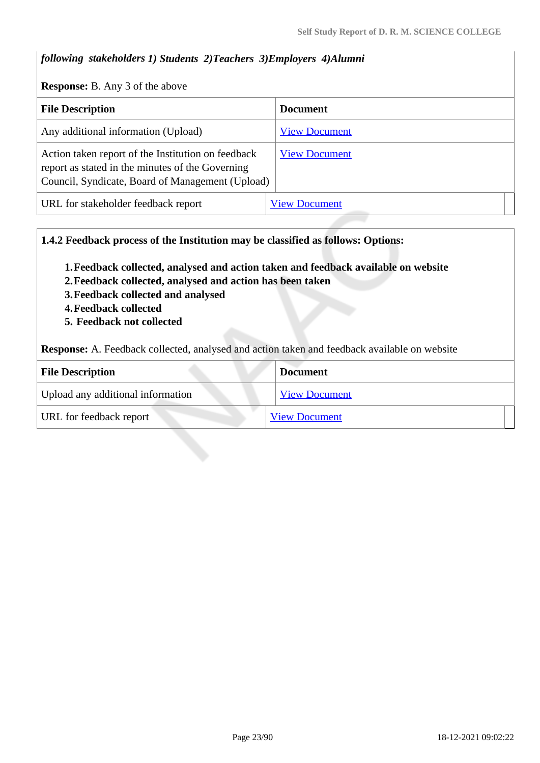*following stakeholders 1) Students 2)Teachers 3)Employers 4)Alumni*

**Response:** B. Any 3 of the above

| File Description | Document |
|---|---|
| Any additional information (Upload) | View Document |
| Action taken report of the Institution on feedback report as stated in the minutes of the Governing Council, Syndicate, Board of Management (Upload) | View Document |
| URL for stakeholder feedback report | View Document |

**1.4.2 Feedback process of the Institution may be classified as follows: Options:**

1. **Feedback collected, analysed and action taken and feedback available on website**
2. **Feedback collected, analysed and action has been taken**
3. **Feedback collected and analysed**
4. **Feedback collected**
5. **Feedback not collected**

**Response:** A. Feedback collected, analysed and action taken and feedback available on website

| File Description | Document |
|---|---|
| Upload any additional information | View Document |
| URL for feedback report | View Document |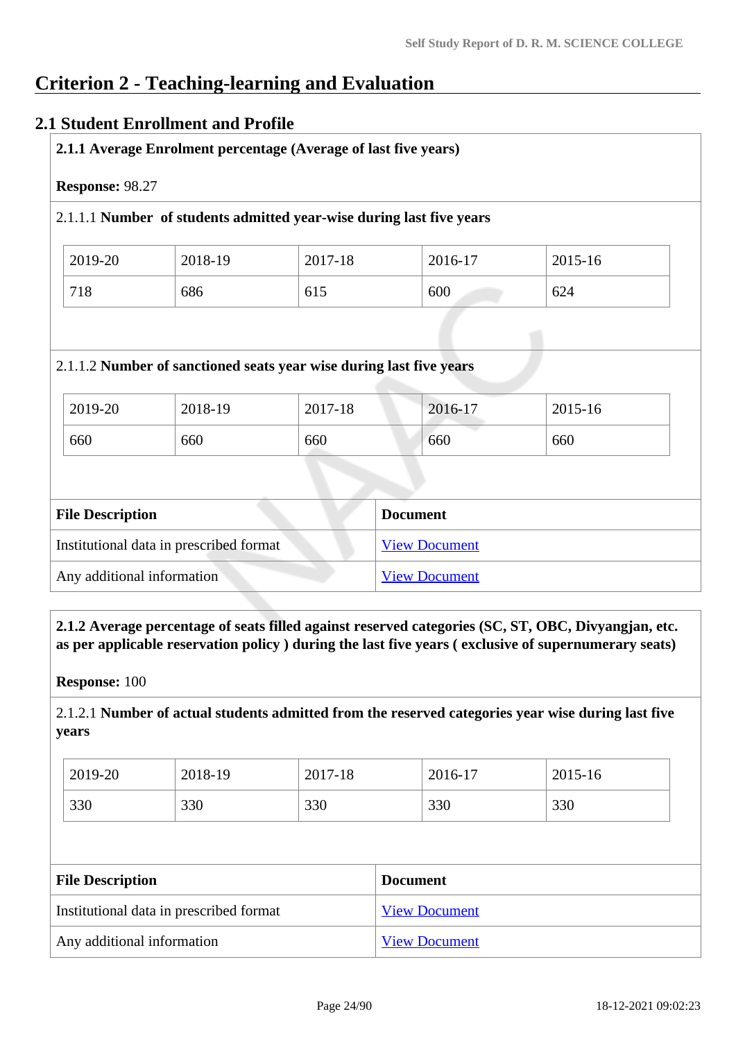# Criterion 2 - Teaching-learning and Evaluation

## 2.1 Student Enrollment and Profile

**2.1.1 Average Enrolment percentage (Average of last five years)**

**Response:** 98.27

2.1.1.1 **Number of students admitted year-wise during last five years**

| 2019-20 | 2018-19 | 2017-18 | 2016-17 | 2015-16 |
|---|---|---|---|---|
| 718 | 686 | 615 | 600 | 624 |

2.1.1.2 **Number of sanctioned seats year wise during last five years**

| 2019-20 | 2018-19 | 2017-18 | 2016-17 | 2015-16 |
|---|---|---|---|---|
| 660 | 660 | 660 | 660 | 660 |

| File Description | Document |
|---|---|
| Institutional data in prescribed format | View Document |
| Any additional information | View Document |

**2.1.2 Average percentage of seats filled against reserved categories (SC, ST, OBC, Divyangjan, etc. as per applicable reservation policy ) during the last five years ( exclusive of supernumerary seats)**

**Response:** 100

2.1.2.1 **Number of actual students admitted from the reserved categories year wise during last five years**

| 2019-20 | 2018-19 | 2017-18 | 2016-17 | 2015-16 |
|---|---|---|---|---|
| 330 | 330 | 330 | 330 | 330 |

| File Description | Document |
|---|---|
| Institutional data in prescribed format | View Document |
| Any additional information | View Document |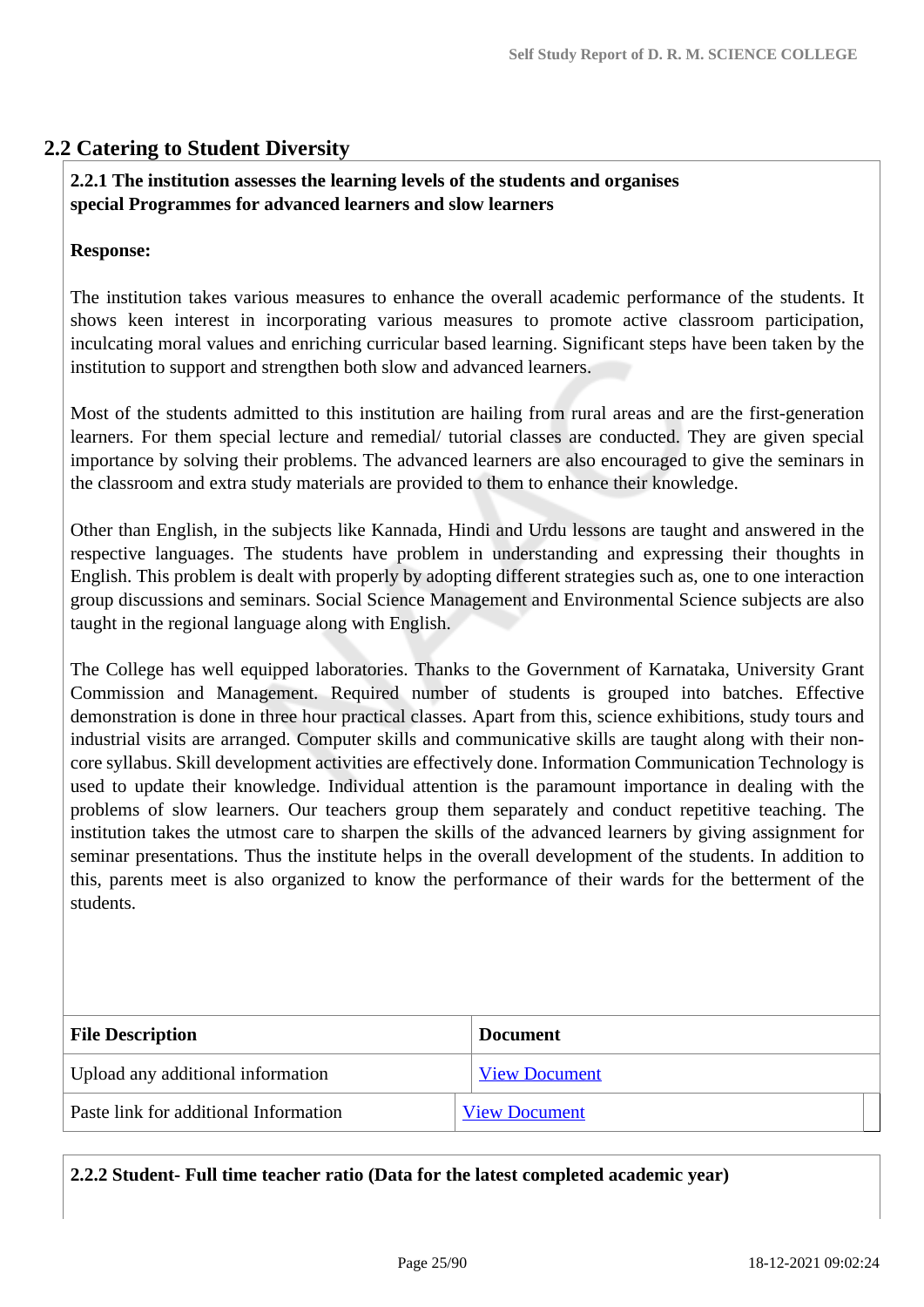## 2.2 Catering to Student Diversity

**2.2.1 The institution assesses the learning levels of the students and organises special Programmes for advanced learners and slow learners**

**Response:**

The institution takes various measures to enhance the overall academic performance of the students. It shows keen interest in incorporating various measures to promote active classroom participation, inculcating moral values and enriching curricular based learning. Significant steps have been taken by the institution to support and strengthen both slow and advanced learners.

Most of the students admitted to this institution are hailing from rural areas and are the first-generation learners. For them special lecture and remedial/ tutorial classes are conducted. They are given special importance by solving their problems. The advanced learners are also encouraged to give the seminars in the classroom and extra study materials are provided to them to enhance their knowledge.

Other than English, in the subjects like Kannada, Hindi and Urdu lessons are taught and answered in the respective languages. The students have problem in understanding and expressing their thoughts in English. This problem is dealt with properly by adopting different strategies such as, one to one interaction group discussions and seminars. Social Science Management and Environmental Science subjects are also taught in the regional language along with English.

The College has well equipped laboratories. Thanks to the Government of Karnataka, University Grant Commission and Management. Required number of students is grouped into batches. Effective demonstration is done in three hour practical classes. Apart from this, science exhibitions, study tours and industrial visits are arranged. Computer skills and communicative skills are taught along with their non-core syllabus. Skill development activities are effectively done. Information Communication Technology is used to update their knowledge. Individual attention is the paramount importance in dealing with the problems of slow learners. Our teachers group them separately and conduct repetitive teaching. The institution takes the utmost care to sharpen the skills of the advanced learners by giving assignment for seminar presentations. Thus the institute helps in the overall development of the students. In addition to this, parents meet is also organized to know the performance of their wards for the betterment of the students.

| File Description | Document |
|---|---|
| Upload any additional information | View Document |
| Paste link for additional Information | View Document |

**2.2.2 Student- Full time teacher ratio (Data for the latest completed academic year)**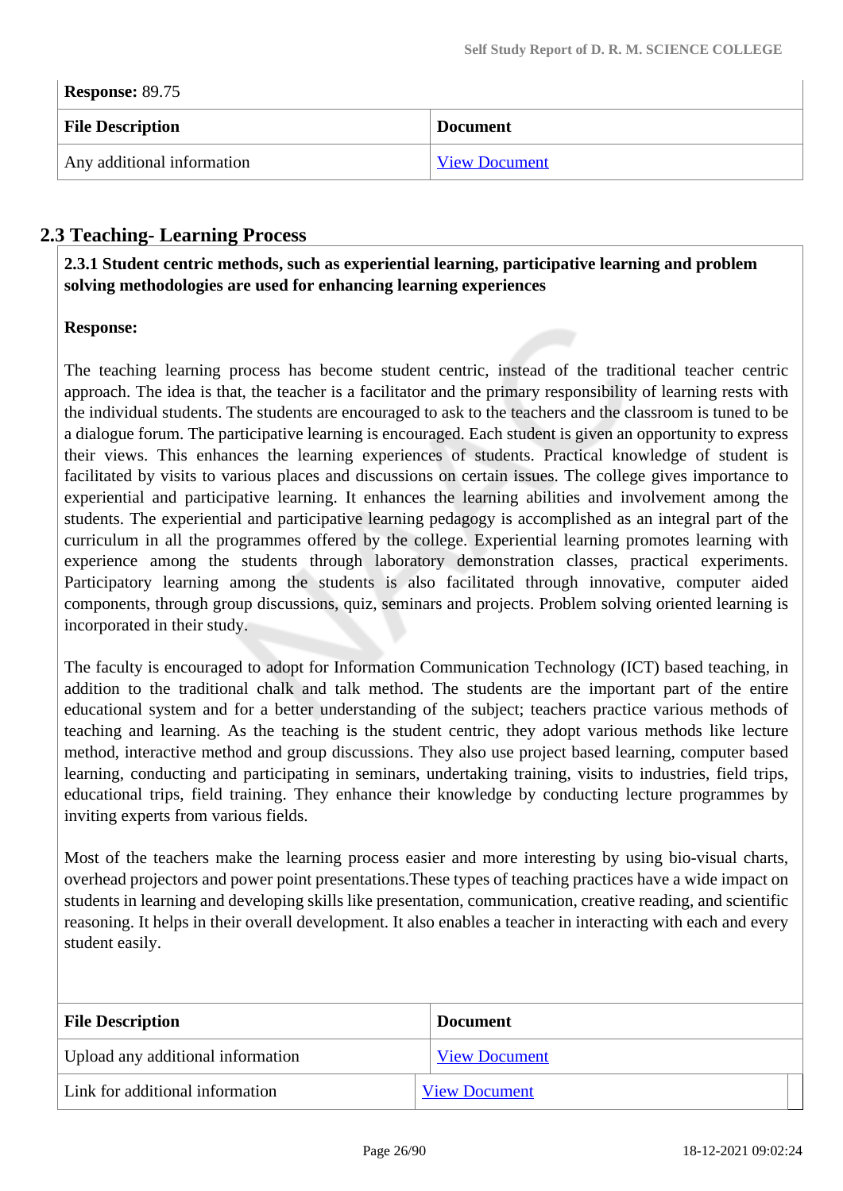**Response:** 89.75

| File Description | Document |
|---|---|
| Any additional information | View Document |

## 2.3 Teaching- Learning Process

**2.3.1 Student centric methods, such as experiential learning, participative learning and problem solving methodologies are used for enhancing learning experiences**

**Response:**

The teaching learning process has become student centric, instead of the traditional teacher centric approach. The idea is that, the teacher is a facilitator and the primary responsibility of learning rests with the individual students. The students are encouraged to ask to the teachers and the classroom is tuned to be a dialogue forum. The participative learning is encouraged. Each student is given an opportunity to express their views. This enhances the learning experiences of students. Practical knowledge of student is facilitated by visits to various places and discussions on certain issues. The college gives importance to experiential and participative learning. It enhances the learning abilities and involvement among the students. The experiential and participative learning pedagogy is accomplished as an integral part of the curriculum in all the programmes offered by the college. Experiential learning promotes learning with experience among the students through laboratory demonstration classes, practical experiments. Participatory learning among the students is also facilitated through innovative, computer aided components, through group discussions, quiz, seminars and projects. Problem solving oriented learning is incorporated in their study.

The faculty is encouraged to adopt for Information Communication Technology (ICT) based teaching, in addition to the traditional chalk and talk method. The students are the important part of the entire educational system and for a better understanding of the subject; teachers practice various methods of teaching and learning. As the teaching is the student centric, they adopt various methods like lecture method, interactive method and group discussions. They also use project based learning, computer based learning, conducting and participating in seminars, undertaking training, visits to industries, field trips, educational trips, field training. They enhance their knowledge by conducting lecture programmes by inviting experts from various fields.

Most of the teachers make the learning process easier and more interesting by using bio-visual charts, overhead projectors and power point presentations.These types of teaching practices have a wide impact on students in learning and developing skills like presentation, communication, creative reading, and scientific reasoning. It helps in their overall development. It also enables a teacher in interacting with each and every student easily.

| File Description | Document |
|---|---|
| Upload any additional information | View Document |
| Link for additional information | View Document |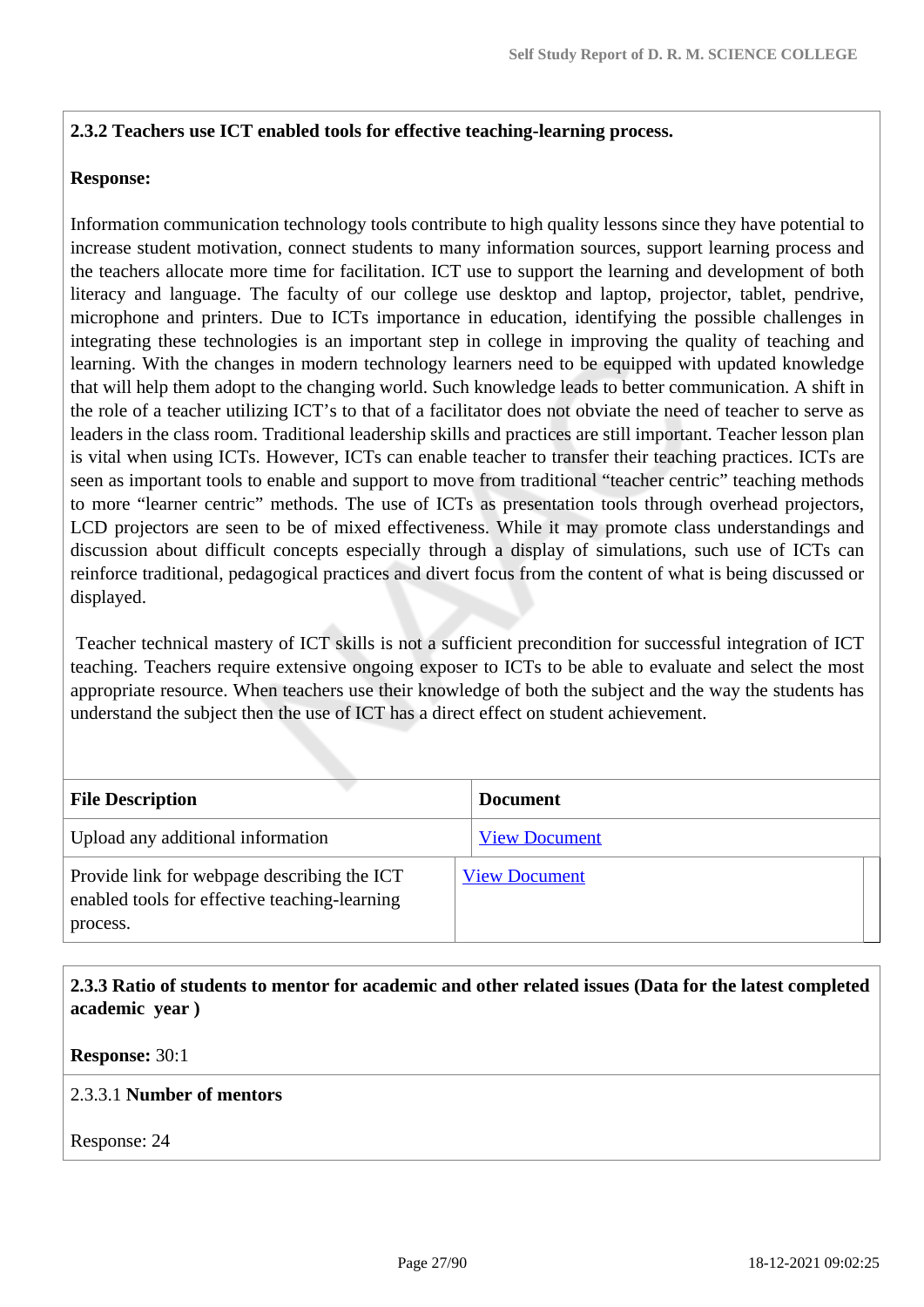**2.3.2 Teachers use ICT enabled tools for effective teaching-learning process.**

**Response:**

Information communication technology tools contribute to high quality lessons since they have potential to increase student motivation, connect students to many information sources, support learning process and the teachers allocate more time for facilitation. ICT use to support the learning and development of both literacy and language. The faculty of our college use desktop and laptop, projector, tablet, pendrive, microphone and printers. Due to ICTs importance in education, identifying the possible challenges in integrating these technologies is an important step in college in improving the quality of teaching and learning. With the changes in modern technology learners need to be equipped with updated knowledge that will help them adopt to the changing world. Such knowledge leads to better communication. A shift in the role of a teacher utilizing ICT's to that of a facilitator does not obviate the need of teacher to serve as leaders in the class room. Traditional leadership skills and practices are still important. Teacher lesson plan is vital when using ICTs. However, ICTs can enable teacher to transfer their teaching practices. ICTs are seen as important tools to enable and support to move from traditional "teacher centric" teaching methods to more "learner centric" methods. The use of ICTs as presentation tools through overhead projectors, LCD projectors are seen to be of mixed effectiveness. While it may promote class understandings and discussion about difficult concepts especially through a display of simulations, such use of ICTs can reinforce traditional, pedagogical practices and divert focus from the content of what is being discussed or displayed.

Teacher technical mastery of ICT skills is not a sufficient precondition for successful integration of ICT teaching. Teachers require extensive ongoing exposer to ICTs to be able to evaluate and select the most appropriate resource. When teachers use their knowledge of both the subject and the way the students has understand the subject then the use of ICT has a direct effect on student achievement.

| File Description | Document |
|---|---|
| Upload any additional information | View Document |
| Provide link for webpage describing the ICT enabled tools for effective teaching-learning process. | View Document |

**2.3.3 Ratio of students to mentor for academic and other related issues (Data for the latest completed academic year )**

**Response:** 30:1

2.3.3.1 **Number of mentors**

Response: 24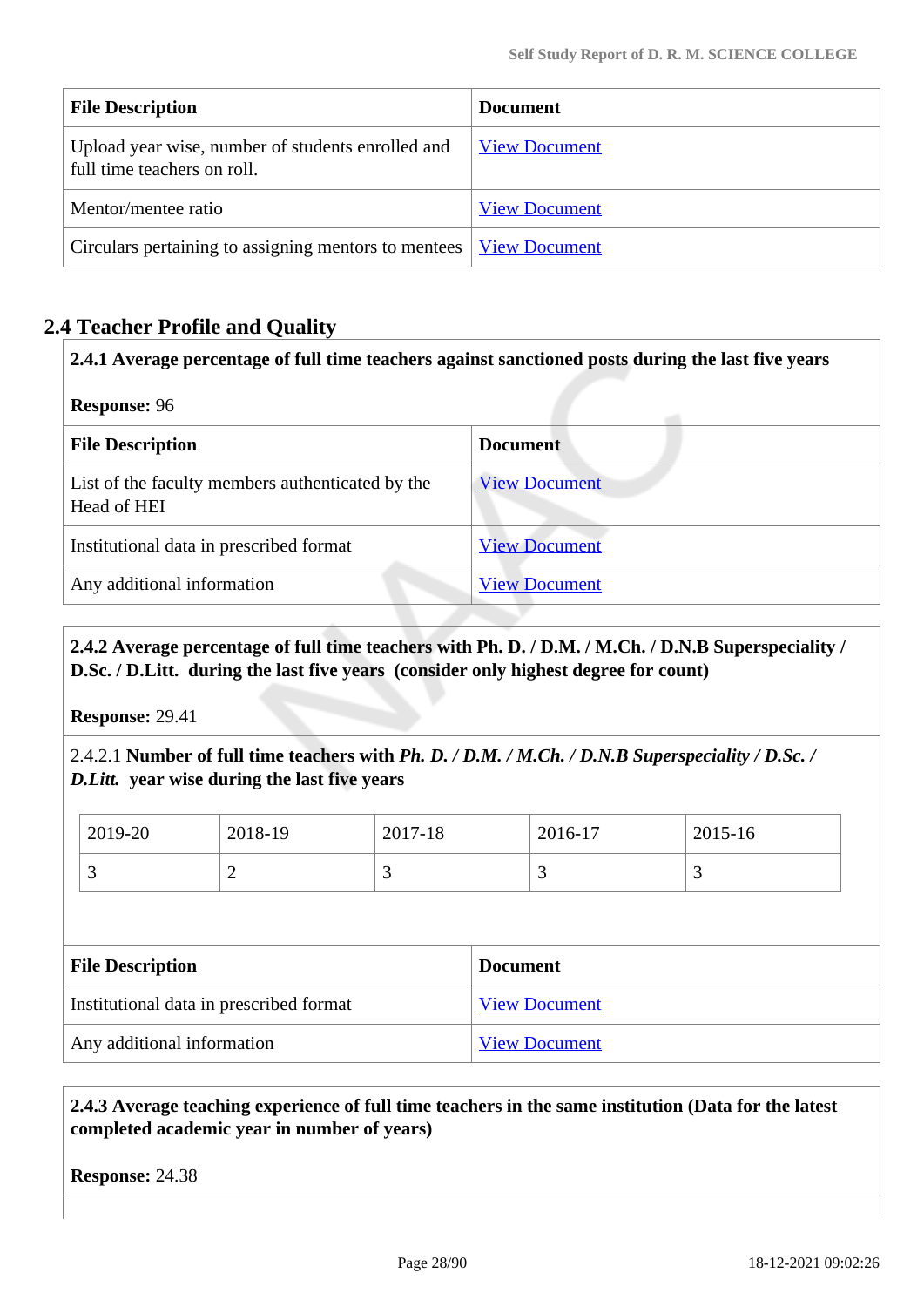| File Description | Document |
|---|---|
| Upload year wise, number of students enrolled and full time teachers on roll. | View Document |
| Mentor/mentee ratio | View Document |
| Circulars pertaining to assigning mentors to mentees | View Document |

## 2.4 Teacher Profile and Quality

**2.4.1 Average percentage of full time teachers against sanctioned posts during the last five years**

**Response:** 96

| File Description | Document |
|---|---|
| List of the faculty members authenticated by the Head of HEI | View Document |
| Institutional data in prescribed format | View Document |
| Any additional information | View Document |

**2.4.2 Average percentage of full time teachers with Ph. D. / D.M. / M.Ch. / D.N.B Superspeciality / D.Sc. / D.Litt. during the last five years (consider only highest degree for count)**

**Response:** 29.41

2.4.2.1 **Number of full time teachers with *Ph. D. / D.M. / M.Ch. / D.N.B Superspeciality / D.Sc. / D.Litt.* year wise during the last five years**

| 2019-20 | 2018-19 | 2017-18 | 2016-17 | 2015-16 |
|---|---|---|---|---|
| 3 | 2 | 3 | 3 | 3 |

| File Description | Document |
|---|---|
| Institutional data in prescribed format | View Document |
| Any additional information | View Document |

**2.4.3 Average teaching experience of full time teachers in the same institution (Data for the latest completed academic year in number of years)**

**Response:** 24.38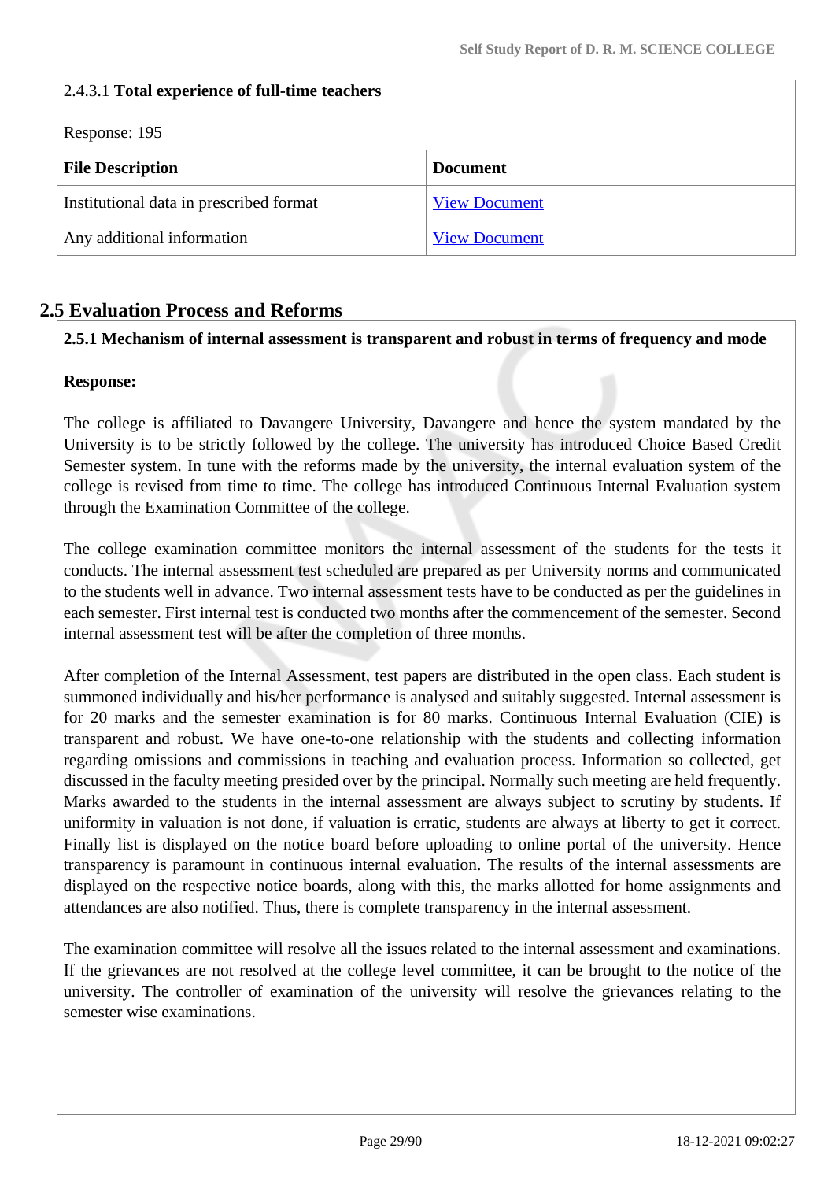2.4.3.1 **Total experience of full-time teachers**

Response: 195

| File Description | Document |
|---|---|
| Institutional data in prescribed format | View Document |
| Any additional information | View Document |

## 2.5 Evaluation Process and Reforms

**2.5.1 Mechanism of internal assessment is transparent and robust in terms of frequency and mode**

**Response:**

The college is affiliated to Davangere University, Davangere and hence the system mandated by the University is to be strictly followed by the college. The university has introduced Choice Based Credit Semester system. In tune with the reforms made by the university, the internal evaluation system of the college is revised from time to time. The college has introduced Continuous Internal Evaluation system through the Examination Committee of the college.

The college examination committee monitors the internal assessment of the students for the tests it conducts. The internal assessment test scheduled are prepared as per University norms and communicated to the students well in advance. Two internal assessment tests have to be conducted as per the guidelines in each semester. First internal test is conducted two months after the commencement of the semester. Second internal assessment test will be after the completion of three months.

After completion of the Internal Assessment, test papers are distributed in the open class. Each student is summoned individually and his/her performance is analysed and suitably suggested. Internal assessment is for 20 marks and the semester examination is for 80 marks. Continuous Internal Evaluation (CIE) is transparent and robust. We have one-to-one relationship with the students and collecting information regarding omissions and commissions in teaching and evaluation process. Information so collected, get discussed in the faculty meeting presided over by the principal. Normally such meeting are held frequently. Marks awarded to the students in the internal assessment are always subject to scrutiny by students. If uniformity in valuation is not done, if valuation is erratic, students are always at liberty to get it correct. Finally list is displayed on the notice board before uploading to online portal of the university. Hence transparency is paramount in continuous internal evaluation. The results of the internal assessments are displayed on the respective notice boards, along with this, the marks allotted for home assignments and attendances are also notified. Thus, there is complete transparency in the internal assessment.

The examination committee will resolve all the issues related to the internal assessment and examinations. If the grievances are not resolved at the college level committee, it can be brought to the notice of the university. The controller of examination of the university will resolve the grievances relating to the semester wise examinations.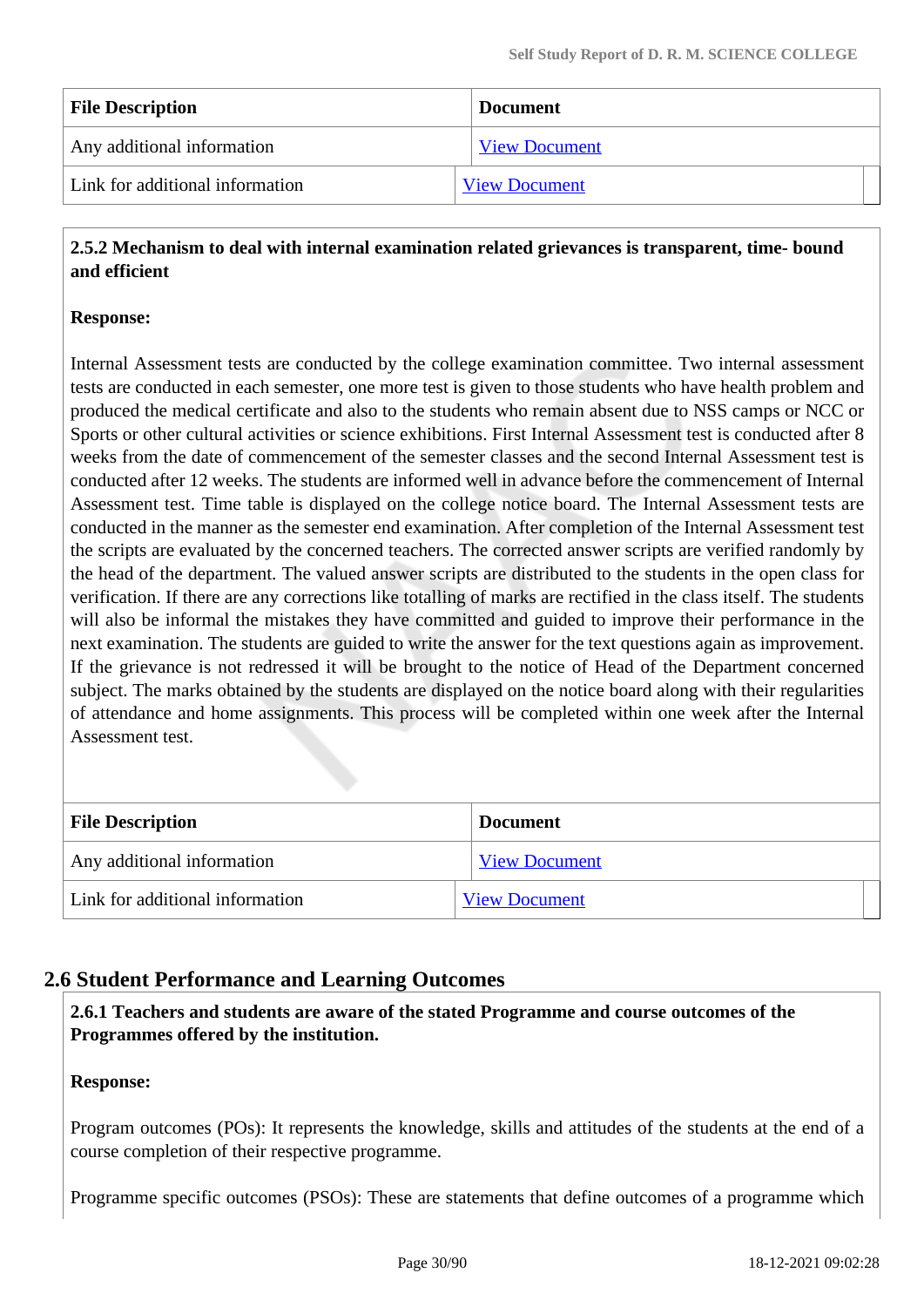| File Description | Document |
|---|---|
| Any additional information | View Document |
| Link for additional information | View Document |

**2.5.2 Mechanism to deal with internal examination related grievances is transparent, time- bound and efficient**

**Response:**

Internal Assessment tests are conducted by the college examination committee. Two internal assessment tests are conducted in each semester, one more test is given to those students who have health problem and produced the medical certificate and also to the students who remain absent due to NSS camps or NCC or Sports or other cultural activities or science exhibitions. First Internal Assessment test is conducted after 8 weeks from the date of commencement of the semester classes and the second Internal Assessment test is conducted after 12 weeks. The students are informed well in advance before the commencement of Internal Assessment test. Time table is displayed on the college notice board. The Internal Assessment tests are conducted in the manner as the semester end examination. After completion of the Internal Assessment test the scripts are evaluated by the concerned teachers. The corrected answer scripts are verified randomly by the head of the department. The valued answer scripts are distributed to the students in the open class for verification. If there are any corrections like totalling of marks are rectified in the class itself. The students will also be informal the mistakes they have committed and guided to improve their performance in the next examination. The students are guided to write the answer for the text questions again as improvement. If the grievance is not redressed it will be brought to the notice of Head of the Department concerned subject. The marks obtained by the students are displayed on the notice board along with their regularities of attendance and home assignments. This process will be completed within one week after the Internal Assessment test.

| File Description | Document |
|---|---|
| Any additional information | View Document |
| Link for additional information | View Document |

## 2.6 Student Performance and Learning Outcomes

**2.6.1 Teachers and students are aware of the stated Programme and course outcomes of the Programmes offered by the institution.**

**Response:**

Program outcomes (POs): It represents the knowledge, skills and attitudes of the students at the end of a course completion of their respective programme.

Programme specific outcomes (PSOs): These are statements that define outcomes of a programme which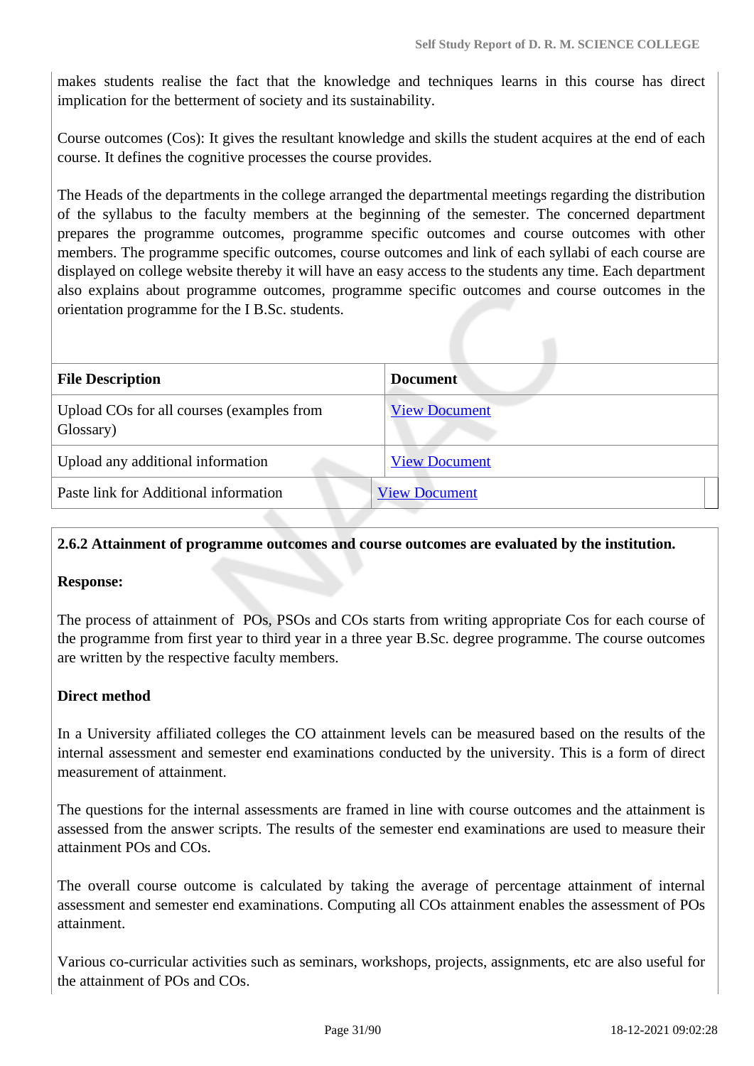makes students realise the fact that the knowledge and techniques learns in this course has direct implication for the betterment of society and its sustainability.

Course outcomes (Cos): It gives the resultant knowledge and skills the student acquires at the end of each course. It defines the cognitive processes the course provides.

The Heads of the departments in the college arranged the departmental meetings regarding the distribution of the syllabus to the faculty members at the beginning of the semester. The concerned department prepares the programme outcomes, programme specific outcomes and course outcomes with other members. The programme specific outcomes, course outcomes and link of each syllabi of each course are displayed on college website thereby it will have an easy access to the students any time. Each department also explains about programme outcomes, programme specific outcomes and course outcomes in the orientation programme for the I B.Sc. students.

| File Description | Document |
|---|---|
| Upload COs for all courses (examples from Glossary) | View Document |
| Upload any additional information | View Document |
| Paste link for Additional information | View Document |

**2.6.2 Attainment of programme outcomes and course outcomes are evaluated by the institution.**

**Response:**

The process of attainment of POs, PSOs and COs starts from writing appropriate Cos for each course of the programme from first year to third year in a three year B.Sc. degree programme. The course outcomes are written by the respective faculty members.

**Direct method**

In a University affiliated colleges the CO attainment levels can be measured based on the results of the internal assessment and semester end examinations conducted by the university. This is a form of direct measurement of attainment.

The questions for the internal assessments are framed in line with course outcomes and the attainment is assessed from the answer scripts. The results of the semester end examinations are used to measure their attainment POs and COs.

The overall course outcome is calculated by taking the average of percentage attainment of internal assessment and semester end examinations. Computing all COs attainment enables the assessment of POs attainment.

Various co-curricular activities such as seminars, workshops, projects, assignments, etc are also useful for the attainment of POs and COs.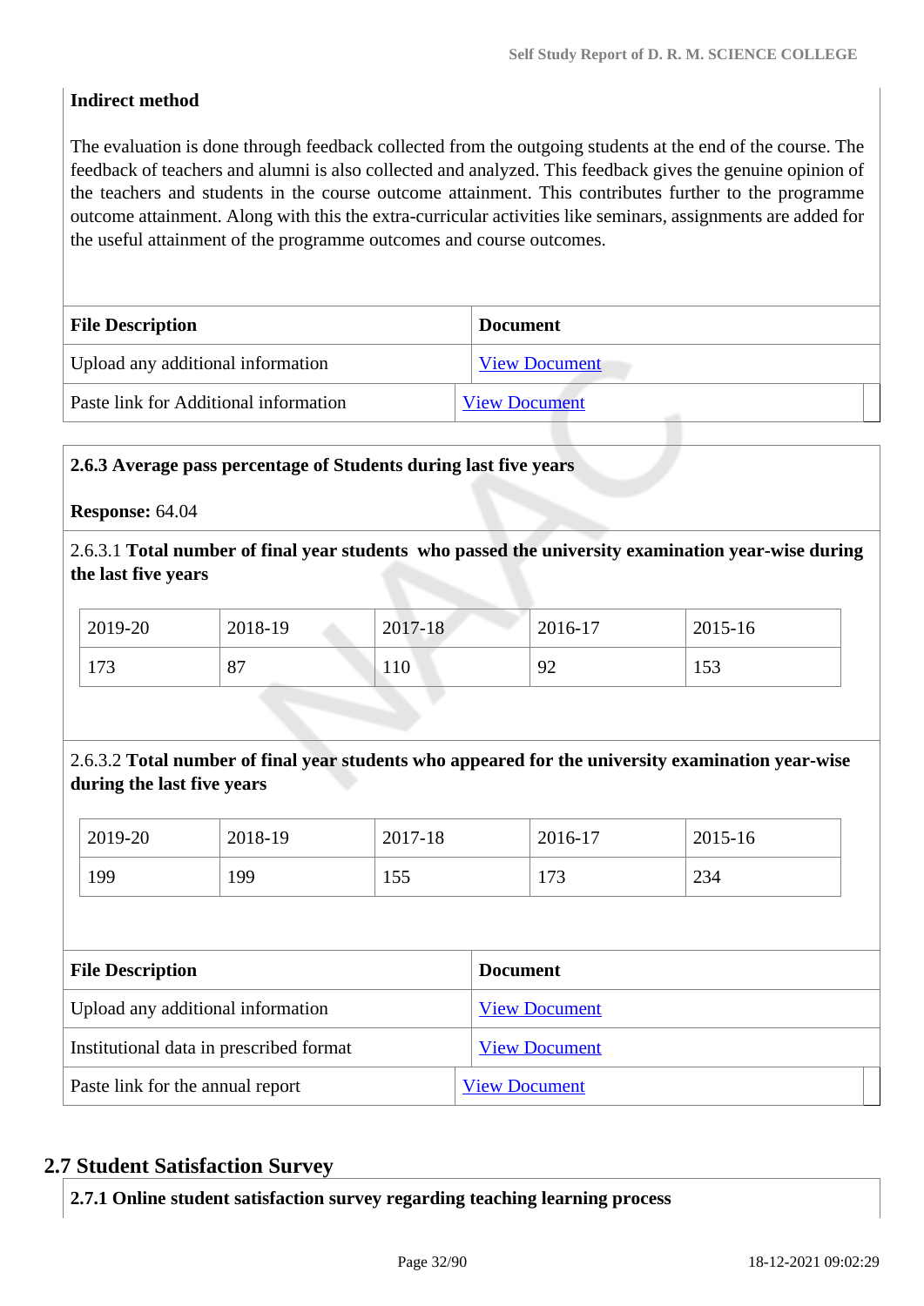**Indirect method**

The evaluation is done through feedback collected from the outgoing students at the end of the course. The feedback of teachers and alumni is also collected and analyzed. This feedback gives the genuine opinion of the teachers and students in the course outcome attainment. This contributes further to the programme outcome attainment. Along with this the extra-curricular activities like seminars, assignments are added for the useful attainment of the programme outcomes and course outcomes.

| File Description | Document |
|---|---|
| Upload any additional information | View Document |
| Paste link for Additional information | View Document |

**2.6.3 Average pass percentage of Students during last five years**

**Response:** 64.04

2.6.3.1 **Total number of final year students who passed the university examination year-wise during the last five years**

| 2019-20 | 2018-19 | 2017-18 | 2016-17 | 2015-16 |
|---|---|---|---|---|
| 173 | 87 | 110 | 92 | 153 |

2.6.3.2 **Total number of final year students who appeared for the university examination year-wise during the last five years**

| 2019-20 | 2018-19 | 2017-18 | 2016-17 | 2015-16 |
|---|---|---|---|---|
| 199 | 199 | 155 | 173 | 234 |

| File Description | Document |
|---|---|
| Upload any additional information | View Document |
| Institutional data in prescribed format | View Document |
| Paste link for the annual report | View Document |

## 2.7 Student Satisfaction Survey

**2.7.1 Online student satisfaction survey regarding teaching learning process**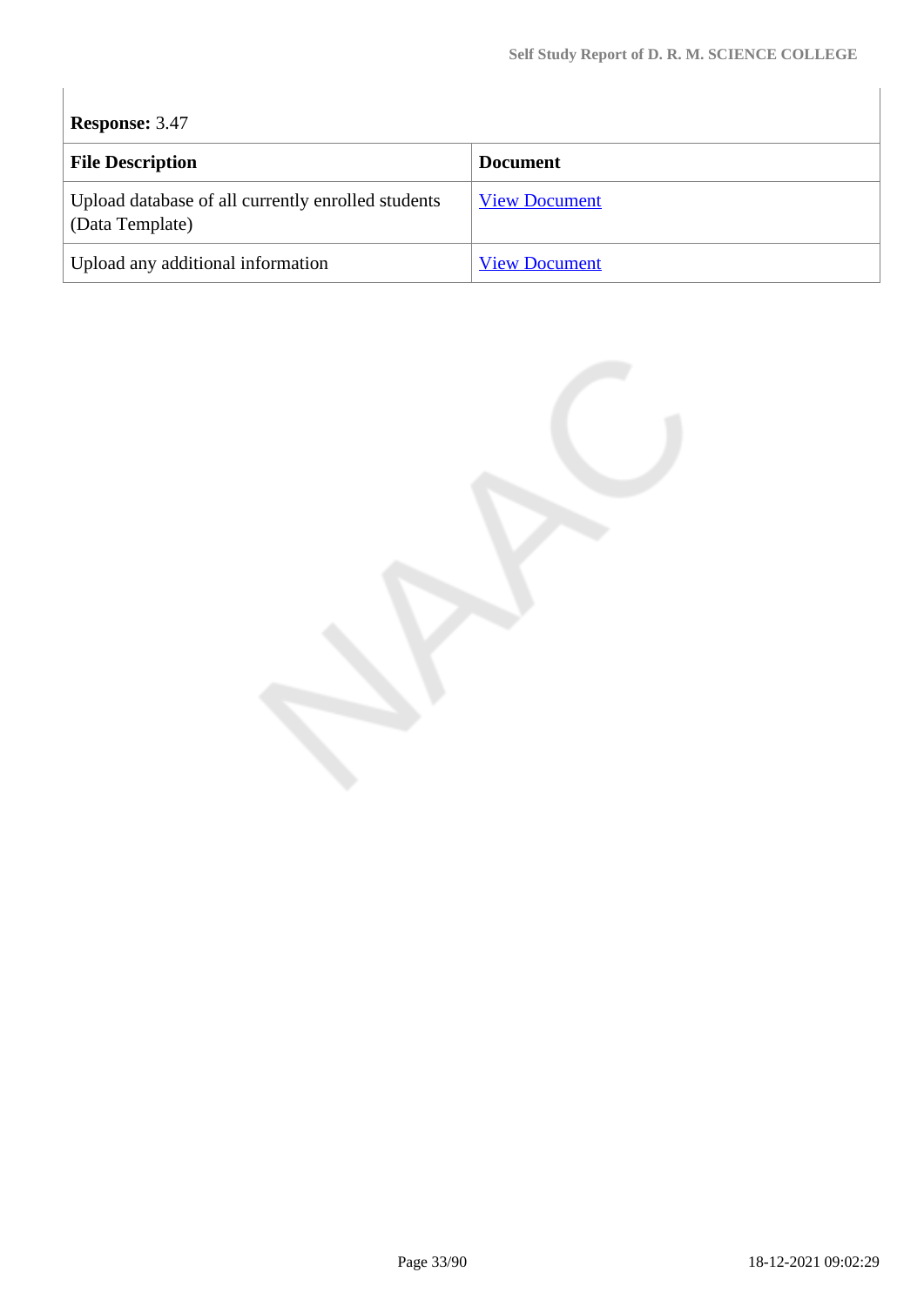**Response:** 3.47

| File Description | Document |
|---|---|
| Upload database of all currently enrolled students (Data Template) | View Document |
| Upload any additional information | View Document |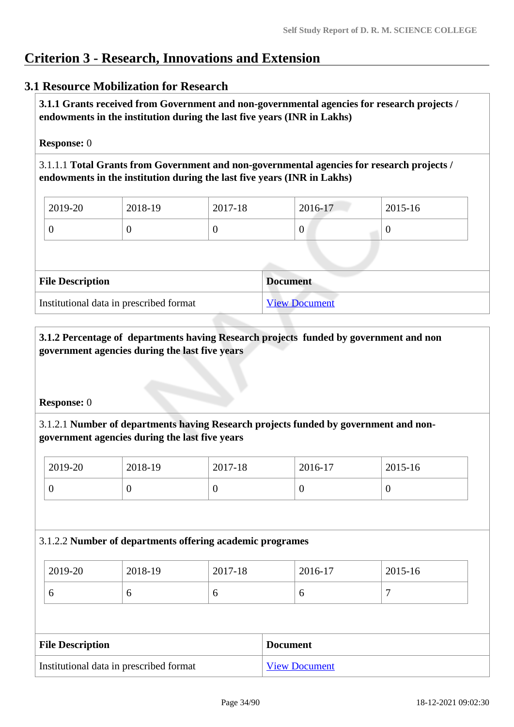# Criterion 3 - Research, Innovations and Extension

## 3.1 Resource Mobilization for Research

**3.1.1 Grants received from Government and non-governmental agencies for research projects / endowments in the institution during the last five years (INR in Lakhs)**

**Response:** 0

3.1.1.1 **Total Grants from Government and non-governmental agencies for research projects / endowments in the institution during the last five years (INR in Lakhs)**

| 2019-20 | 2018-19 | 2017-18 | 2016-17 | 2015-16 |
|---|---|---|---|---|
| 0 | 0 | 0 | 0 | 0 |

| File Description | Document |
|---|---|
| Institutional data in prescribed format | View Document |

**3.1.2 Percentage of departments having Research projects funded by government and non government agencies during the last five years**

**Response:** 0

3.1.2.1 **Number of departments having Research projects funded by government and non-government agencies during the last five years**

| 2019-20 | 2018-19 | 2017-18 | 2016-17 | 2015-16 |
|---|---|---|---|---|
| 0 | 0 | 0 | 0 | 0 |

3.1.2.2 **Number of departments offering academic programes**

| 2019-20 | 2018-19 | 2017-18 | 2016-17 | 2015-16 |
|---|---|---|---|---|
| 6 | 6 | 6 | 6 | 7 |

| File Description | Document |
|---|---|
| Institutional data in prescribed format | View Document |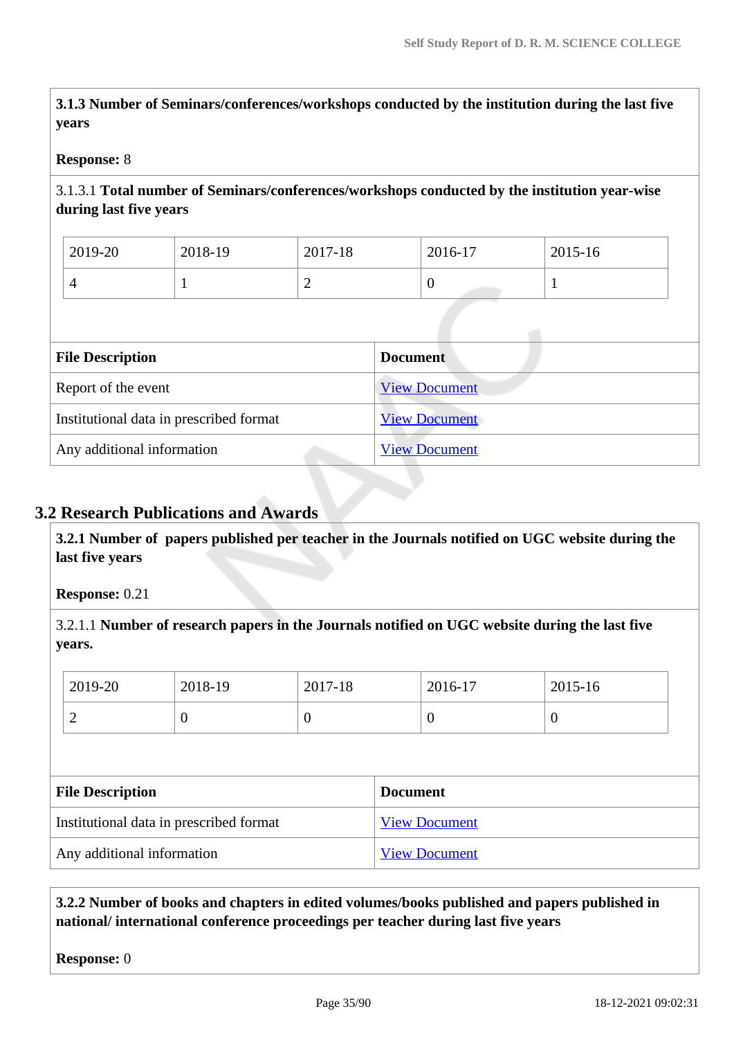**3.1.3 Number of Seminars/conferences/workshops conducted by the institution during the last five years**

**Response:** 8

3.1.3.1 **Total number of Seminars/conferences/workshops conducted by the institution year-wise during last five years**

| 2019-20 | 2018-19 | 2017-18 | 2016-17 | 2015-16 |
|---|---|---|---|---|
| 4 | 1 | 2 | 0 | 1 |

| File Description | Document |
|---|---|
| Report of the event | View Document |
| Institutional data in prescribed format | View Document |
| Any additional information | View Document |

## 3.2 Research Publications and Awards

**3.2.1 Number of papers published per teacher in the Journals notified on UGC website during the last five years**

**Response:** 0.21

3.2.1.1 **Number of research papers in the Journals notified on UGC website during the last five years.**

| 2019-20 | 2018-19 | 2017-18 | 2016-17 | 2015-16 |
|---|---|---|---|---|
| 2 | 0 | 0 | 0 | 0 |

| File Description | Document |
|---|---|
| Institutional data in prescribed format | View Document |
| Any additional information | View Document |

**3.2.2 Number of books and chapters in edited volumes/books published and papers published in national/ international conference proceedings per teacher during last five years**

**Response:** 0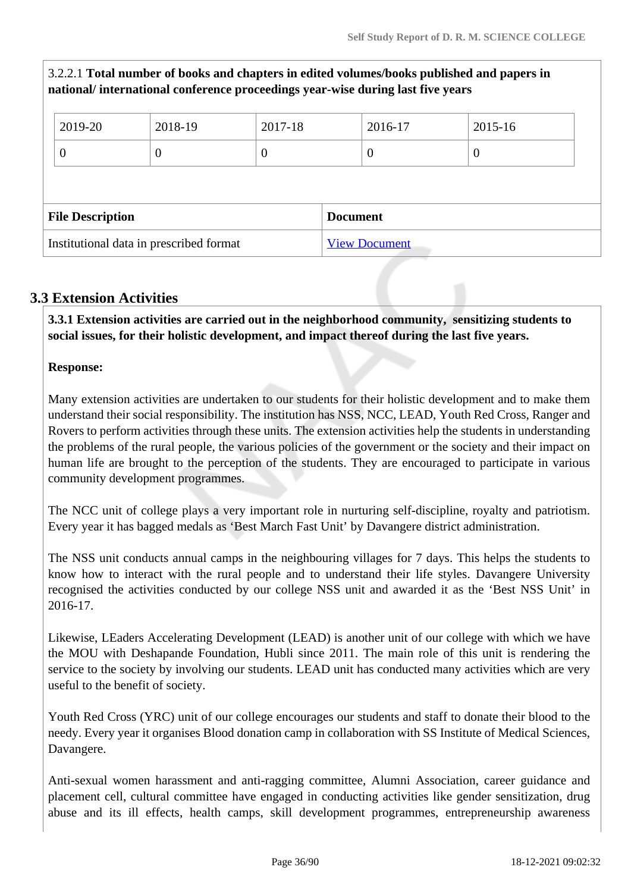3.2.2.1 **Total number of books and chapters in edited volumes/books published and papers in national/ international conference proceedings year-wise during last five years**

| 2019-20 | 2018-19 | 2017-18 | 2016-17 | 2015-16 |
|---|---|---|---|---|
| 0 | 0 | 0 | 0 | 0 |

| File Description | Document |
|---|---|
| Institutional data in prescribed format | View Document |

## 3.3 Extension Activities

**3.3.1 Extension activities are carried out in the neighborhood community, sensitizing students to social issues, for their holistic development, and impact thereof during the last five years.**

**Response:**

Many extension activities are undertaken to our students for their holistic development and to make them understand their social responsibility. The institution has NSS, NCC, LEAD, Youth Red Cross, Ranger and Rovers to perform activities through these units. The extension activities help the students in understanding the problems of the rural people, the various policies of the government or the society and their impact on human life are brought to the perception of the students. They are encouraged to participate in various community development programmes.

The NCC unit of college plays a very important role in nurturing self-discipline, royalty and patriotism. Every year it has bagged medals as 'Best March Fast Unit' by Davangere district administration.

The NSS unit conducts annual camps in the neighbouring villages for 7 days. This helps the students to know how to interact with the rural people and to understand their life styles. Davangere University recognised the activities conducted by our college NSS unit and awarded it as the 'Best NSS Unit' in 2016-17.

Likewise, LEaders Accelerating Development (LEAD) is another unit of our college with which we have the MOU with Deshapande Foundation, Hubli since 2011. The main role of this unit is rendering the service to the society by involving our students. LEAD unit has conducted many activities which are very useful to the benefit of society.

Youth Red Cross (YRC) unit of our college encourages our students and staff to donate their blood to the needy. Every year it organises Blood donation camp in collaboration with SS Institute of Medical Sciences, Davangere.

Anti-sexual women harassment and anti-ragging committee, Alumni Association, career guidance and placement cell, cultural committee have engaged in conducting activities like gender sensitization, drug abuse and its ill effects, health camps, skill development programmes, entrepreneurship awareness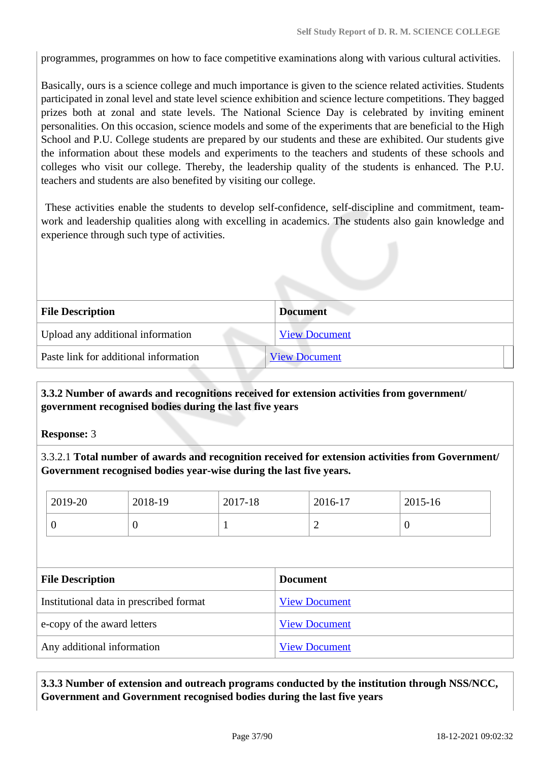programmes, programmes on how to face competitive examinations along with various cultural activities.

Basically, ours is a science college and much importance is given to the science related activities. Students participated in zonal level and state level science exhibition and science lecture competitions. They bagged prizes both at zonal and state levels. The National Science Day is celebrated by inviting eminent personalities. On this occasion, science models and some of the experiments that are beneficial to the High School and P.U. College students are prepared by our students and these are exhibited. Our students give the information about these models and experiments to the teachers and students of these schools and colleges who visit our college. Thereby, the leadership quality of the students is enhanced. The P.U. teachers and students are also benefited by visiting our college.

These activities enable the students to develop self-confidence, self-discipline and commitment, team-work and leadership qualities along with excelling in academics. The students also gain knowledge and experience through such type of activities.

| File Description | Document |
|---|---|
| Upload any additional information | View Document |
| Paste link for additional information | View Document |

**3.3.2 Number of awards and recognitions received for extension activities from government/ government recognised bodies during the last five years**

**Response:** 3

3.3.2.1 **Total number of awards and recognition received for extension activities from Government/ Government recognised bodies year-wise during the last five years.**

| 2019-20 | 2018-19 | 2017-18 | 2016-17 | 2015-16 |
|---|---|---|---|---|
| 0 | 0 | 1 | 2 | 0 |

| File Description | Document |
|---|---|
| Institutional data in prescribed format | View Document |
| e-copy of the award letters | View Document |
| Any additional information | View Document |

**3.3.3 Number of extension and outreach programs conducted by the institution through NSS/NCC, Government and Government recognised bodies during the last five years**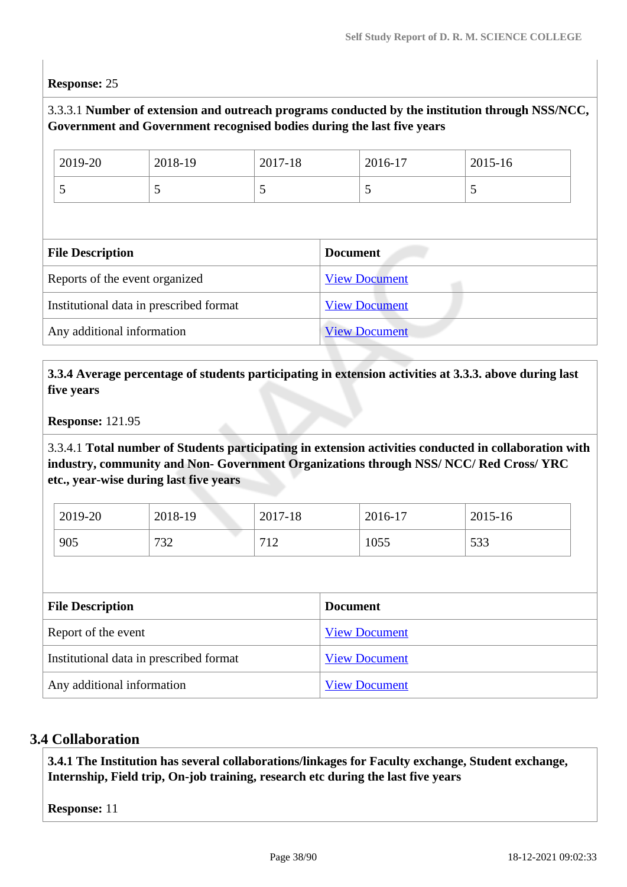**Response:** 25

3.3.3.1 **Number of extension and outreach programs conducted by the institution through NSS/NCC, Government and Government recognised bodies during the last five years**

| 2019-20 | 2018-19 | 2017-18 | 2016-17 | 2015-16 |
|---|---|---|---|---|
| 5 | 5 | 5 | 5 | 5 |

| File Description | Document |
|---|---|
| Reports of the event organized | View Document |
| Institutional data in prescribed format | View Document |
| Any additional information | View Document |

**3.3.4 Average percentage of students participating in extension activities at 3.3.3. above during last five years**

**Response:** 121.95

3.3.4.1 **Total number of Students participating in extension activities conducted in collaboration with industry, community and Non- Government Organizations through NSS/ NCC/ Red Cross/ YRC etc., year-wise during last five years**

| 2019-20 | 2018-19 | 2017-18 | 2016-17 | 2015-16 |
|---|---|---|---|---|
| 905 | 732 | 712 | 1055 | 533 |

| File Description | Document |
|---|---|
| Report of the event | View Document |
| Institutional data in prescribed format | View Document |
| Any additional information | View Document |

## 3.4 Collaboration

**3.4.1 The Institution has several collaborations/linkages for Faculty exchange, Student exchange, Internship, Field trip, On-job training, research etc during the last five years**

**Response:** 11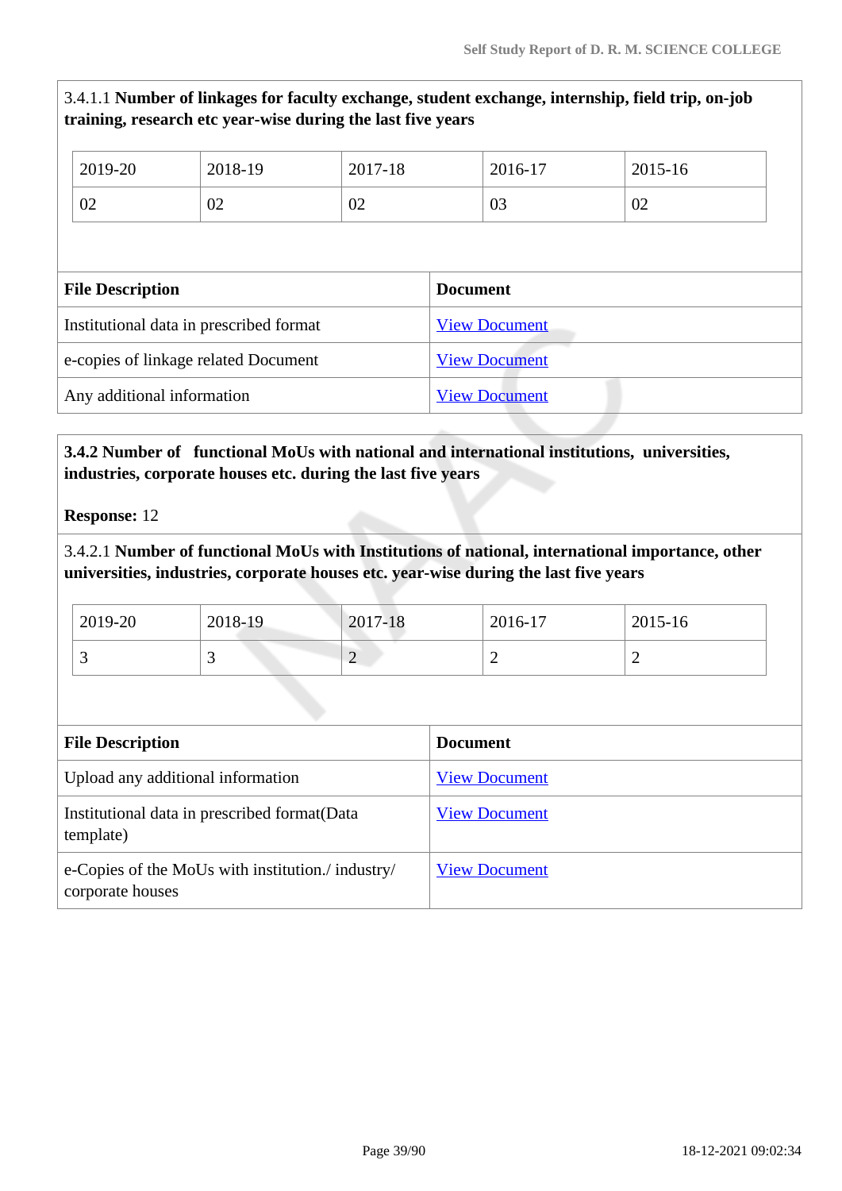3.4.1.1 **Number of linkages for faculty exchange, student exchange, internship, field trip, on-job training, research etc year-wise during the last five years**

| 2019-20 | 2018-19 | 2017-18 | 2016-17 | 2015-16 |
|---|---|---|---|---|
| 02 | 02 | 02 | 03 | 02 |

| File Description | Document |
|---|---|
| Institutional data in prescribed format | View Document |
| e-copies of linkage related Document | View Document |
| Any additional information | View Document |

**3.4.2 Number of functional MoUs with national and international institutions, universities, industries, corporate houses etc. during the last five years**

**Response:** 12

3.4.2.1 **Number of functional MoUs with Institutions of national, international importance, other universities, industries, corporate houses etc. year-wise during the last five years**

| 2019-20 | 2018-19 | 2017-18 | 2016-17 | 2015-16 |
|---|---|---|---|---|
| 3 | 3 | 2 | 2 | 2 |

| File Description | Document |
|---|---|
| Upload any additional information | View Document |
| Institutional data in prescribed format(Data template) | View Document |
| e-Copies of the MoUs with institution./ industry/ corporate houses | View Document |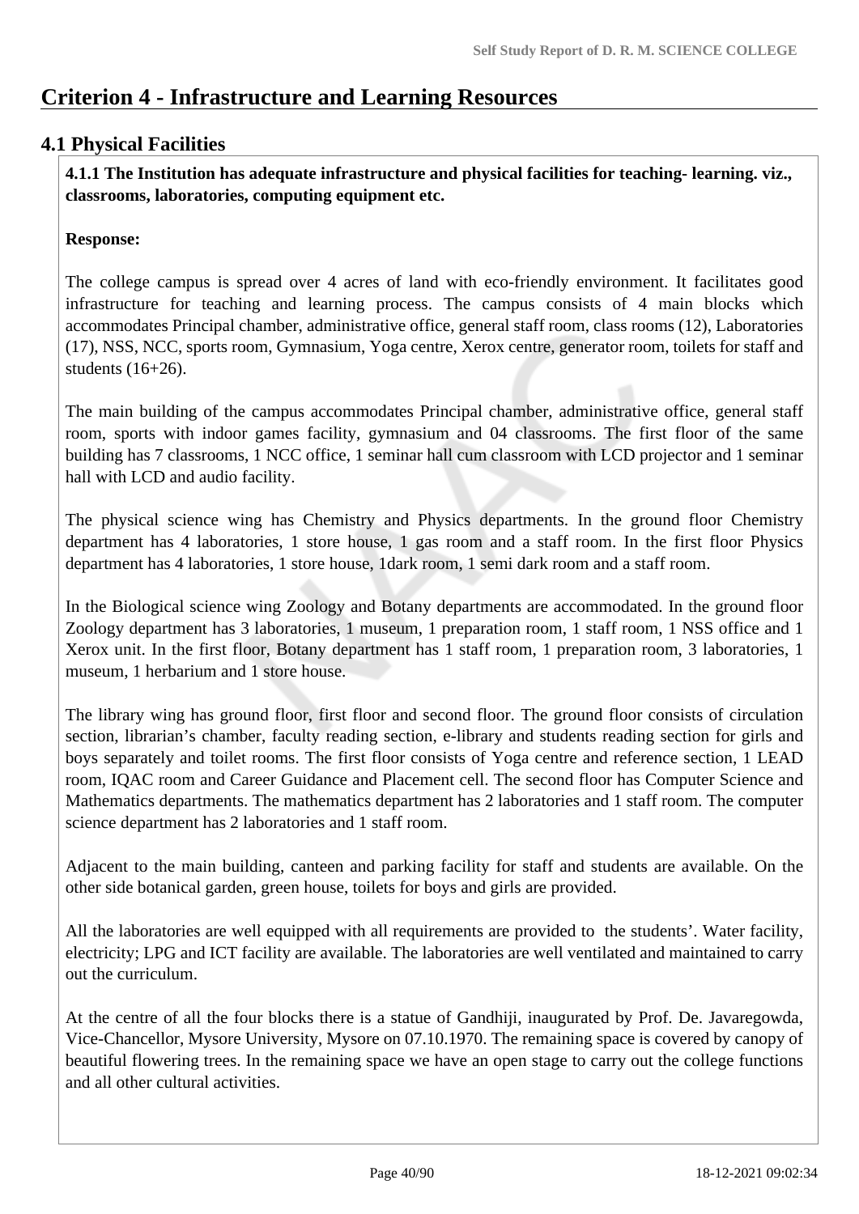# Criterion 4 - Infrastructure and Learning Resources

## 4.1 Physical Facilities

**4.1.1 The Institution has adequate infrastructure and physical facilities for teaching- learning. viz., classrooms, laboratories, computing equipment etc.**

**Response:**

The college campus is spread over 4 acres of land with eco-friendly environment. It facilitates good infrastructure for teaching and learning process. The campus consists of 4 main blocks which accommodates Principal chamber, administrative office, general staff room, class rooms (12), Laboratories (17), NSS, NCC, sports room, Gymnasium, Yoga centre, Xerox centre, generator room, toilets for staff and students (16+26).

The main building of the campus accommodates Principal chamber, administrative office, general staff room, sports with indoor games facility, gymnasium and 04 classrooms. The first floor of the same building has 7 classrooms, 1 NCC office, 1 seminar hall cum classroom with LCD projector and 1 seminar hall with LCD and audio facility.

The physical science wing has Chemistry and Physics departments. In the ground floor Chemistry department has 4 laboratories, 1 store house, 1 gas room and a staff room. In the first floor Physics department has 4 laboratories, 1 store house, 1dark room, 1 semi dark room and a staff room.

In the Biological science wing Zoology and Botany departments are accommodated. In the ground floor Zoology department has 3 laboratories, 1 museum, 1 preparation room, 1 staff room, 1 NSS office and 1 Xerox unit. In the first floor, Botany department has 1 staff room, 1 preparation room, 3 laboratories, 1 museum, 1 herbarium and 1 store house.

The library wing has ground floor, first floor and second floor. The ground floor consists of circulation section, librarian's chamber, faculty reading section, e-library and students reading section for girls and boys separately and toilet rooms. The first floor consists of Yoga centre and reference section, 1 LEAD room, IQAC room and Career Guidance and Placement cell. The second floor has Computer Science and Mathematics departments. The mathematics department has 2 laboratories and 1 staff room. The computer science department has 2 laboratories and 1 staff room.

Adjacent to the main building, canteen and parking facility for staff and students are available. On the other side botanical garden, green house, toilets for boys and girls are provided.

All the laboratories are well equipped with all requirements are provided to the students'. Water facility, electricity; LPG and ICT facility are available. The laboratories are well ventilated and maintained to carry out the curriculum.

At the centre of all the four blocks there is a statue of Gandhiji, inaugurated by Prof. De. Javaregowda, Vice-Chancellor, Mysore University, Mysore on 07.10.1970. The remaining space is covered by canopy of beautiful flowering trees. In the remaining space we have an open stage to carry out the college functions and all other cultural activities.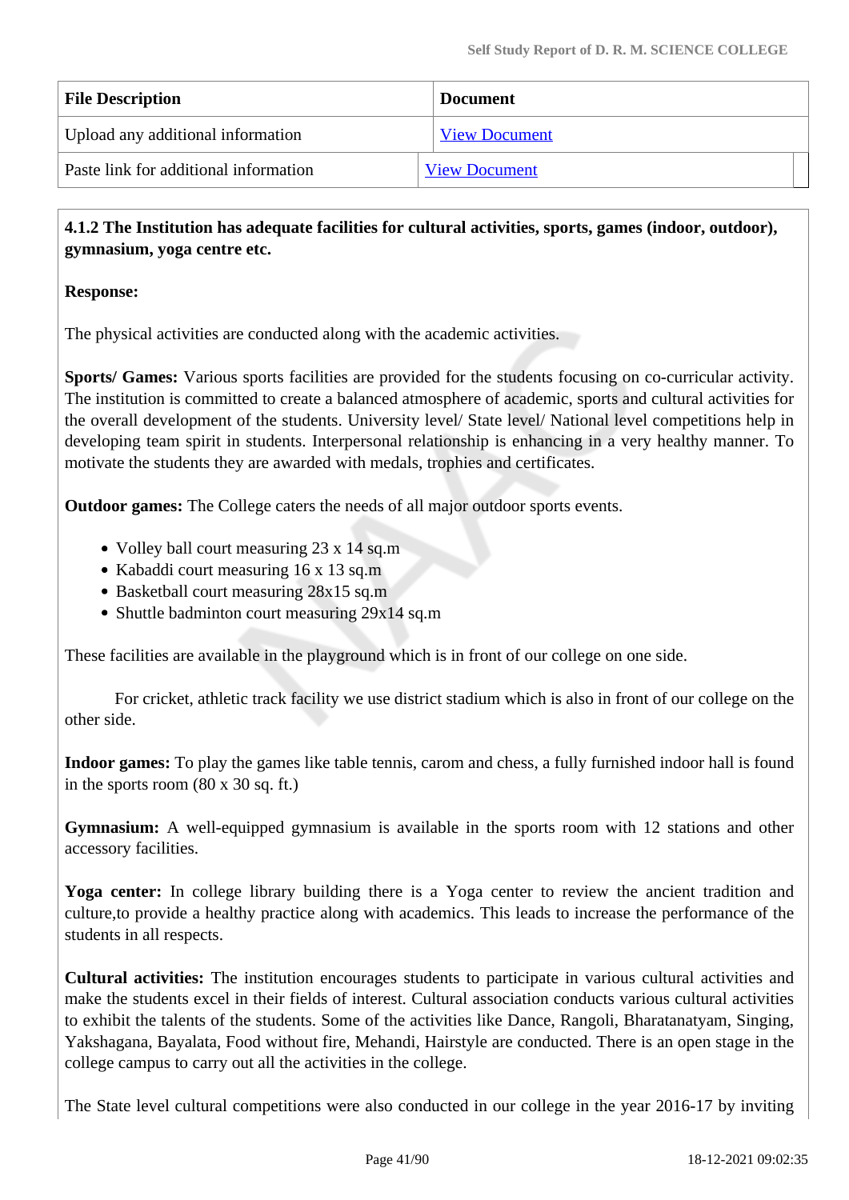| File Description | Document |
|---|---|
| Upload any additional information | View Document |
| Paste link for additional information | View Document |

**4.1.2 The Institution has adequate facilities for cultural activities, sports, games (indoor, outdoor), gymnasium, yoga centre etc.**

**Response:**

The physical activities are conducted along with the academic activities.

**Sports/ Games:** Various sports facilities are provided for the students focusing on co-curricular activity. The institution is committed to create a balanced atmosphere of academic, sports and cultural activities for the overall development of the students. University level/ State level/ National level competitions help in developing team spirit in students. Interpersonal relationship is enhancing in a very healthy manner. To motivate the students they are awarded with medals, trophies and certificates.

**Outdoor games:** The College caters the needs of all major outdoor sports events.

- Volley ball court measuring 23 x 14 sq.m
- Kabaddi court measuring 16 x 13 sq.m
- Basketball court measuring 28x15 sq.m
- Shuttle badminton court measuring 29x14 sq.m

These facilities are available in the playground which is in front of our college on one side.

For cricket, athletic track facility we use district stadium which is also in front of our college on the other side.

**Indoor games:** To play the games like table tennis, carom and chess, a fully furnished indoor hall is found in the sports room (80 x 30 sq. ft.)

**Gymnasium:** A well-equipped gymnasium is available in the sports room with 12 stations and other accessory facilities.

**Yoga center:** In college library building there is a Yoga center to review the ancient tradition and culture,to provide a healthy practice along with academics. This leads to increase the performance of the students in all respects.

**Cultural activities:** The institution encourages students to participate in various cultural activities and make the students excel in their fields of interest. Cultural association conducts various cultural activities to exhibit the talents of the students. Some of the activities like Dance, Rangoli, Bharatanatyam, Singing, Yakshagana, Bayalata, Food without fire, Mehandi, Hairstyle are conducted. There is an open stage in the college campus to carry out all the activities in the college.

The State level cultural competitions were also conducted in our college in the year 2016-17 by inviting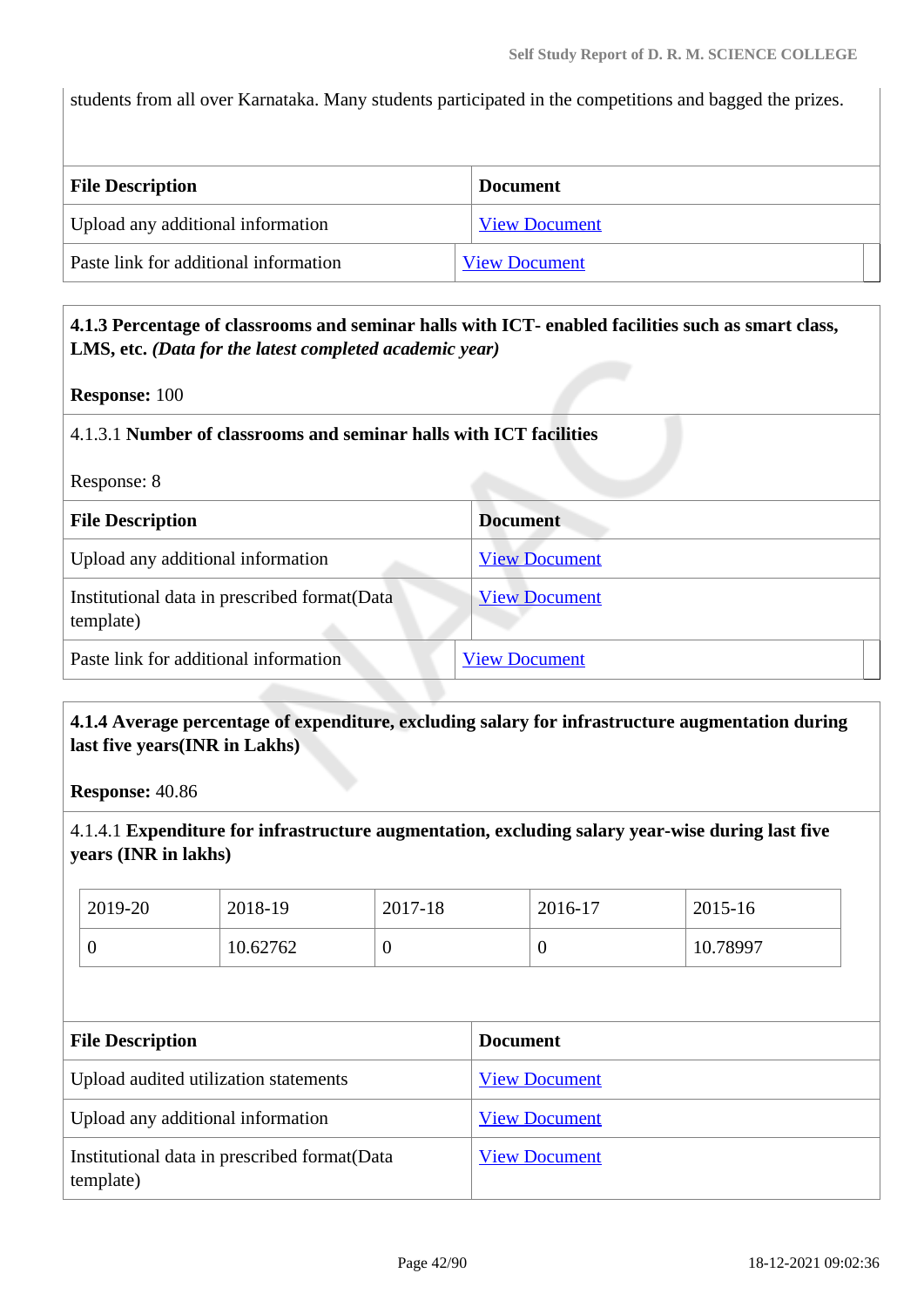students from all over Karnataka. Many students participated in the competitions and bagged the prizes.

| File Description | Document |
|---|---|
| Upload any additional information | View Document |
| Paste link for additional information | View Document |

**4.1.3 Percentage of classrooms and seminar halls with ICT- enabled facilities such as smart class, LMS, etc.** ***(Data for the latest completed academic year)***

**Response:** 100

4.1.3.1 **Number of classrooms and seminar halls with ICT facilities**

Response: 8

| File Description | Document |
|---|---|
| Upload any additional information | View Document |
| Institutional data in prescribed format(Data template) | View Document |
| Paste link for additional information | View Document |

**4.1.4 Average percentage of expenditure, excluding salary for infrastructure augmentation during last five years(INR in Lakhs)**

**Response:** 40.86

4.1.4.1 **Expenditure for infrastructure augmentation, excluding salary year-wise during last five years (INR in lakhs)**

| 2019-20 | 2018-19 | 2017-18 | 2016-17 | 2015-16 |
|---|---|---|---|---|
| 0 | 10.62762 | 0 | 0 | 10.78997 |

| File Description | Document |
|---|---|
| Upload audited utilization statements | View Document |
| Upload any additional information | View Document |
| Institutional data in prescribed format(Data template) | View Document |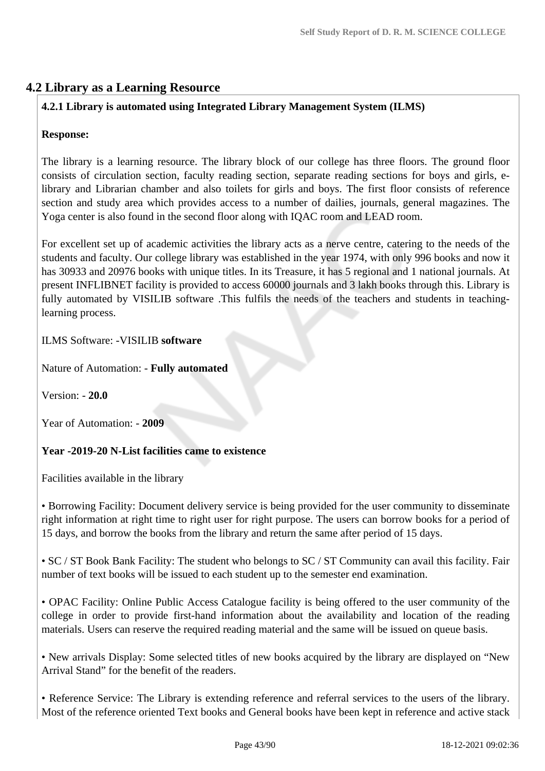## 4.2 Library as a Learning Resource

**4.2.1 Library is automated using Integrated Library Management System (ILMS)**

**Response:**

The library is a learning resource. The library block of our college has three floors. The ground floor consists of circulation section, faculty reading section, separate reading sections for boys and girls, e-library and Librarian chamber and also toilets for girls and boys. The first floor consists of reference section and study area which provides access to a number of dailies, journals, general magazines. The Yoga center is also found in the second floor along with IQAC room and LEAD room.

For excellent set up of academic activities the library acts as a nerve centre, catering to the needs of the students and faculty. Our college library was established in the year 1974, with only 996 books and now it has 30933 and 20976 books with unique titles. In its Treasure, it has 5 regional and 1 national journals. At present INFLIBNET facility is provided to access 60000 journals and 3 lakh books through this. Library is fully automated by VISILIB software .This fulfils the needs of the teachers and students in teaching-learning process.

ILMS Software: -VISILIB **software**

Nature of Automation: - **Fully automated**

Version: - **20.0**

Year of Automation: - **2009**

**Year -2019-20 N-List facilities came to existence**

Facilities available in the library

• Borrowing Facility: Document delivery service is being provided for the user community to disseminate right information at right time to right user for right purpose. The users can borrow books for a period of 15 days, and borrow the books from the library and return the same after period of 15 days.

• SC / ST Book Bank Facility: The student who belongs to SC / ST Community can avail this facility. Fair number of text books will be issued to each student up to the semester end examination.

• OPAC Facility: Online Public Access Catalogue facility is being offered to the user community of the college in order to provide first-hand information about the availability and location of the reading materials. Users can reserve the required reading material and the same will be issued on queue basis.

• New arrivals Display: Some selected titles of new books acquired by the library are displayed on "New Arrival Stand" for the benefit of the readers.

• Reference Service: The Library is extending reference and referral services to the users of the library. Most of the reference oriented Text books and General books have been kept in reference and active stack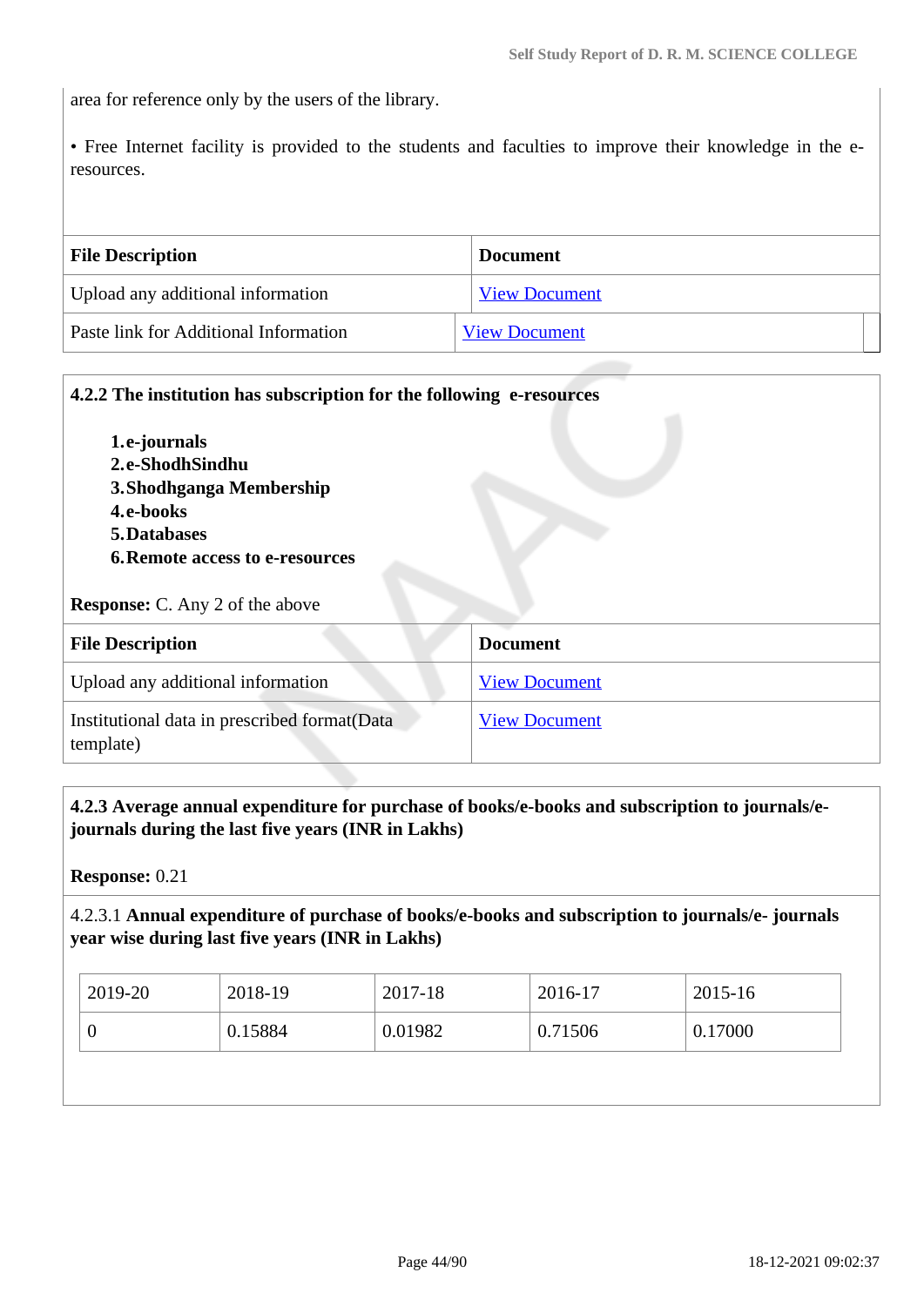area for reference only by the users of the library.

• Free Internet facility is provided to the students and faculties to improve their knowledge in the e-resources.

| File Description | Document |
|---|---|
| Upload any additional information | View Document |
| Paste link for Additional Information | View Document |

**4.2.2 The institution has subscription for the following e-resources**

1. **e-journals**
2. **e-ShodhSindhu**
3. **Shodhganga Membership**
4. **e-books**
5. **Databases**
6. **Remote access to e-resources**

**Response:** C. Any 2 of the above

| File Description | Document |
|---|---|
| Upload any additional information | View Document |
| Institutional data in prescribed format(Data template) | View Document |

**4.2.3 Average annual expenditure for purchase of books/e-books and subscription to journals/e-journals during the last five years (INR in Lakhs)**

**Response:** 0.21

4.2.3.1 **Annual expenditure of purchase of books/e-books and subscription to journals/e- journals year wise during last five years (INR in Lakhs)**

| 2019-20 | 2018-19 | 2017-18 | 2016-17 | 2015-16 |
|---|---|---|---|---|
| 0 | 0.15884 | 0.01982 | 0.71506 | 0.17000 |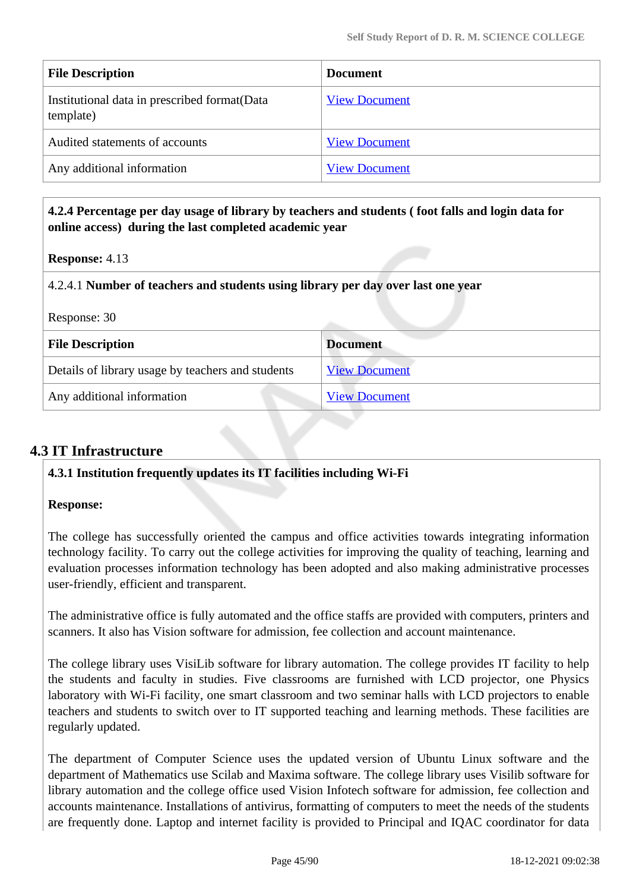| File Description | Document |
| --- | --- |
| Institutional data in prescribed format(Data template) | View Document |
| Audited statements of accounts | View Document |
| Any additional information | View Document |

**4.2.4 Percentage per day usage of library by teachers and students ( foot falls and login data for online access) during the last completed academic year**

**Response:** 4.13

4.2.4.1 **Number of teachers and students using library per day over last one year**

Response: 30

| File Description | Document |
| --- | --- |
| Details of library usage by teachers and students | View Document |
| Any additional information | View Document |

## 4.3 IT Infrastructure

**4.3.1 Institution frequently updates its IT facilities including Wi-Fi**

**Response:**

The college has successfully oriented the campus and office activities towards integrating information technology facility. To carry out the college activities for improving the quality of teaching, learning and evaluation processes information technology has been adopted and also making administrative processes user-friendly, efficient and transparent.

The administrative office is fully automated and the office staffs are provided with computers, printers and scanners. It also has Vision software for admission, fee collection and account maintenance.

The college library uses VisiLib software for library automation. The college provides IT facility to help the students and faculty in studies. Five classrooms are furnished with LCD projector, one Physics laboratory with Wi-Fi facility, one smart classroom and two seminar halls with LCD projectors to enable teachers and students to switch over to IT supported teaching and learning methods. These facilities are regularly updated.

The department of Computer Science uses the updated version of Ubuntu Linux software and the department of Mathematics use Scilab and Maxima software. The college library uses Visilib software for library automation and the college office used Vision Infotech software for admission, fee collection and accounts maintenance. Installations of antivirus, formatting of computers to meet the needs of the students are frequently done. Laptop and internet facility is provided to Principal and IQAC coordinator for data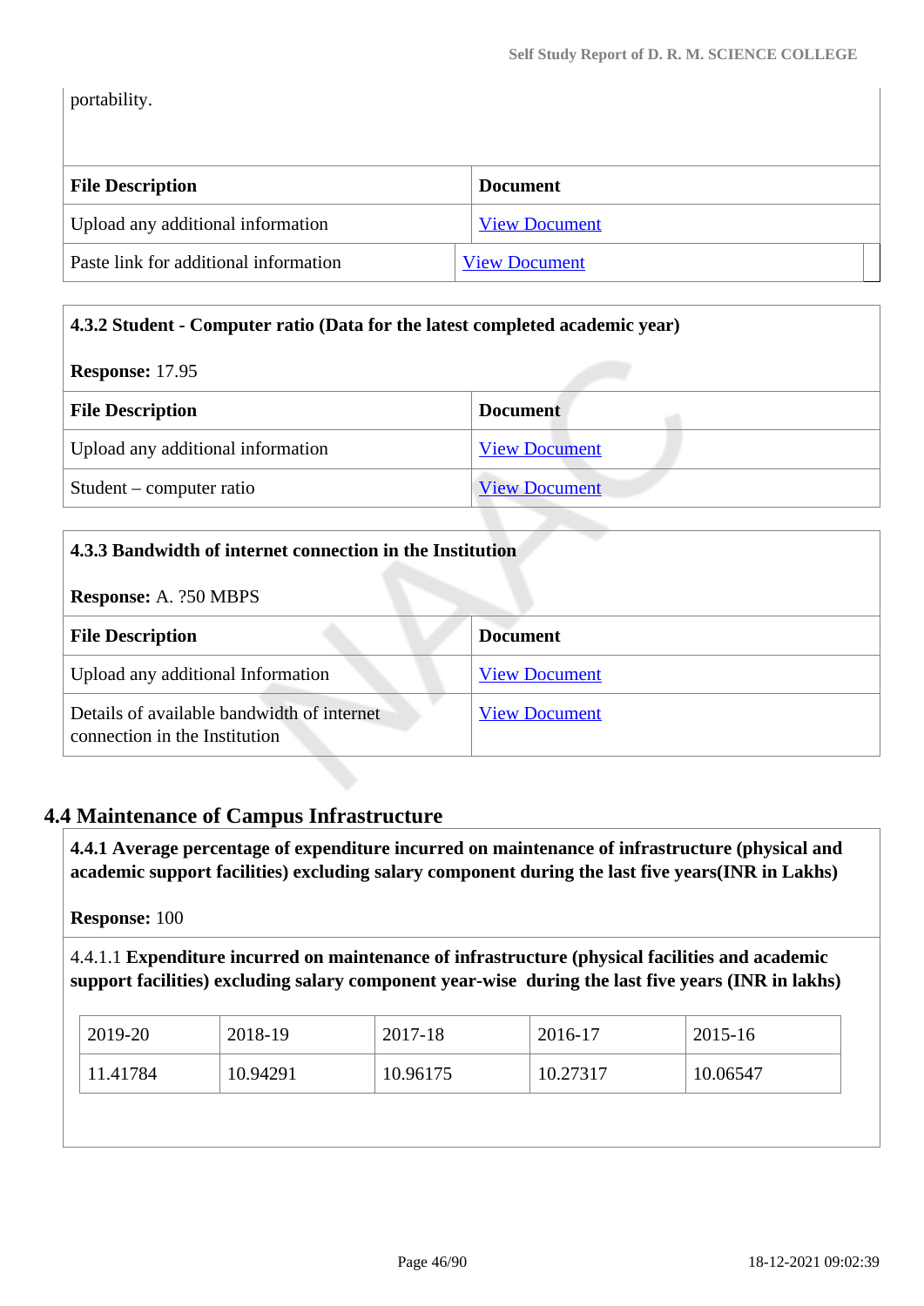portability.

| File Description | Document |
|---|---|
| Upload any additional information | View Document |
| Paste link for additional information | View Document |

**4.3.2 Student - Computer ratio (Data for the latest completed academic year)**

**Response:** 17.95

| File Description | Document |
|---|---|
| Upload any additional information | View Document |
| Student – computer ratio | View Document |

**4.3.3 Bandwidth of internet connection in the Institution**

**Response:** A. ?50 MBPS

| File Description | Document |
|---|---|
| Upload any additional Information | View Document |
| Details of available bandwidth of internet connection in the Institution | View Document |

## 4.4 Maintenance of Campus Infrastructure

**4.4.1 Average percentage of expenditure incurred on maintenance of infrastructure (physical and academic support facilities) excluding salary component during the last five years(INR in Lakhs)**

**Response:** 100

4.4.1.1 **Expenditure incurred on maintenance of infrastructure (physical facilities and academic support facilities) excluding salary component year-wise during the last five years (INR in lakhs)**

| 2019-20 | 2018-19 | 2017-18 | 2016-17 | 2015-16 |
|---|---|---|---|---|
| 11.41784 | 10.94291 | 10.96175 | 10.27317 | 10.06547 |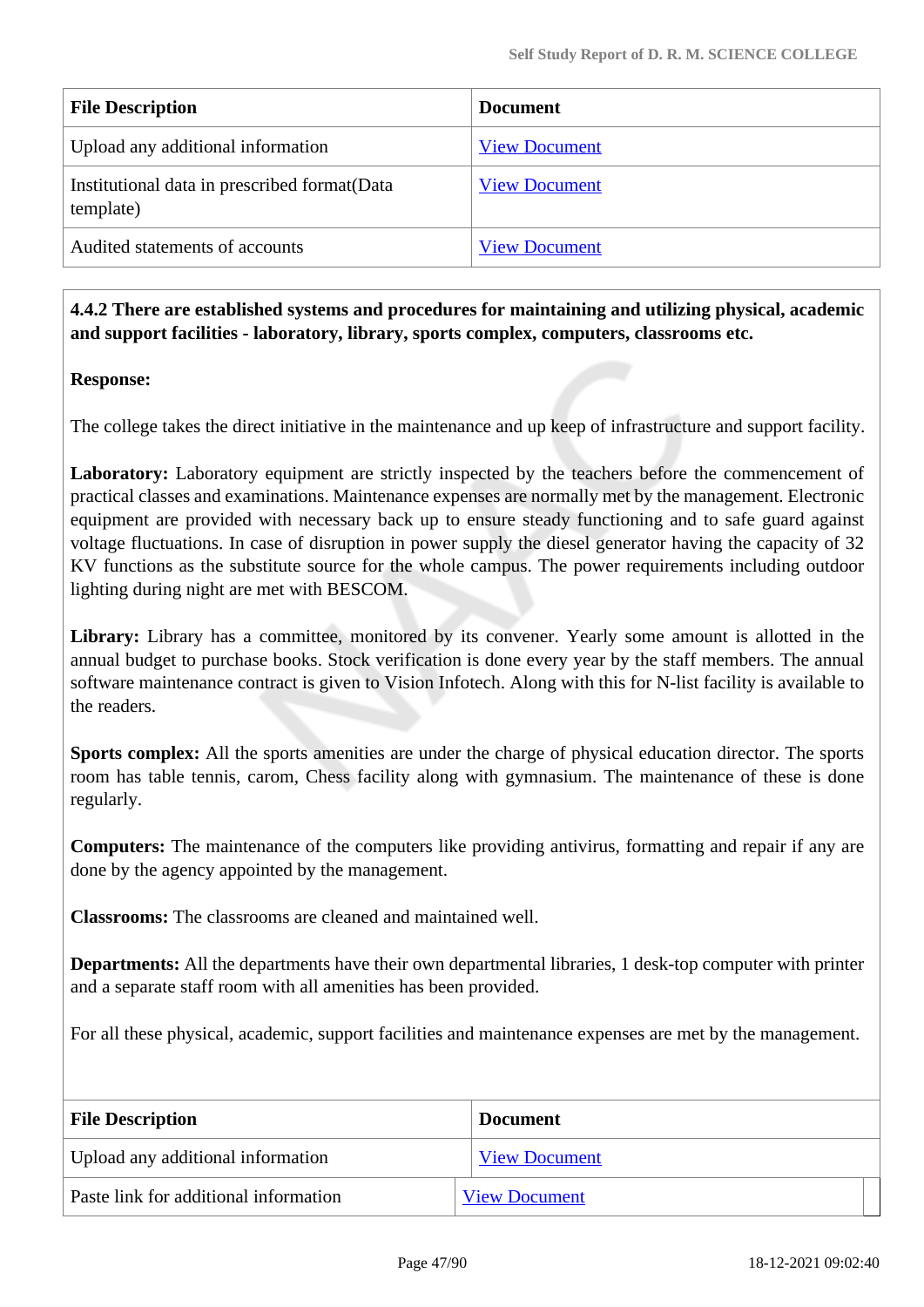| File Description | Document |
|---|---|
| Upload any additional information | View Document |
| Institutional data in prescribed format(Data template) | View Document |
| Audited statements of accounts | View Document |

**4.4.2 There are established systems and procedures for maintaining and utilizing physical, academic and support facilities - laboratory, library, sports complex, computers, classrooms etc.**

**Response:**

The college takes the direct initiative in the maintenance and up keep of infrastructure and support facility.

**Laboratory:** Laboratory equipment are strictly inspected by the teachers before the commencement of practical classes and examinations. Maintenance expenses are normally met by the management. Electronic equipment are provided with necessary back up to ensure steady functioning and to safe guard against voltage fluctuations. In case of disruption in power supply the diesel generator having the capacity of 32 KV functions as the substitute source for the whole campus. The power requirements including outdoor lighting during night are met with BESCOM.

**Library:** Library has a committee, monitored by its convener. Yearly some amount is allotted in the annual budget to purchase books. Stock verification is done every year by the staff members. The annual software maintenance contract is given to Vision Infotech. Along with this for N-list facility is available to the readers.

**Sports complex:** All the sports amenities are under the charge of physical education director. The sports room has table tennis, carom, Chess facility along with gymnasium. The maintenance of these is done regularly.

**Computers:** The maintenance of the computers like providing antivirus, formatting and repair if any are done by the agency appointed by the management.

**Classrooms:** The classrooms are cleaned and maintained well.

**Departments:** All the departments have their own departmental libraries, 1 desk-top computer with printer and a separate staff room with all amenities has been provided.

For all these physical, academic, support facilities and maintenance expenses are met by the management.

| File Description | Document |
|---|---|
| Upload any additional information | View Document |
| Paste link for additional information | View Document |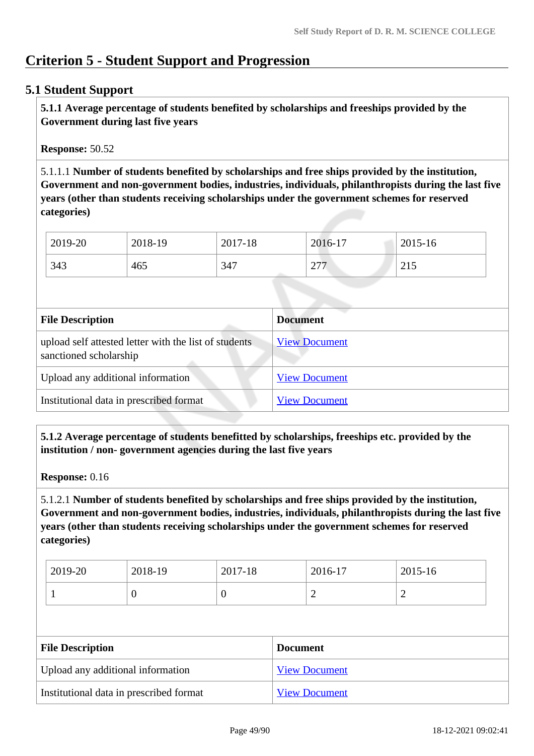# Criterion 5 - Student Support and Progression

## 5.1 Student Support

**5.1.1 Average percentage of students benefited by scholarships and freeships provided by the Government during last five years**

**Response:** 50.52

5.1.1.1 **Number of students benefited by scholarships and free ships provided by the institution, Government and non-government bodies, industries, individuals, philanthropists during the last five years (other than students receiving scholarships under the government schemes for reserved categories)**

| 2019-20 | 2018-19 | 2017-18 | 2016-17 | 2015-16 |
|---|---|---|---|---|
| 343 | 465 | 347 | 277 | 215 |

| File Description | Document |
|---|---|
| upload self attested letter with the list of students sanctioned scholarship | View Document |
| Upload any additional information | View Document |
| Institutional data in prescribed format | View Document |

**5.1.2 Average percentage of students benefitted by scholarships, freeships etc. provided by the institution / non- government agencies during the last five years**

**Response:** 0.16

5.1.2.1 **Number of students benefited by scholarships and free ships provided by the institution, Government and non-government bodies, industries, individuals, philanthropists during the last five years (other than students receiving scholarships under the government schemes for reserved categories)**

| 2019-20 | 2018-19 | 2017-18 | 2016-17 | 2015-16 |
|---|---|---|---|---|
| 1 | 0 | 0 | 2 | 2 |

| File Description | Document |
|---|---|
| Upload any additional information | View Document |
| Institutional data in prescribed format | View Document |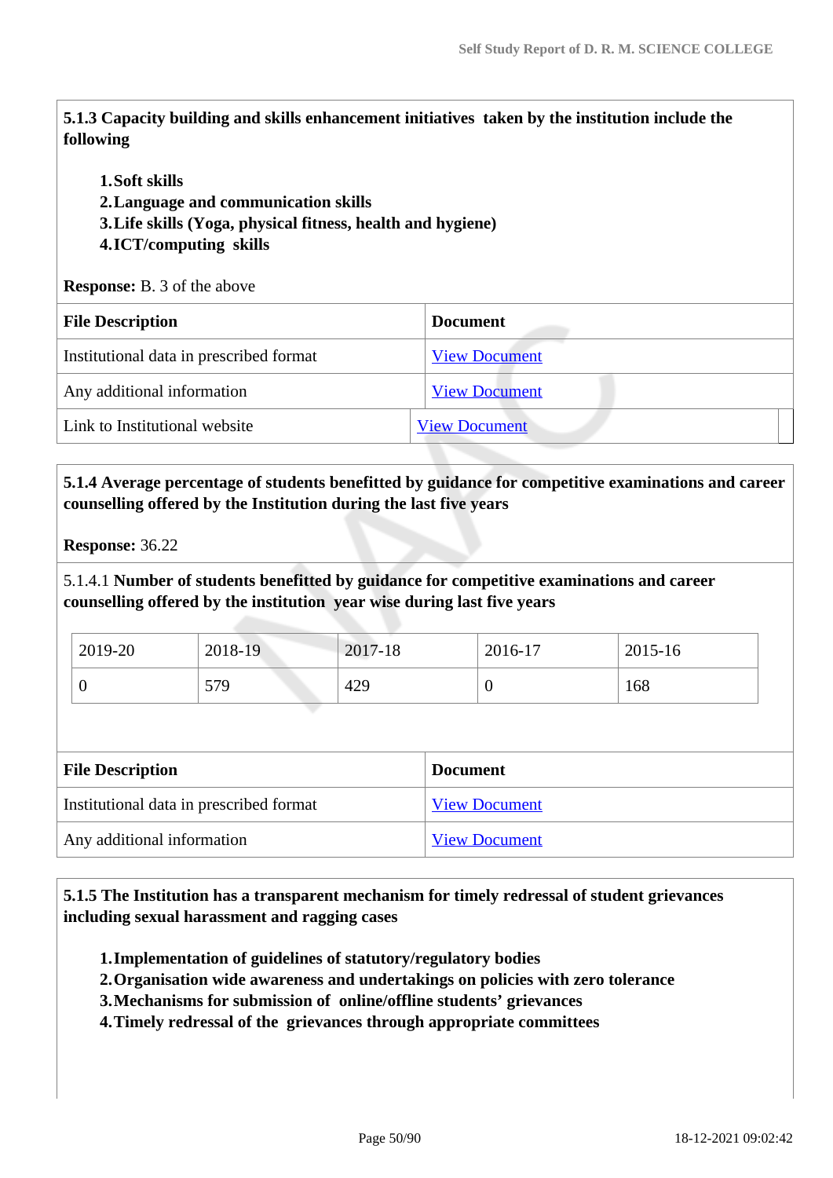**5.1.3 Capacity building and skills enhancement initiatives taken by the institution include the following**

1. **Soft skills**
2. **Language and communication skills**
3. **Life skills (Yoga, physical fitness, health and hygiene)**
4. **ICT/computing skills**

**Response:** B. 3 of the above

| File Description | Document |
|---|---|
| Institutional data in prescribed format | View Document |
| Any additional information | View Document |
| Link to Institutional website | View Document |

**5.1.4 Average percentage of students benefitted by guidance for competitive examinations and career counselling offered by the Institution during the last five years**

**Response:** 36.22

5.1.4.1 **Number of students benefitted by guidance for competitive examinations and career counselling offered by the institution year wise during last five years**

| 2019-20 | 2018-19 | 2017-18 | 2016-17 | 2015-16 |
|---|---|---|---|---|
| 0 | 579 | 429 | 0 | 168 |

| File Description | Document |
|---|---|
| Institutional data in prescribed format | View Document |
| Any additional information | View Document |

**5.1.5 The Institution has a transparent mechanism for timely redressal of student grievances including sexual harassment and ragging cases**

1. **Implementation of guidelines of statutory/regulatory bodies**
2. **Organisation wide awareness and undertakings on policies with zero tolerance**
3. **Mechanisms for submission of online/offline students' grievances**
4. **Timely redressal of the grievances through appropriate committees**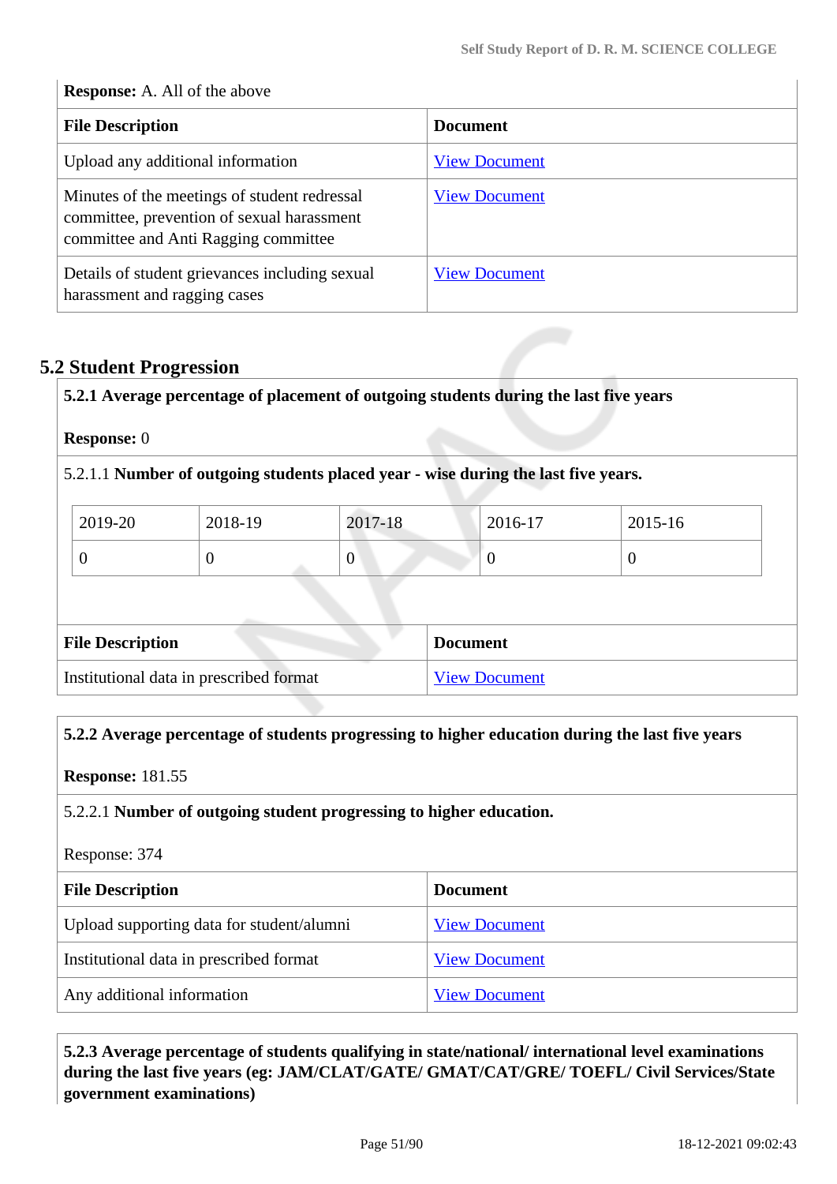**Response:** A. All of the above

| File Description | Document |
|---|---|
| Upload any additional information | View Document |
| Minutes of the meetings of student redressal committee, prevention of sexual harassment committee and Anti Ragging committee | View Document |
| Details of student grievances including sexual harassment and ragging cases | View Document |

## 5.2 Student Progression

**5.2.1 Average percentage of placement of outgoing students during the last five years**

**Response:** 0

5.2.1.1 **Number of outgoing students placed year - wise during the last five years.**

| 2019-20 | 2018-19 | 2017-18 | 2016-17 | 2015-16 |
|---|---|---|---|---|
| 0 | 0 | 0 | 0 | 0 |

| File Description | Document |
|---|---|
| Institutional data in prescribed format | View Document |

**5.2.2 Average percentage of students progressing to higher education during the last five years**

**Response:** 181.55

5.2.2.1 **Number of outgoing student progressing to higher education.**

Response: 374

| File Description | Document |
|---|---|
| Upload supporting data for student/alumni | View Document |
| Institutional data in prescribed format | View Document |
| Any additional information | View Document |

**5.2.3 Average percentage of students qualifying in state/national/ international level examinations during the last five years (eg: JAM/CLAT/GATE/ GMAT/CAT/GRE/ TOEFL/ Civil Services/State government examinations)**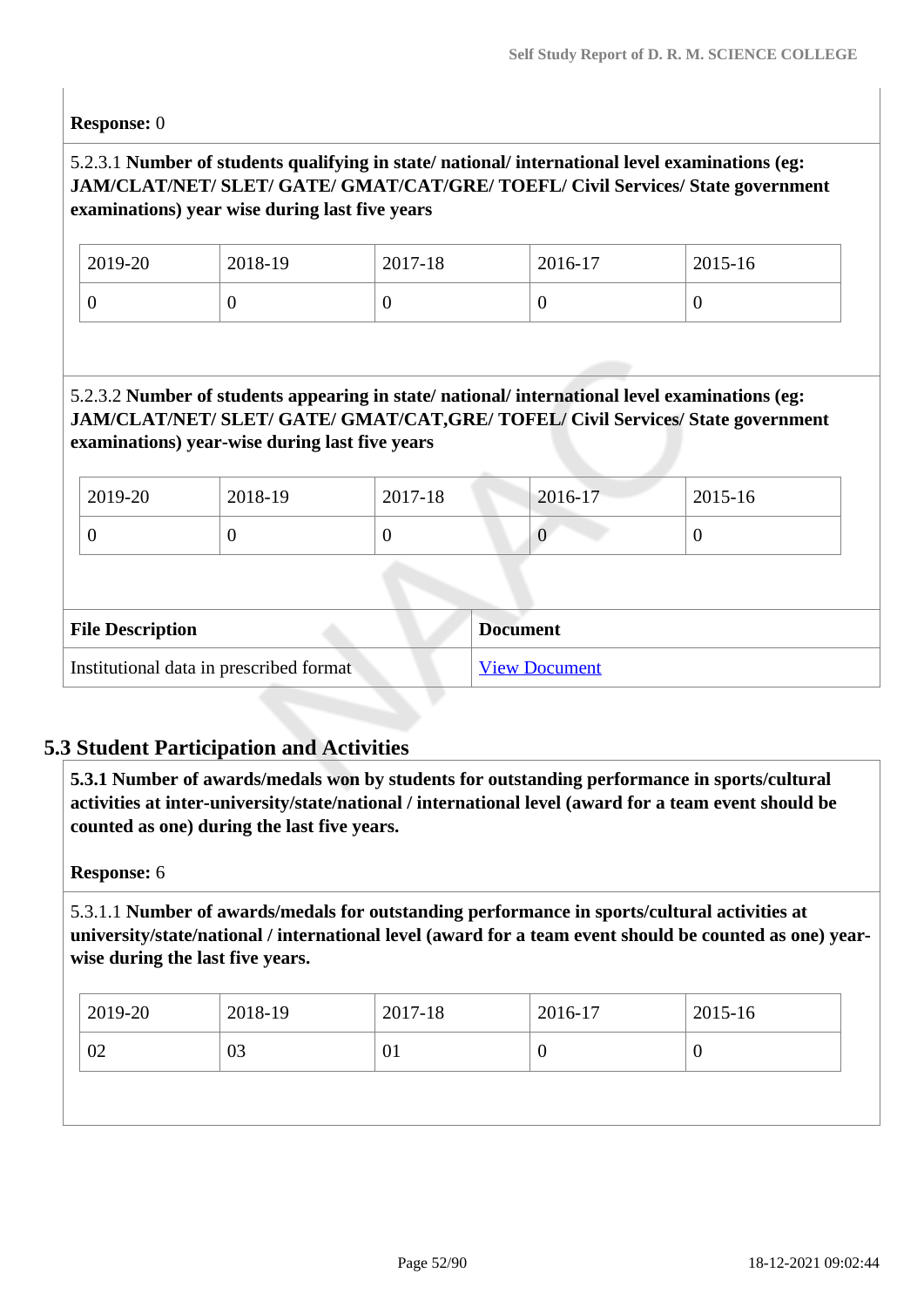**Response:** 0

5.2.3.1 **Number of students qualifying in state/ national/ international level examinations (eg: JAM/CLAT/NET/ SLET/ GATE/ GMAT/CAT/GRE/ TOEFL/ Civil Services/ State government examinations) year wise during last five years**

| 2019-20 | 2018-19 | 2017-18 | 2016-17 | 2015-16 |
|---|---|---|---|---|
| 0 | 0 | 0 | 0 | 0 |

5.2.3.2 **Number of students appearing in state/ national/ international level examinations (eg: JAM/CLAT/NET/ SLET/ GATE/ GMAT/CAT,GRE/ TOFEL/ Civil Services/ State government examinations) year-wise during last five years**

| 2019-20 | 2018-19 | 2017-18 | 2016-17 | 2015-16 |
|---|---|---|---|---|
| 0 | 0 | 0 | 0 | 0 |

| File Description | Document |
|---|---|
| Institutional data in prescribed format | View Document |

## 5.3 Student Participation and Activities

**5.3.1 Number of awards/medals won by students for outstanding performance in sports/cultural activities at inter-university/state/national / international level (award for a team event should be counted as one) during the last five years.**

**Response:** 6

5.3.1.1 **Number of awards/medals for outstanding performance in sports/cultural activities at university/state/national / international level (award for a team event should be counted as one) year-wise during the last five years.**

| 2019-20 | 2018-19 | 2017-18 | 2016-17 | 2015-16 |
|---|---|---|---|---|
| 02 | 03 | 01 | 0 | 0 |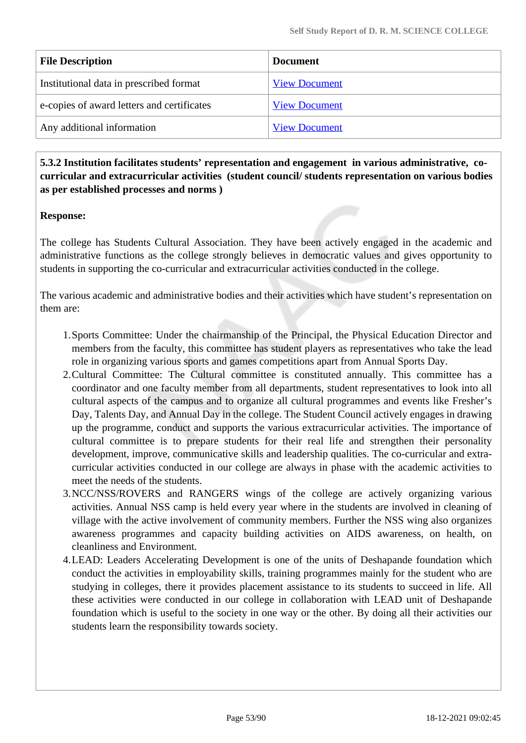| File Description | Document |
|---|---|
| Institutional data in prescribed format | View Document |
| e-copies of award letters and certificates | View Document |
| Any additional information | View Document |

**5.3.2 Institution facilitates students' representation and engagement in various administrative, co-curricular and extracurricular activities (student council/ students representation on various bodies as per established processes and norms )**

**Response:**

The college has Students Cultural Association. They have been actively engaged in the academic and administrative functions as the college strongly believes in democratic values and gives opportunity to students in supporting the co-curricular and extracurricular activities conducted in the college.

The various academic and administrative bodies and their activities which have student's representation on them are:

1. Sports Committee: Under the chairmanship of the Principal, the Physical Education Director and members from the faculty, this committee has student players as representatives who take the lead role in organizing various sports and games competitions apart from Annual Sports Day.
2. Cultural Committee: The Cultural committee is constituted annually. This committee has a coordinator and one faculty member from all departments, student representatives to look into all cultural aspects of the campus and to organize all cultural programmes and events like Fresher's Day, Talents Day, and Annual Day in the college. The Student Council actively engages in drawing up the programme, conduct and supports the various extracurricular activities. The importance of cultural committee is to prepare students for their real life and strengthen their personality development, improve, communicative skills and leadership qualities. The co-curricular and extra-curricular activities conducted in our college are always in phase with the academic activities to meet the needs of the students.
3. NCC/NSS/ROVERS and RANGERS wings of the college are actively organizing various activities. Annual NSS camp is held every year where in the students are involved in cleaning of village with the active involvement of community members. Further the NSS wing also organizes awareness programmes and capacity building activities on AIDS awareness, on health, on cleanliness and Environment.
4. LEAD: Leaders Accelerating Development is one of the units of Deshapande foundation which conduct the activities in employability skills, training programmes mainly for the student who are studying in colleges, there it provides placement assistance to its students to succeed in life. All these activities were conducted in our college in collaboration with LEAD unit of Deshapande foundation which is useful to the society in one way or the other. By doing all their activities our students learn the responsibility towards society.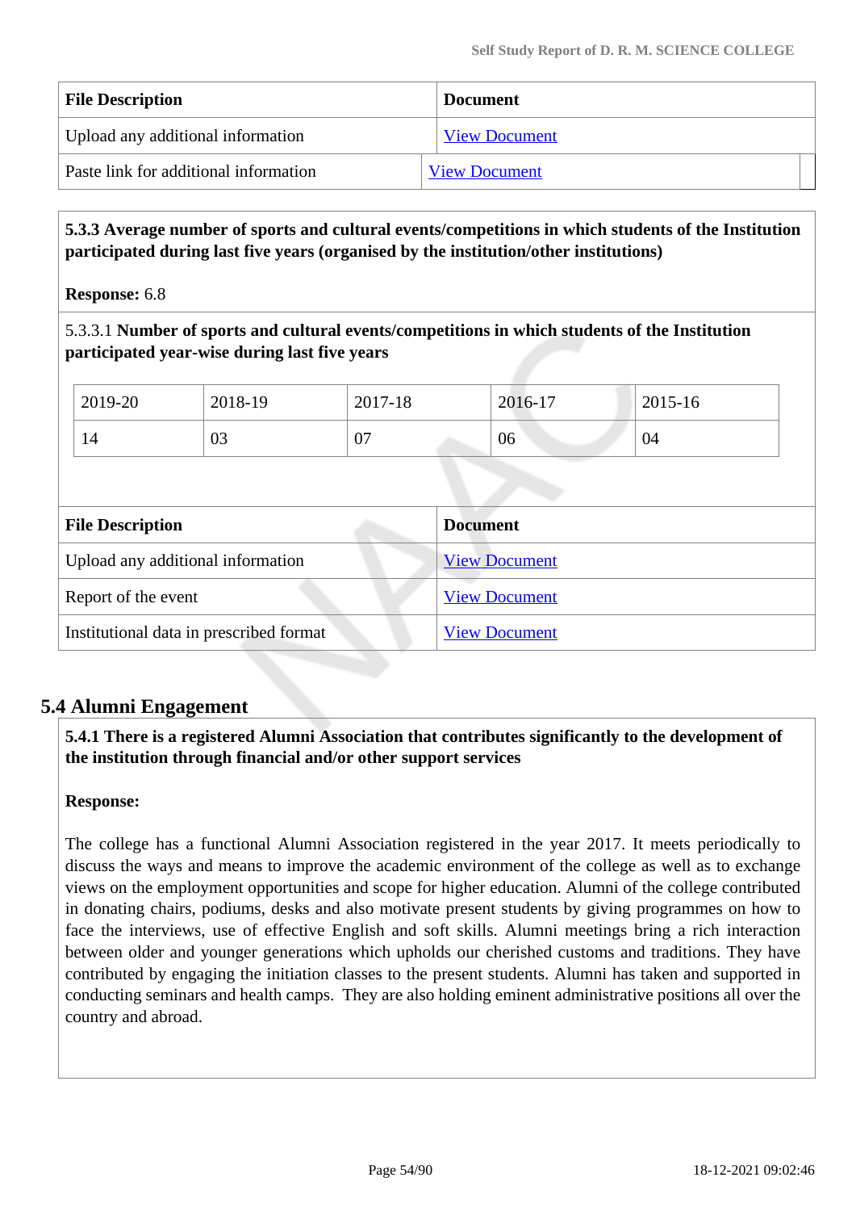| File Description | Document |
|---|---|
| Upload any additional information | View Document |
| Paste link for additional information | View Document |

**5.3.3 Average number of sports and cultural events/competitions in which students of the Institution participated during last five years (organised by the institution/other institutions)**

**Response:** 6.8

5.3.3.1 **Number of sports and cultural events/competitions in which students of the Institution participated year-wise during last five years**

| 2019-20 | 2018-19 | 2017-18 | 2016-17 | 2015-16 |
|---|---|---|---|---|
| 14 | 03 | 07 | 06 | 04 |

| File Description | Document |
|---|---|
| Upload any additional information | View Document |
| Report of the event | View Document |
| Institutional data in prescribed format | View Document |

## 5.4 Alumni Engagement

**5.4.1 There is a registered Alumni Association that contributes significantly to the development of the institution through financial and/or other support services**

**Response:**

The college has a functional Alumni Association registered in the year 2017. It meets periodically to discuss the ways and means to improve the academic environment of the college as well as to exchange views on the employment opportunities and scope for higher education. Alumni of the college contributed in donating chairs, podiums, desks and also motivate present students by giving programmes on how to face the interviews, use of effective English and soft skills. Alumni meetings bring a rich interaction between older and younger generations which upholds our cherished customs and traditions. They have contributed by engaging the initiation classes to the present students. Alumni has taken and supported in conducting seminars and health camps. They are also holding eminent administrative positions all over the country and abroad.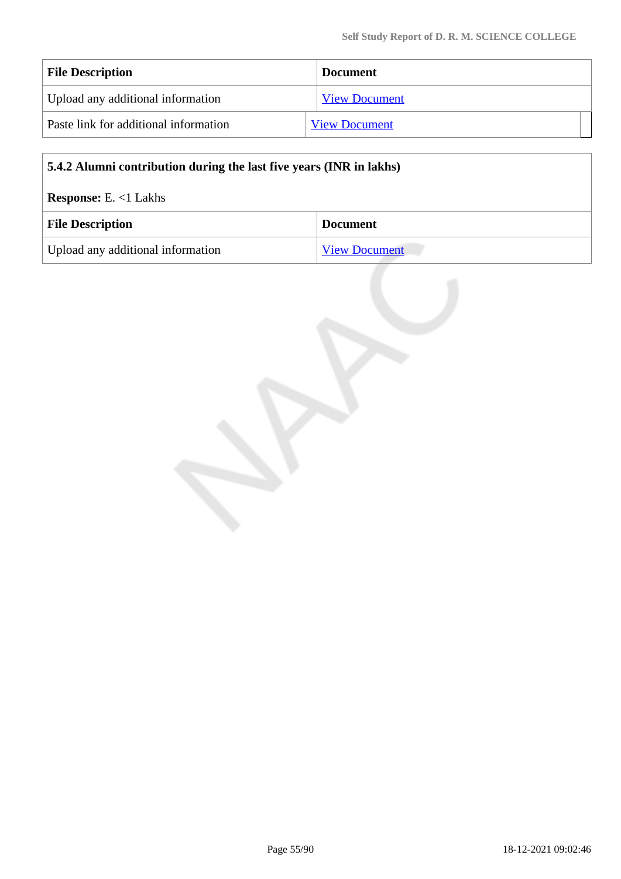| File Description | Document |
|---|---|
| Upload any additional information | View Document |
| Paste link for additional information | View Document |

**5.4.2 Alumni contribution during the last five years (INR in lakhs)**

**Response:** E. <1 Lakhs

| File Description | Document |
|---|---|
| Upload any additional information | View Document |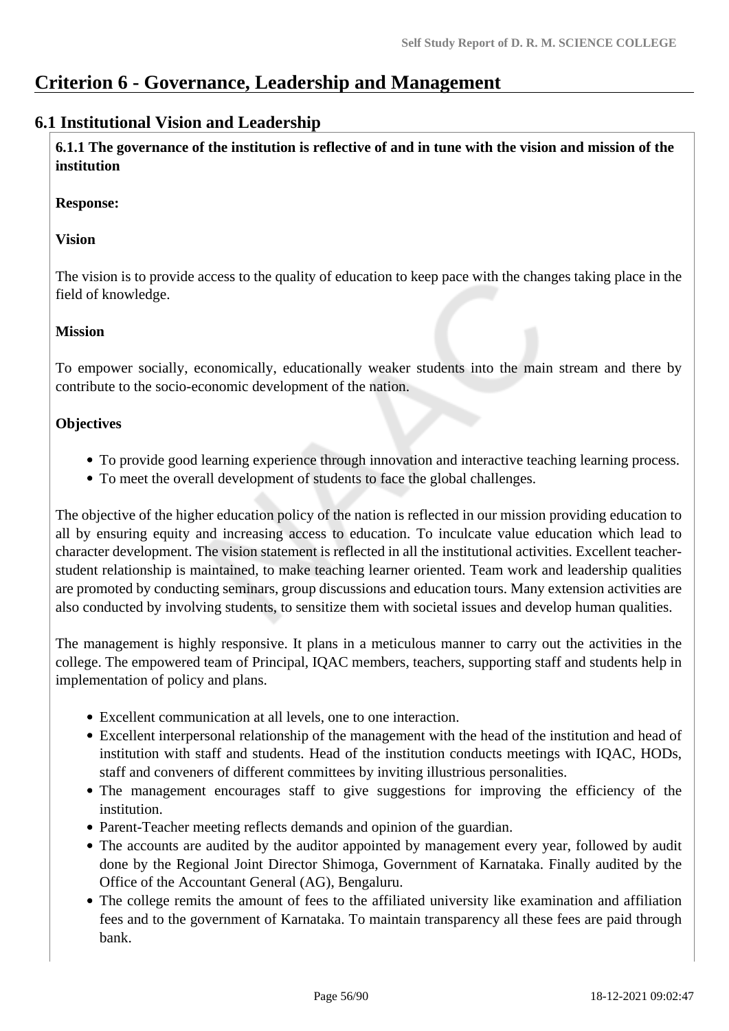# Criterion 6 - Governance, Leadership and Management

## 6.1 Institutional Vision and Leadership

**6.1.1 The governance of the institution is reflective of and in tune with the vision and mission of the institution**

**Response:**

**Vision**

The vision is to provide access to the quality of education to keep pace with the changes taking place in the field of knowledge.

**Mission**

To empower socially, economically, educationally weaker students into the main stream and there by contribute to the socio-economic development of the nation.

**Objectives**

- To provide good learning experience through innovation and interactive teaching learning process.
- To meet the overall development of students to face the global challenges.

The objective of the higher education policy of the nation is reflected in our mission providing education to all by ensuring equity and increasing access to education. To inculcate value education which lead to character development. The vision statement is reflected in all the institutional activities. Excellent teacher-student relationship is maintained, to make teaching learner oriented. Team work and leadership qualities are promoted by conducting seminars, group discussions and education tours. Many extension activities are also conducted by involving students, to sensitize them with societal issues and develop human qualities.

The management is highly responsive. It plans in a meticulous manner to carry out the activities in the college. The empowered team of Principal, IQAC members, teachers, supporting staff and students help in implementation of policy and plans.

- Excellent communication at all levels, one to one interaction.
- Excellent interpersonal relationship of the management with the head of the institution and head of institution with staff and students. Head of the institution conducts meetings with IQAC, HODs, staff and conveners of different committees by inviting illustrious personalities.
- The management encourages staff to give suggestions for improving the efficiency of the institution.
- Parent-Teacher meeting reflects demands and opinion of the guardian.
- The accounts are audited by the auditor appointed by management every year, followed by audit done by the Regional Joint Director Shimoga, Government of Karnataka. Finally audited by the Office of the Accountant General (AG), Bengaluru.
- The college remits the amount of fees to the affiliated university like examination and affiliation fees and to the government of Karnataka. To maintain transparency all these fees are paid through bank.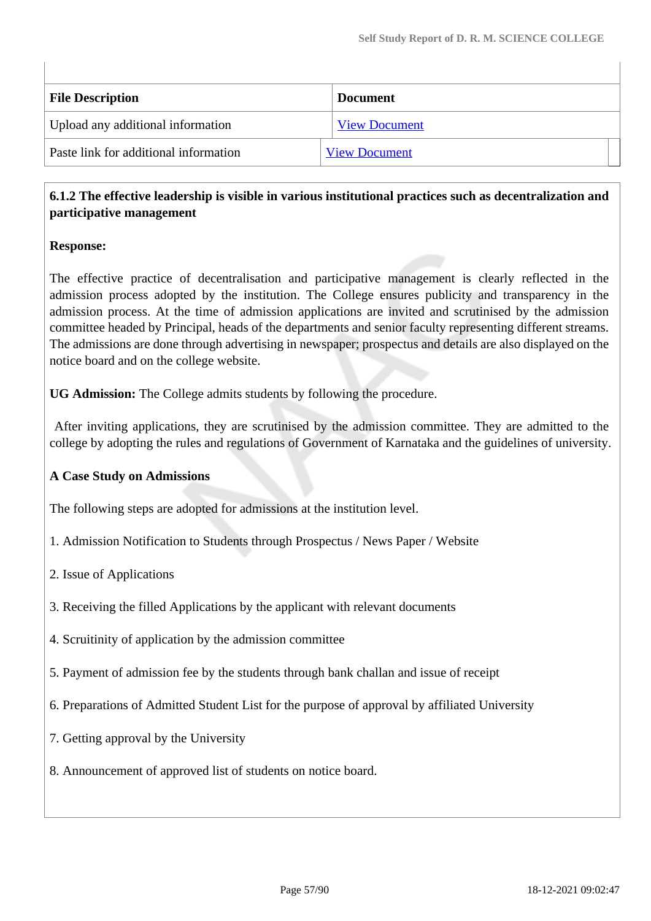| File Description | Document |
|---|---|
| Upload any additional information | View Document |
| Paste link for additional information | View Document |

**6.1.2 The effective leadership is visible in various institutional practices such as decentralization and participative management**

**Response:**

The effective practice of decentralisation and participative management is clearly reflected in the admission process adopted by the institution. The College ensures publicity and transparency in the admission process. At the time of admission applications are invited and scrutinised by the admission committee headed by Principal, heads of the departments and senior faculty representing different streams. The admissions are done through advertising in newspaper; prospectus and details are also displayed on the notice board and on the college website.

**UG Admission:** The College admits students by following the procedure.

After inviting applications, they are scrutinised by the admission committee. They are admitted to the college by adopting the rules and regulations of Government of Karnataka and the guidelines of university.

**A Case Study on Admissions**

The following steps are adopted for admissions at the institution level.

1. Admission Notification to Students through Prospectus / News Paper / Website

2. Issue of Applications

3. Receiving the filled Applications by the applicant with relevant documents

4. Scruitinity of application by the admission committee

5. Payment of admission fee by the students through bank challan and issue of receipt

6. Preparations of Admitted Student List for the purpose of approval by affiliated University

7. Getting approval by the University

8. Announcement of approved list of students on notice board.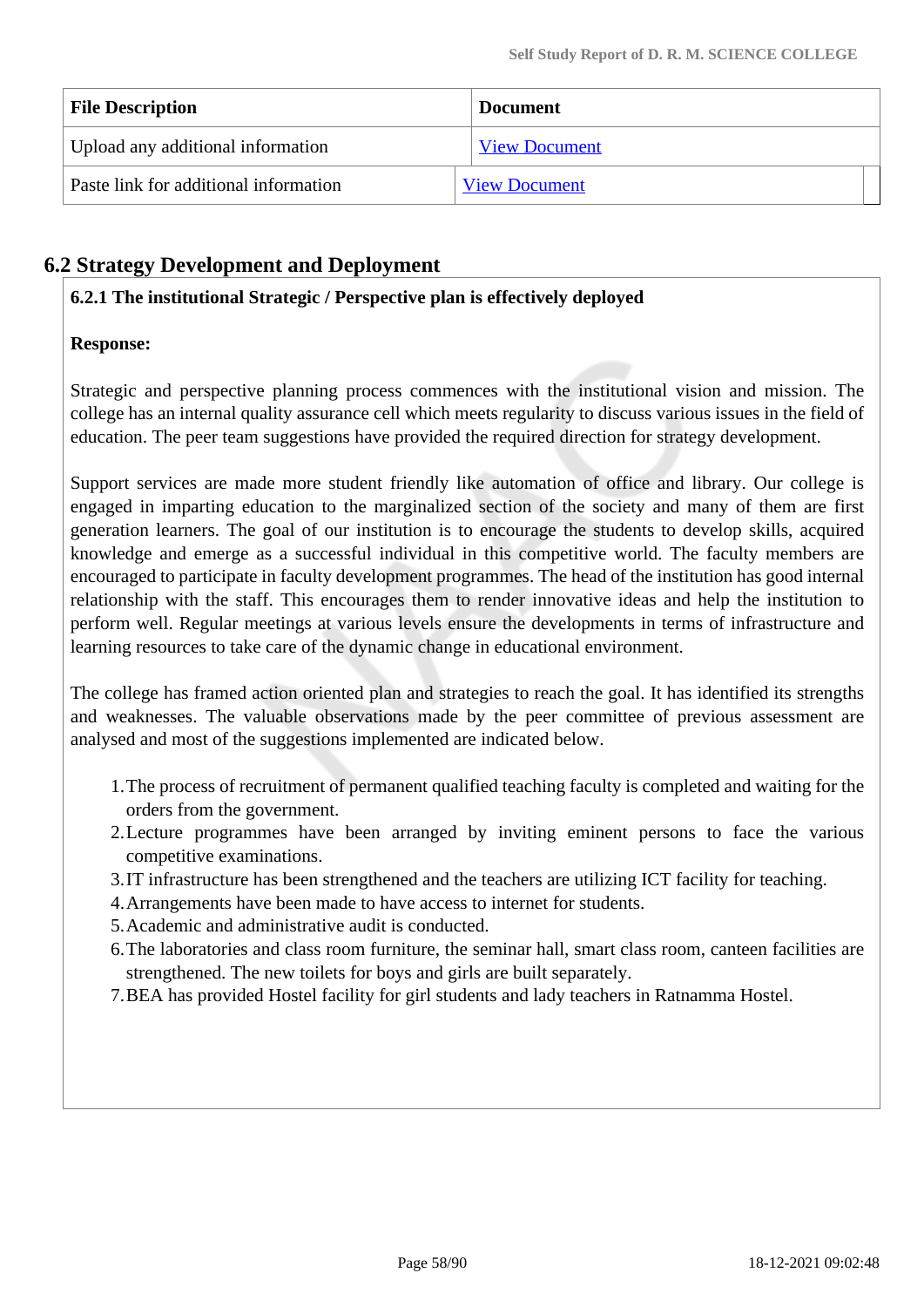| File Description | Document |
| --- | --- |
| Upload any additional information | View Document |
| Paste link for additional information | View Document |

## 6.2 Strategy Development and Deployment

**6.2.1 The institutional Strategic / Perspective plan is effectively deployed**

**Response:**

Strategic and perspective planning process commences with the institutional vision and mission. The college has an internal quality assurance cell which meets regularity to discuss various issues in the field of education. The peer team suggestions have provided the required direction for strategy development.

Support services are made more student friendly like automation of office and library. Our college is engaged in imparting education to the marginalized section of the society and many of them are first generation learners. The goal of our institution is to encourage the students to develop skills, acquired knowledge and emerge as a successful individual in this competitive world. The faculty members are encouraged to participate in faculty development programmes. The head of the institution has good internal relationship with the staff. This encourages them to render innovative ideas and help the institution to perform well. Regular meetings at various levels ensure the developments in terms of infrastructure and learning resources to take care of the dynamic change in educational environment.

The college has framed action oriented plan and strategies to reach the goal. It has identified its strengths and weaknesses. The valuable observations made by the peer committee of previous assessment are analysed and most of the suggestions implemented are indicated below.

1. The process of recruitment of permanent qualified teaching faculty is completed and waiting for the orders from the government.
2. Lecture programmes have been arranged by inviting eminent persons to face the various competitive examinations.
3. IT infrastructure has been strengthened and the teachers are utilizing ICT facility for teaching.
4. Arrangements have been made to have access to internet for students.
5. Academic and administrative audit is conducted.
6. The laboratories and class room furniture, the seminar hall, smart class room, canteen facilities are strengthened. The new toilets for boys and girls are built separately.
7. BEA has provided Hostel facility for girl students and lady teachers in Ratnamma Hostel.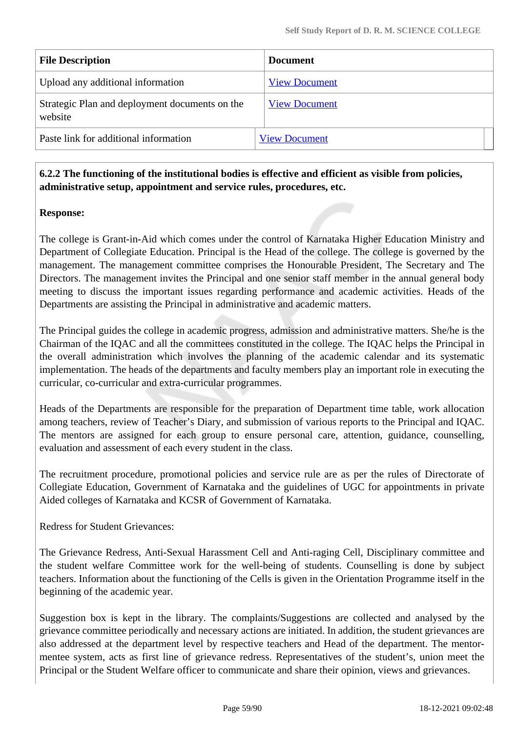| File Description | Document |
|---|---|
| Upload any additional information | View Document |
| Strategic Plan and deployment documents on the website | View Document |
| Paste link for additional information | View Document |

**6.2.2 The functioning of the institutional bodies is effective and efficient as visible from policies, administrative setup, appointment and service rules, procedures, etc.**

**Response:**

The college is Grant-in-Aid which comes under the control of Karnataka Higher Education Ministry and Department of Collegiate Education. Principal is the Head of the college. The college is governed by the management. The management committee comprises the Honourable President, The Secretary and The Directors. The management invites the Principal and one senior staff member in the annual general body meeting to discuss the important issues regarding performance and academic activities. Heads of the Departments are assisting the Principal in administrative and academic matters.

The Principal guides the college in academic progress, admission and administrative matters. She/he is the Chairman of the IQAC and all the committees constituted in the college. The IQAC helps the Principal in the overall administration which involves the planning of the academic calendar and its systematic implementation. The heads of the departments and faculty members play an important role in executing the curricular, co-curricular and extra-curricular programmes.

Heads of the Departments are responsible for the preparation of Department time table, work allocation among teachers, review of Teacher's Diary, and submission of various reports to the Principal and IQAC. The mentors are assigned for each group to ensure personal care, attention, guidance, counselling, evaluation and assessment of each every student in the class.

The recruitment procedure, promotional policies and service rule are as per the rules of Directorate of Collegiate Education, Government of Karnataka and the guidelines of UGC for appointments in private Aided colleges of Karnataka and KCSR of Government of Karnataka.

Redress for Student Grievances:

The Grievance Redress, Anti-Sexual Harassment Cell and Anti-raging Cell, Disciplinary committee and the student welfare Committee work for the well-being of students. Counselling is done by subject teachers. Information about the functioning of the Cells is given in the Orientation Programme itself in the beginning of the academic year.

Suggestion box is kept in the library. The complaints/Suggestions are collected and analysed by the grievance committee periodically and necessary actions are initiated. In addition, the student grievances are also addressed at the department level by respective teachers and Head of the department. The mentor-mentee system, acts as first line of grievance redress. Representatives of the student's, union meet the Principal or the Student Welfare officer to communicate and share their opinion, views and grievances.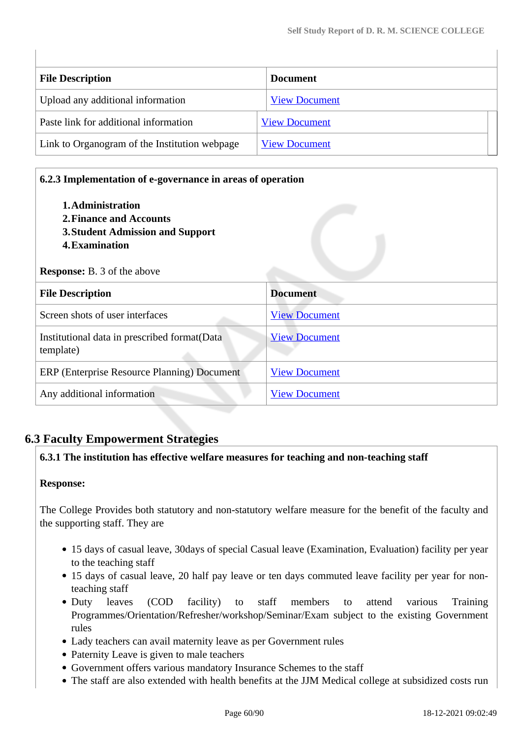| File Description | Document |
| --- | --- |
| Upload any additional information | View Document |
| Paste link for additional information | View Document |
| Link to Organogram of the Institution webpage | View Document |

**6.2.3 Implementation of e-governance in areas of operation**

1. **Administration**
2. **Finance and Accounts**
3. **Student Admission and Support**
4. **Examination**

**Response:** B. 3 of the above

| File Description | Document |
| --- | --- |
| Screen shots of user interfaces | View Document |
| Institutional data in prescribed format(Data template) | View Document |
| ERP (Enterprise Resource Planning) Document | View Document |
| Any additional information | View Document |

## 6.3 Faculty Empowerment Strategies

**6.3.1 The institution has effective welfare measures for teaching and non-teaching staff**

**Response:**

The College Provides both statutory and non-statutory welfare measure for the benefit of the faculty and the supporting staff. They are

- 15 days of casual leave, 30days of special Casual leave (Examination, Evaluation) facility per year to the teaching staff
- 15 days of casual leave, 20 half pay leave or ten days commuted leave facility per year for non-teaching staff
- Duty leaves (COD facility) to staff members to attend various Training Programmes/Orientation/Refresher/workshop/Seminar/Exam subject to the existing Government rules
- Lady teachers can avail maternity leave as per Government rules
- Paternity Leave is given to male teachers
- Government offers various mandatory Insurance Schemes to the staff
- The staff are also extended with health benefits at the JJM Medical college at subsidized costs run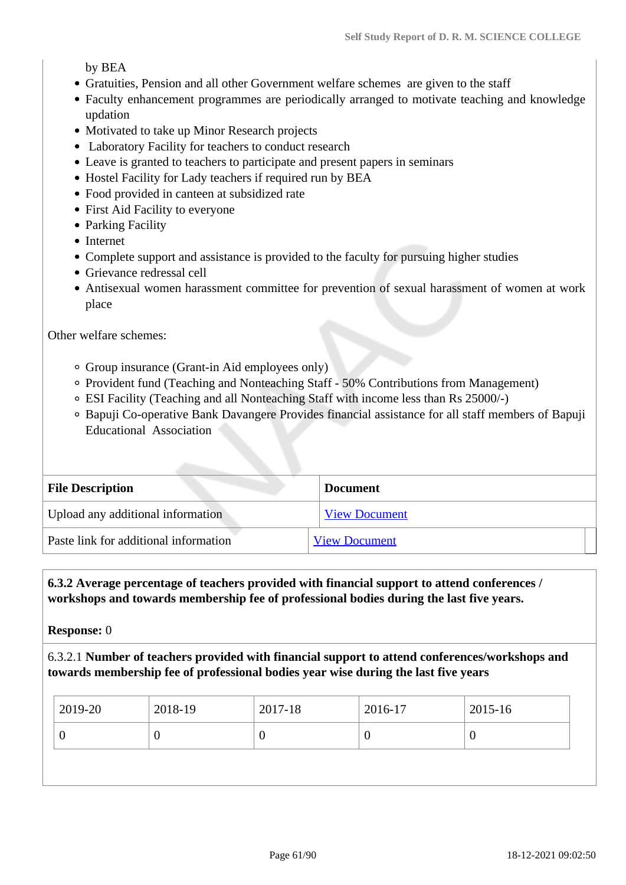by BEA

- Gratuities, Pension and all other Government welfare schemes are given to the staff
- Faculty enhancement programmes are periodically arranged to motivate teaching and knowledge updation
- Motivated to take up Minor Research projects
- Laboratory Facility for teachers to conduct research
- Leave is granted to teachers to participate and present papers in seminars
- Hostel Facility for Lady teachers if required run by BEA
- Food provided in canteen at subsidized rate
- First Aid Facility to everyone
- Parking Facility
- Internet
- Complete support and assistance is provided to the faculty for pursuing higher studies
- Grievance redressal cell
- Antisexual women harassment committee for prevention of sexual harassment of women at work place

Other welfare schemes:

- Group insurance (Grant-in Aid employees only)
- Provident fund (Teaching and Nonteaching Staff - 50% Contributions from Management)
- ESI Facility (Teaching and all Nonteaching Staff with income less than Rs 25000/-)
- Bapuji Co-operative Bank Davangere Provides financial assistance for all staff members of Bapuji Educational Association

| File Description | Document |
|---|---|
| Upload any additional information | View Document |
| Paste link for additional information | View Document |

**6.3.2 Average percentage of teachers provided with financial support to attend conferences / workshops and towards membership fee of professional bodies during the last five years.**

**Response:** 0

6.3.2.1 **Number of teachers provided with financial support to attend conferences/workshops and towards membership fee of professional bodies year wise during the last five years**

| 2019-20 | 2018-19 | 2017-18 | 2016-17 | 2015-16 |
|---|---|---|---|---|
| 0 | 0 | 0 | 0 | 0 |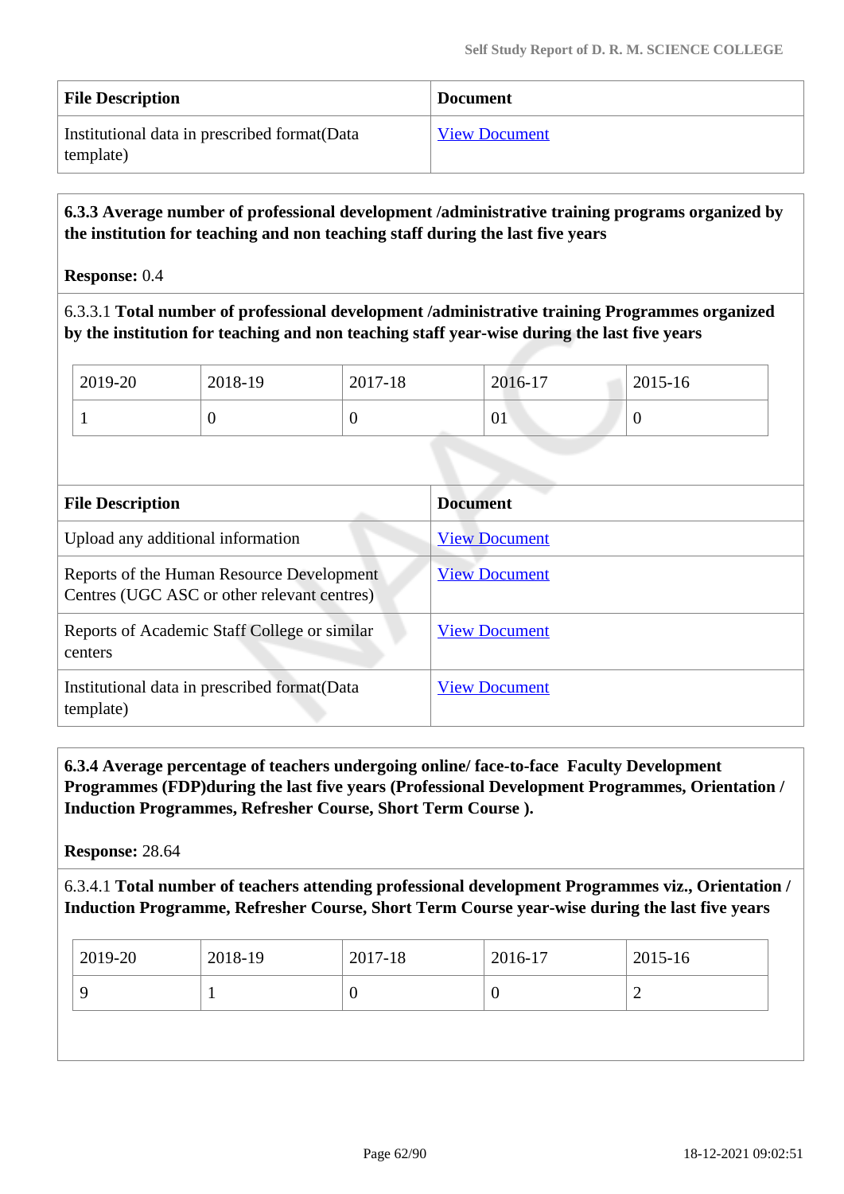| File Description | Document |
| --- | --- |
| Institutional data in prescribed format(Data template) | View Document |

**6.3.3 Average number of professional development /administrative training programs organized by the institution for teaching and non teaching staff during the last five years**

**Response:** 0.4

6.3.3.1 **Total number of professional development /administrative training Programmes organized by the institution for teaching and non teaching staff year-wise during the last five years**

| 2019-20 | 2018-19 | 2017-18 | 2016-17 | 2015-16 |
| --- | --- | --- | --- | --- |
| 1 | 0 | 0 | 01 | 0 |

| File Description | Document |
| --- | --- |
| Upload any additional information | View Document |
| Reports of the Human Resource Development Centres (UGC ASC or other relevant centres) | View Document |
| Reports of Academic Staff College or similar centers | View Document |
| Institutional data in prescribed format(Data template) | View Document |

**6.3.4 Average percentage of teachers undergoing online/ face-to-face Faculty Development Programmes (FDP)during the last five years (Professional Development Programmes, Orientation / Induction Programmes, Refresher Course, Short Term Course ).**

**Response:** 28.64

6.3.4.1 **Total number of teachers attending professional development Programmes viz., Orientation / Induction Programme, Refresher Course, Short Term Course year-wise during the last five years**

| 2019-20 | 2018-19 | 2017-18 | 2016-17 | 2015-16 |
| --- | --- | --- | --- | --- |
| 9 | 1 | 0 | 0 | 2 |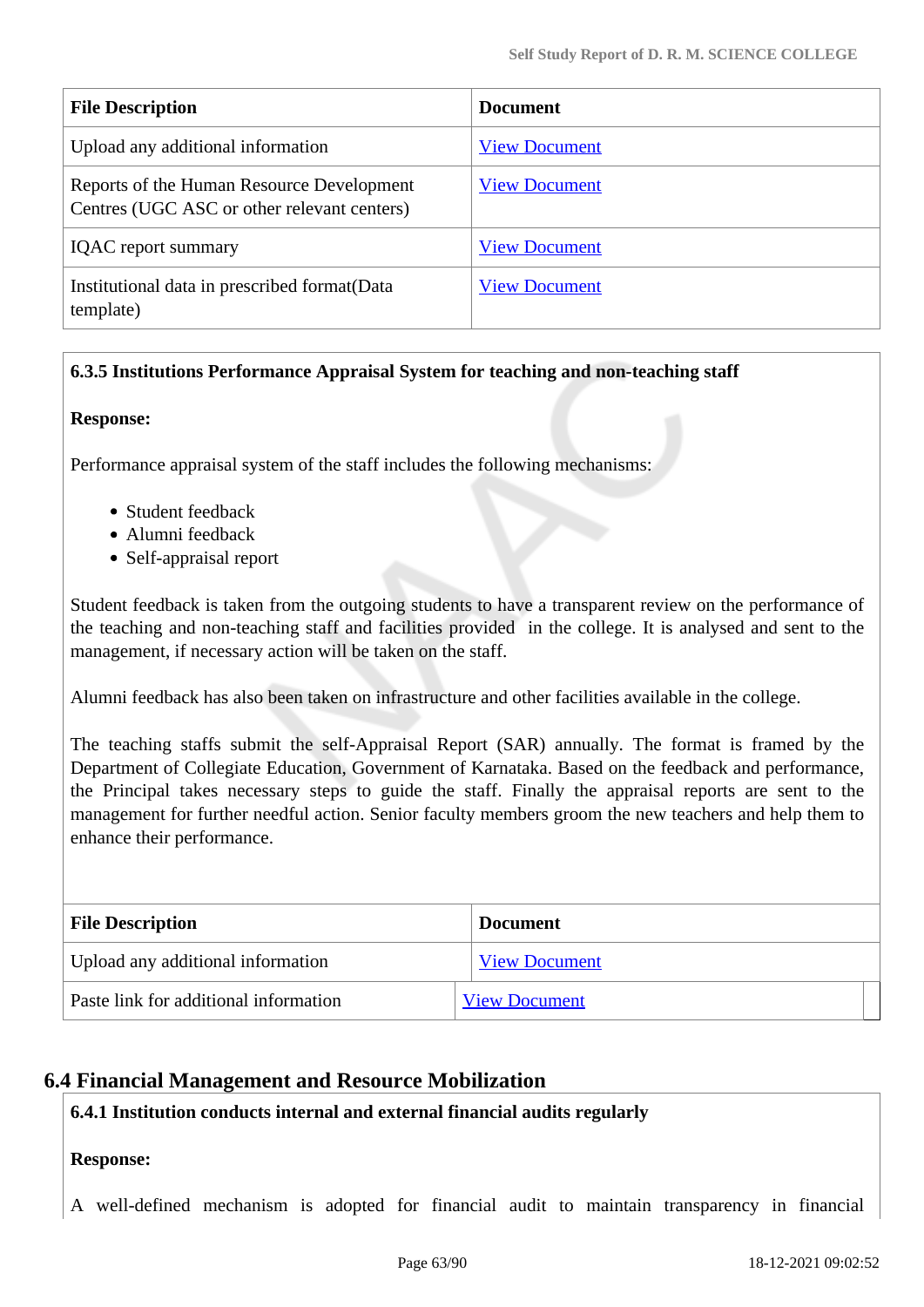| File Description | Document |
|---|---|
| Upload any additional information | View Document |
| Reports of the Human Resource Development Centres (UGC ASC or other relevant centers) | View Document |
| IQAC report summary | View Document |
| Institutional data in prescribed format(Data template) | View Document |

**6.3.5 Institutions Performance Appraisal System for teaching and non-teaching staff**

**Response:**

Performance appraisal system of the staff includes the following mechanisms:

- Student feedback
- Alumni feedback
- Self-appraisal report

Student feedback is taken from the outgoing students to have a transparent review on the performance of the teaching and non-teaching staff and facilities provided in the college. It is analysed and sent to the management, if necessary action will be taken on the staff.

Alumni feedback has also been taken on infrastructure and other facilities available in the college.

The teaching staffs submit the self-Appraisal Report (SAR) annually. The format is framed by the Department of Collegiate Education, Government of Karnataka. Based on the feedback and performance, the Principal takes necessary steps to guide the staff. Finally the appraisal reports are sent to the management for further needful action. Senior faculty members groom the new teachers and help them to enhance their performance.

| File Description | Document |
|---|---|
| Upload any additional information | View Document |
| Paste link for additional information | View Document |

## 6.4 Financial Management and Resource Mobilization

**6.4.1 Institution conducts internal and external financial audits regularly**

**Response:**

A well-defined mechanism is adopted for financial audit to maintain transparency in financial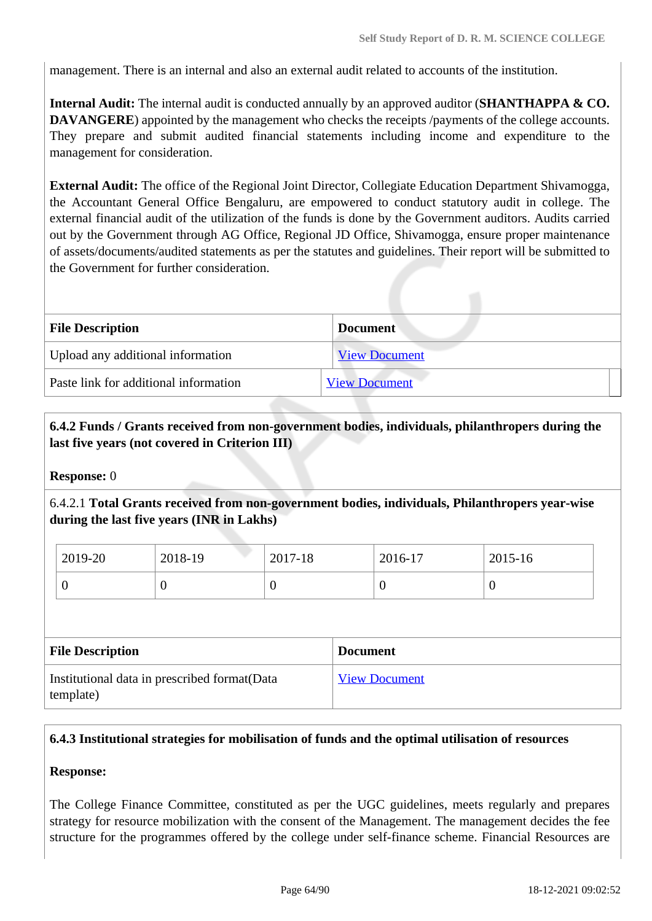management. There is an internal and also an external audit related to accounts of the institution.

**Internal Audit:** The internal audit is conducted annually by an approved auditor (**SHANTHAPPA & CO. DAVANGERE**) appointed by the management who checks the receipts /payments of the college accounts. They prepare and submit audited financial statements including income and expenditure to the management for consideration.

**External Audit:** The office of the Regional Joint Director, Collegiate Education Department Shivamogga, the Accountant General Office Bengaluru, are empowered to conduct statutory audit in college. The external financial audit of the utilization of the funds is done by the Government auditors. Audits carried out by the Government through AG Office, Regional JD Office, Shivamogga, ensure proper maintenance of assets/documents/audited statements as per the statutes and guidelines. Their report will be submitted to the Government for further consideration.

| File Description | Document |
|---|---|
| Upload any additional information | View Document |
| Paste link for additional information | View Document |

**6.4.2 Funds / Grants received from non-government bodies, individuals, philanthropers during the last five years (not covered in Criterion III)**

**Response:** 0

6.4.2.1 **Total Grants received from non-government bodies, individuals, Philanthropers year-wise during the last five years (INR in Lakhs)**

| 2019-20 | 2018-19 | 2017-18 | 2016-17 | 2015-16 |
|---|---|---|---|---|
| 0 | 0 | 0 | 0 | 0 |

| File Description | Document |
|---|---|
| Institutional data in prescribed format(Data template) | View Document |

**6.4.3 Institutional strategies for mobilisation of funds and the optimal utilisation of resources**

**Response:**

The College Finance Committee, constituted as per the UGC guidelines, meets regularly and prepares strategy for resource mobilization with the consent of the Management. The management decides the fee structure for the programmes offered by the college under self-finance scheme. Financial Resources are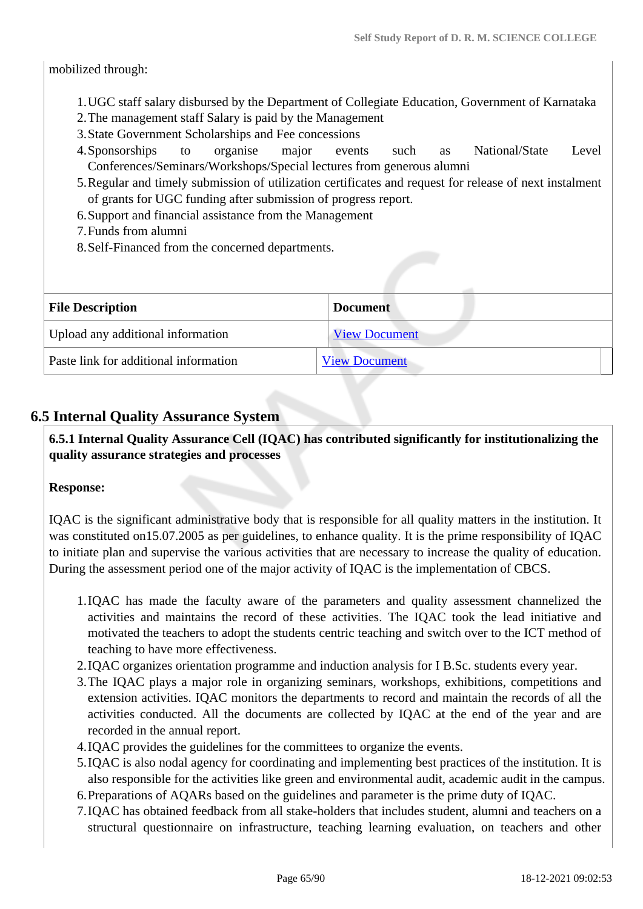mobilized through:

1. UGC staff salary disbursed by the Department of Collegiate Education, Government of Karnataka
2. The management staff Salary is paid by the Management
3. State Government Scholarships and Fee concessions
4. Sponsorships to organise major events such as National/State Level Conferences/Seminars/Workshops/Special lectures from generous alumni
5. Regular and timely submission of utilization certificates and request for release of next instalment of grants for UGC funding after submission of progress report.
6. Support and financial assistance from the Management
7. Funds from alumni
8. Self-Financed from the concerned departments.

| File Description | Document |
|---|---|
| Upload any additional information | View Document |
| Paste link for additional information | View Document |

## 6.5 Internal Quality Assurance System

**6.5.1 Internal Quality Assurance Cell (IQAC) has contributed significantly for institutionalizing the quality assurance strategies and processes**

**Response:**

IQAC is the significant administrative body that is responsible for all quality matters in the institution. It was constituted on15.07.2005 as per guidelines, to enhance quality. It is the prime responsibility of IQAC to initiate plan and supervise the various activities that are necessary to increase the quality of education. During the assessment period one of the major activity of IQAC is the implementation of CBCS.

1. IQAC has made the faculty aware of the parameters and quality assessment channelized the activities and maintains the record of these activities. The IQAC took the lead initiative and motivated the teachers to adopt the students centric teaching and switch over to the ICT method of teaching to have more effectiveness.
2. IQAC organizes orientation programme and induction analysis for I B.Sc. students every year.
3. The IQAC plays a major role in organizing seminars, workshops, exhibitions, competitions and extension activities. IQAC monitors the departments to record and maintain the records of all the activities conducted. All the documents are collected by IQAC at the end of the year and are recorded in the annual report.
4. IQAC provides the guidelines for the committees to organize the events.
5. IQAC is also nodal agency for coordinating and implementing best practices of the institution. It is also responsible for the activities like green and environmental audit, academic audit in the campus.
6. Preparations of AQARs based on the guidelines and parameter is the prime duty of IQAC.
7. IQAC has obtained feedback from all stake-holders that includes student, alumni and teachers on a structural questionnaire on infrastructure, teaching learning evaluation, on teachers and other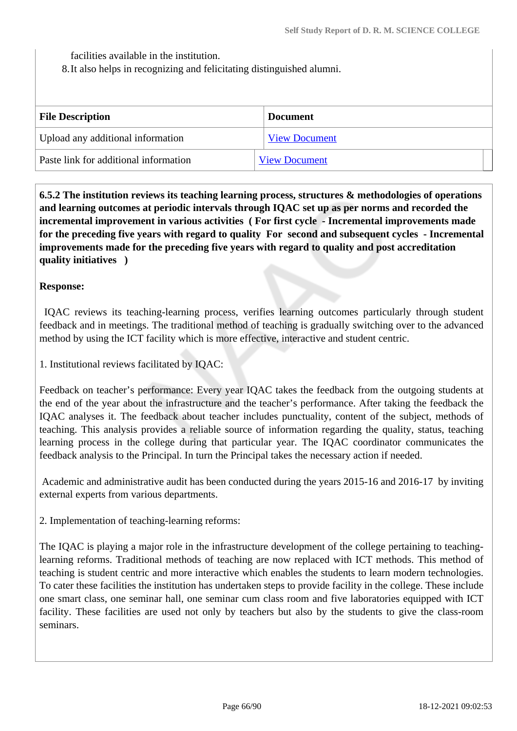facilities available in the institution.

8. It also helps in recognizing and felicitating distinguished alumni.

| File Description | Document |
|---|---|
| Upload any additional information | View Document |
| Paste link for additional information | View Document |

**6.5.2 The institution reviews its teaching learning process, structures & methodologies of operations and learning outcomes at periodic intervals through IQAC set up as per norms and recorded the incremental improvement in various activities ( For first cycle - Incremental improvements made for the preceding five years with regard to quality For second and subsequent cycles - Incremental improvements made for the preceding five years with regard to quality and post accreditation quality initiatives )**

**Response:**

IQAC reviews its teaching-learning process, verifies learning outcomes particularly through student feedback and in meetings. The traditional method of teaching is gradually switching over to the advanced method by using the ICT facility which is more effective, interactive and student centric.

1. Institutional reviews facilitated by IQAC:

Feedback on teacher's performance: Every year IQAC takes the feedback from the outgoing students at the end of the year about the infrastructure and the teacher's performance. After taking the feedback the IQAC analyses it. The feedback about teacher includes punctuality, content of the subject, methods of teaching. This analysis provides a reliable source of information regarding the quality, status, teaching learning process in the college during that particular year. The IQAC coordinator communicates the feedback analysis to the Principal. In turn the Principal takes the necessary action if needed.

Academic and administrative audit has been conducted during the years 2015-16 and 2016-17 by inviting external experts from various departments.

2. Implementation of teaching-learning reforms:

The IQAC is playing a major role in the infrastructure development of the college pertaining to teaching-learning reforms. Traditional methods of teaching are now replaced with ICT methods. This method of teaching is student centric and more interactive which enables the students to learn modern technologies. To cater these facilities the institution has undertaken steps to provide facility in the college. These include one smart class, one seminar hall, one seminar cum class room and five laboratories equipped with ICT facility. These facilities are used not only by teachers but also by the students to give the class-room seminars.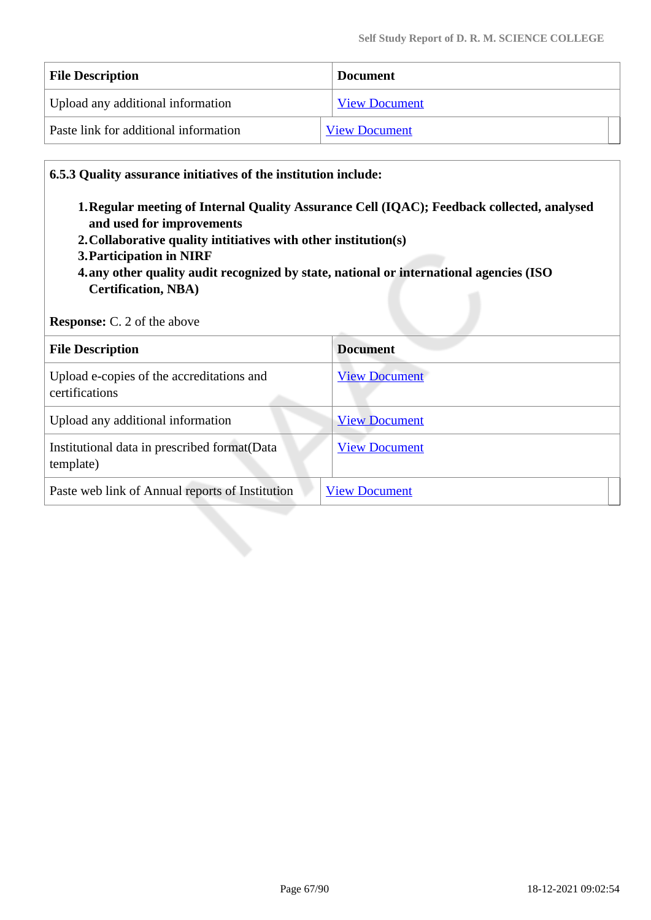| File Description | Document |
|---|---|
| Upload any additional information | View Document |
| Paste link for additional information | View Document |

**6.5.3 Quality assurance initiatives of the institution include:**

1. **Regular meeting of Internal Quality Assurance Cell (IQAC); Feedback collected, analysed and used for improvements**
2. **Collaborative quality intitiatives with other institution(s)**
3. **Participation in NIRF**
4. **any other quality audit recognized by state, national or international agencies (ISO Certification, NBA)**

**Response:** C. 2 of the above

| File Description | Document |
|---|---|
| Upload e-copies of the accreditations and certifications | View Document |
| Upload any additional information | View Document |
| Institutional data in prescribed format(Data template) | View Document |
| Paste web link of Annual reports of Institution | View Document |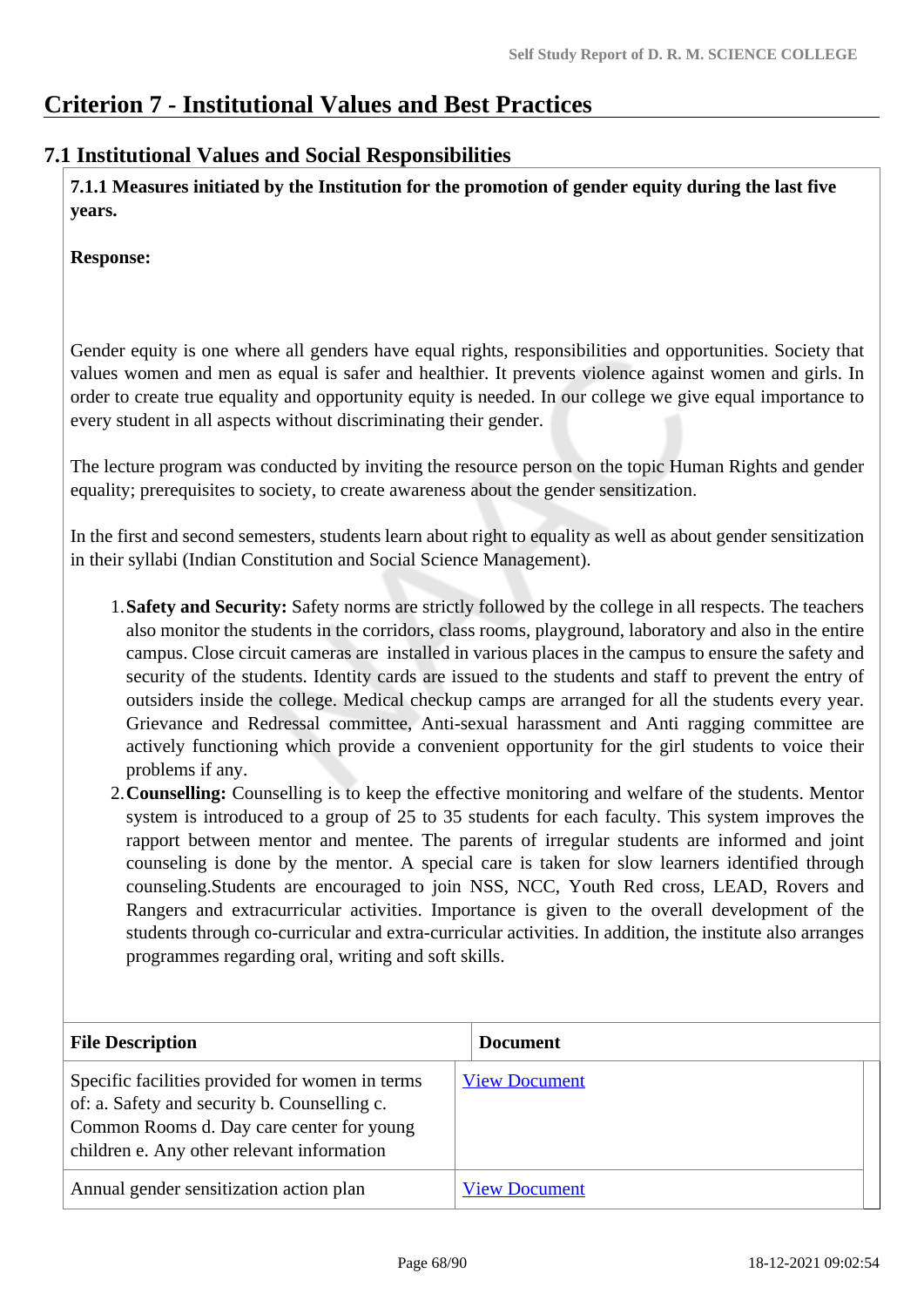# Criterion 7 - Institutional Values and Best Practices

## 7.1 Institutional Values and Social Responsibilities

**7.1.1 Measures initiated by the Institution for the promotion of gender equity during the last five years.**

**Response:**

Gender equity is one where all genders have equal rights, responsibilities and opportunities. Society that values women and men as equal is safer and healthier. It prevents violence against women and girls. In order to create true equality and opportunity equity is needed. In our college we give equal importance to every student in all aspects without discriminating their gender.

The lecture program was conducted by inviting the resource person on the topic Human Rights and gender equality; prerequisites to society, to create awareness about the gender sensitization.

In the first and second semesters, students learn about right to equality as well as about gender sensitization in their syllabi (Indian Constitution and Social Science Management).

1. **Safety and Security:** Safety norms are strictly followed by the college in all respects. The teachers also monitor the students in the corridors, class rooms, playground, laboratory and also in the entire campus. Close circuit cameras are installed in various places in the campus to ensure the safety and security of the students. Identity cards are issued to the students and staff to prevent the entry of outsiders inside the college. Medical checkup camps are arranged for all the students every year. Grievance and Redressal committee, Anti-sexual harassment and Anti ragging committee are actively functioning which provide a convenient opportunity for the girl students to voice their problems if any.
2. **Counselling:** Counselling is to keep the effective monitoring and welfare of the students. Mentor system is introduced to a group of 25 to 35 students for each faculty. This system improves the rapport between mentor and mentee. The parents of irregular students are informed and joint counseling is done by the mentor. A special care is taken for slow learners identified through counseling.Students are encouraged to join NSS, NCC, Youth Red cross, LEAD, Rovers and Rangers and extracurricular activities. Importance is given to the overall development of the students through co-curricular and extra-curricular activities. In addition, the institute also arranges programmes regarding oral, writing and soft skills.

| File Description | Document |
|---|---|
| Specific facilities provided for women in terms of: a. Safety and security b. Counselling c. Common Rooms d. Day care center for young children e. Any other relevant information | View Document |
| Annual gender sensitization action plan | View Document |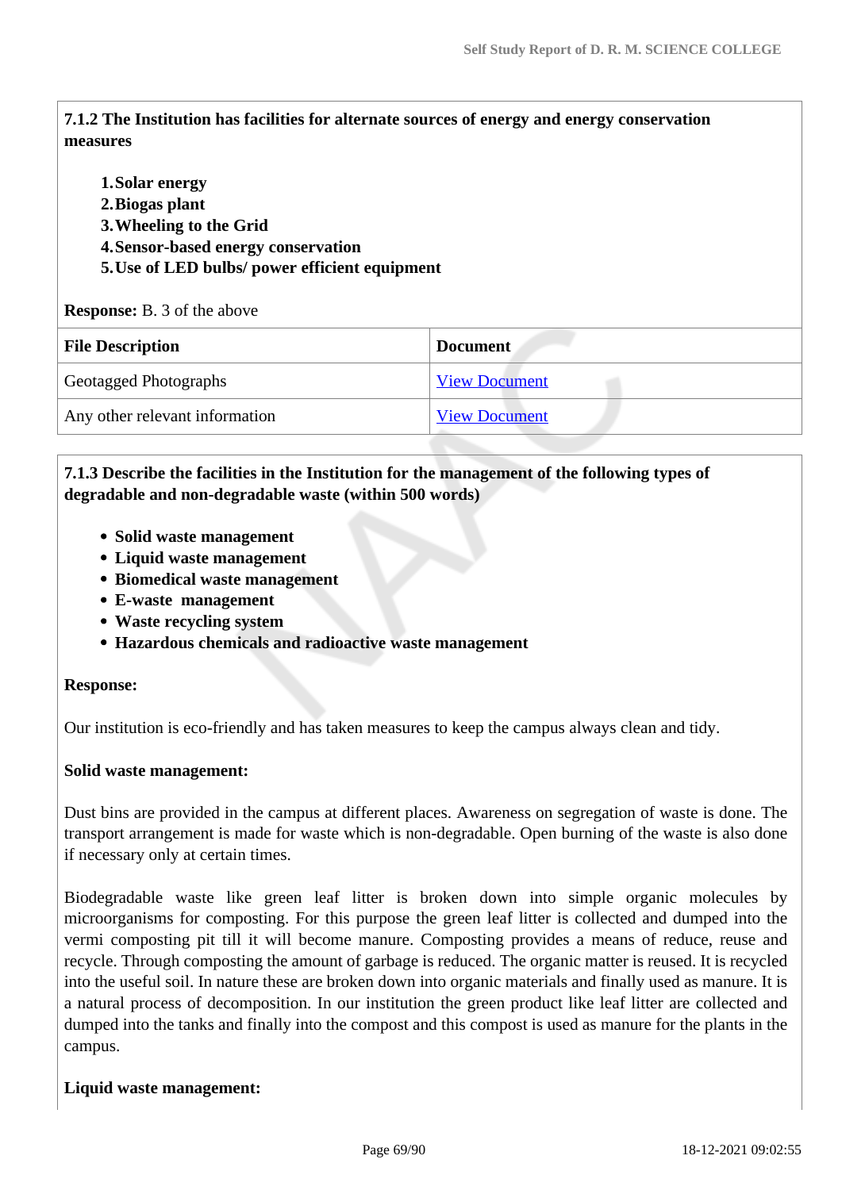**7.1.2 The Institution has facilities for alternate sources of energy and energy conservation measures**

1. **Solar energy**
2. **Biogas plant**
3. **Wheeling to the Grid**
4. **Sensor-based energy conservation**
5. **Use of LED bulbs/ power efficient equipment**

**Response:** B. 3 of the above

| File Description | Document |
|---|---|
| Geotagged Photographs | View Document |
| Any other relevant information | View Document |

**7.1.3 Describe the facilities in the Institution for the management of the following types of degradable and non-degradable waste (within 500 words)**

- **Solid waste management**
- **Liquid waste management**
- **Biomedical waste management**
- **E-waste management**
- **Waste recycling system**
- **Hazardous chemicals and radioactive waste management**

**Response:**

Our institution is eco-friendly and has taken measures to keep the campus always clean and tidy.

**Solid waste management:**

Dust bins are provided in the campus at different places. Awareness on segregation of waste is done. The transport arrangement is made for waste which is non-degradable. Open burning of the waste is also done if necessary only at certain times.

Biodegradable waste like green leaf litter is broken down into simple organic molecules by microorganisms for composting. For this purpose the green leaf litter is collected and dumped into the vermi composting pit till it will become manure. Composting provides a means of reduce, reuse and recycle. Through composting the amount of garbage is reduced. The organic matter is reused. It is recycled into the useful soil. In nature these are broken down into organic materials and finally used as manure. It is a natural process of decomposition. In our institution the green product like leaf litter are collected and dumped into the tanks and finally into the compost and this compost is used as manure for the plants in the campus.

**Liquid waste management:**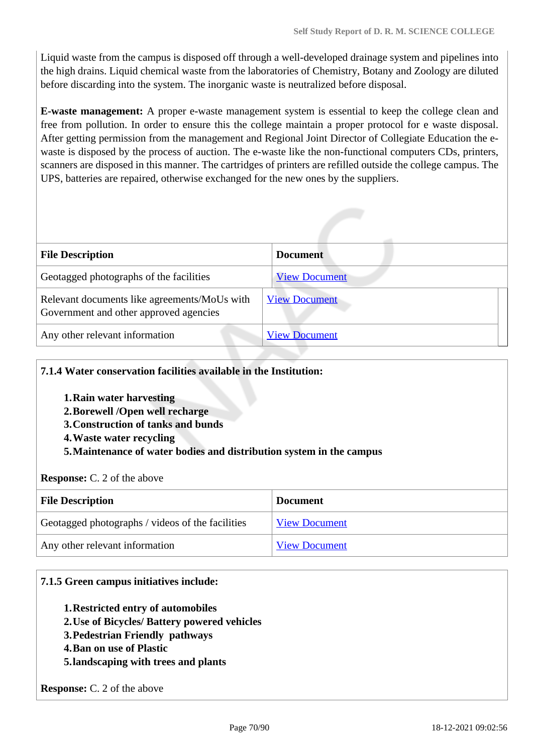Liquid waste from the campus is disposed off through a well-developed drainage system and pipelines into the high drains. Liquid chemical waste from the laboratories of Chemistry, Botany and Zoology are diluted before discarding into the system. The inorganic waste is neutralized before disposal.

**E-waste management:** A proper e-waste management system is essential to keep the college clean and free from pollution. In order to ensure this the college maintain a proper protocol for e waste disposal. After getting permission from the management and Regional Joint Director of Collegiate Education the e-waste is disposed by the process of auction. The e-waste like the non-functional computers CDs, printers, scanners are disposed in this manner. The cartridges of printers are refilled outside the college campus. The UPS, batteries are repaired, otherwise exchanged for the new ones by the suppliers.

| File Description | Document |
|---|---|
| Geotagged photographs of the facilities | View Document |
| Relevant documents like agreements/MoUs with Government and other approved agencies | View Document |
| Any other relevant information | View Document |

**7.1.4 Water conservation facilities available in the Institution:**

1. **Rain water harvesting**
2. **Borewell /Open well recharge**
3. **Construction of tanks and bunds**
4. **Waste water recycling**
5. **Maintenance of water bodies and distribution system in the campus**

**Response:** C. 2 of the above

| File Description | Document |
|---|---|
| Geotagged photographs / videos of the facilities | View Document |
| Any other relevant information | View Document |

**7.1.5 Green campus initiatives include:**

1. **Restricted entry of automobiles**
2. **Use of Bicycles/ Battery powered vehicles**
3. **Pedestrian Friendly pathways**
4. **Ban on use of Plastic**
5. **landscaping with trees and plants**

**Response:** C. 2 of the above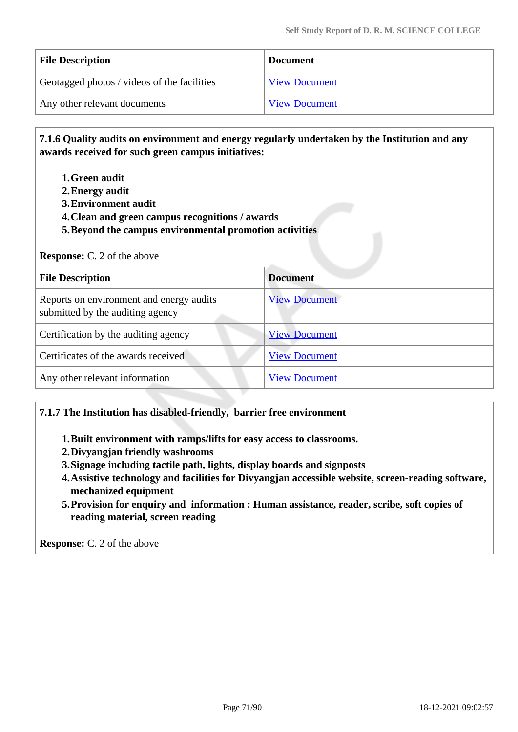| File Description | Document |
| --- | --- |
| Geotagged photos / videos of the facilities | View Document |
| Any other relevant documents | View Document |

**7.1.6 Quality audits on environment and energy regularly undertaken by the Institution and any awards received for such green campus initiatives:**

1. **Green audit**
2. **Energy audit**
3. **Environment audit**
4. **Clean and green campus recognitions / awards**
5. **Beyond the campus environmental promotion activities**

**Response:** C. 2 of the above

| File Description | Document |
| --- | --- |
| Reports on environment and energy audits submitted by the auditing agency | View Document |
| Certification by the auditing agency | View Document |
| Certificates of the awards received | View Document |
| Any other relevant information | View Document |

**7.1.7 The Institution has disabled-friendly, barrier free environment**

1. **Built environment with ramps/lifts for easy access to classrooms.**
2. **Divyangjan friendly washrooms**
3. **Signage including tactile path, lights, display boards and signposts**
4. **Assistive technology and facilities for Divyangjan accessible website, screen-reading software, mechanized equipment**
5. **Provision for enquiry and information : Human assistance, reader, scribe, soft copies of reading material, screen reading**

**Response:** C. 2 of the above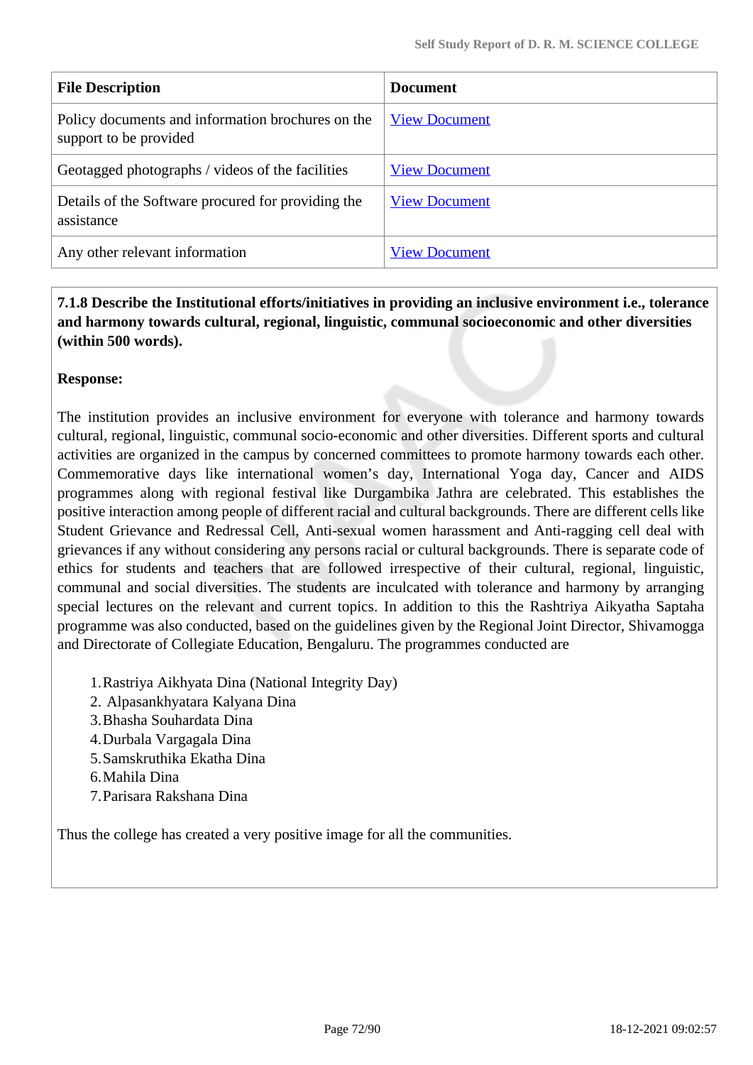| File Description | Document |
|---|---|
| Policy documents and information brochures on the support to be provided | View Document |
| Geotagged photographs / videos of the facilities | View Document |
| Details of the Software procured for providing the assistance | View Document |
| Any other relevant information | View Document |

**7.1.8 Describe the Institutional efforts/initiatives in providing an inclusive environment i.e., tolerance and harmony towards cultural, regional, linguistic, communal socioeconomic and other diversities (within 500 words).**

**Response:**

The institution provides an inclusive environment for everyone with tolerance and harmony towards cultural, regional, linguistic, communal socio-economic and other diversities. Different sports and cultural activities are organized in the campus by concerned committees to promote harmony towards each other. Commemorative days like international women's day, International Yoga day, Cancer and AIDS programmes along with regional festival like Durgambika Jathra are celebrated. This establishes the positive interaction among people of different racial and cultural backgrounds. There are different cells like Student Grievance and Redressal Cell, Anti-sexual women harassment and Anti-ragging cell deal with grievances if any without considering any persons racial or cultural backgrounds. There is separate code of ethics for students and teachers that are followed irrespective of their cultural, regional, linguistic, communal and social diversities. The students are inculcated with tolerance and harmony by arranging special lectures on the relevant and current topics. In addition to this the Rashtriya Aikyatha Saptaha programme was also conducted, based on the guidelines given by the Regional Joint Director, Shivamogga and Directorate of Collegiate Education, Bengaluru. The programmes conducted are

1. Rastriya Aikhyata Dina (National Integrity Day)
2. Alpasankhyatara Kalyana Dina
3. Bhasha Souhardata Dina
4. Durbala Vargagala Dina
5. Samskruthika Ekatha Dina
6. Mahila Dina
7. Parisara Rakshana Dina

Thus the college has created a very positive image for all the communities.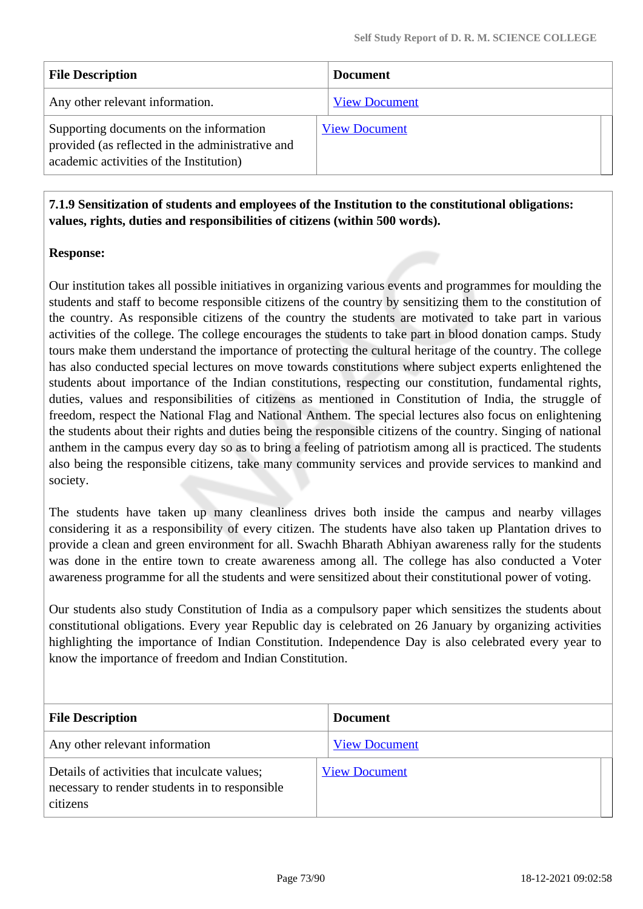| File Description | Document |
| --- | --- |
| Any other relevant information. | View Document |
| Supporting documents on the information provided (as reflected in the administrative and academic activities of the Institution) | View Document |

**7.1.9 Sensitization of students and employees of the Institution to the constitutional obligations: values, rights, duties and responsibilities of citizens (within 500 words).**

**Response:**

Our institution takes all possible initiatives in organizing various events and programmes for moulding the students and staff to become responsible citizens of the country by sensitizing them to the constitution of the country. As responsible citizens of the country the students are motivated to take part in various activities of the college. The college encourages the students to take part in blood donation camps. Study tours make them understand the importance of protecting the cultural heritage of the country. The college has also conducted special lectures on move towards constitutions where subject experts enlightened the students about importance of the Indian constitutions, respecting our constitution, fundamental rights, duties, values and responsibilities of citizens as mentioned in Constitution of India, the struggle of freedom, respect the National Flag and National Anthem. The special lectures also focus on enlightening the students about their rights and duties being the responsible citizens of the country. Singing of national anthem in the campus every day so as to bring a feeling of patriotism among all is practiced. The students also being the responsible citizens, take many community services and provide services to mankind and society.

The students have taken up many cleanliness drives both inside the campus and nearby villages considering it as a responsibility of every citizen. The students have also taken up Plantation drives to provide a clean and green environment for all. Swachh Bharath Abhiyan awareness rally for the students was done in the entire town to create awareness among all. The college has also conducted a Voter awareness programme for all the students and were sensitized about their constitutional power of voting.

Our students also study Constitution of India as a compulsory paper which sensitizes the students about constitutional obligations. Every year Republic day is celebrated on 26 January by organizing activities highlighting the importance of Indian Constitution. Independence Day is also celebrated every year to know the importance of freedom and Indian Constitution.

| File Description | Document |
| --- | --- |
| Any other relevant information | View Document |
| Details of activities that inculcate values; necessary to render students in to responsible citizens | View Document |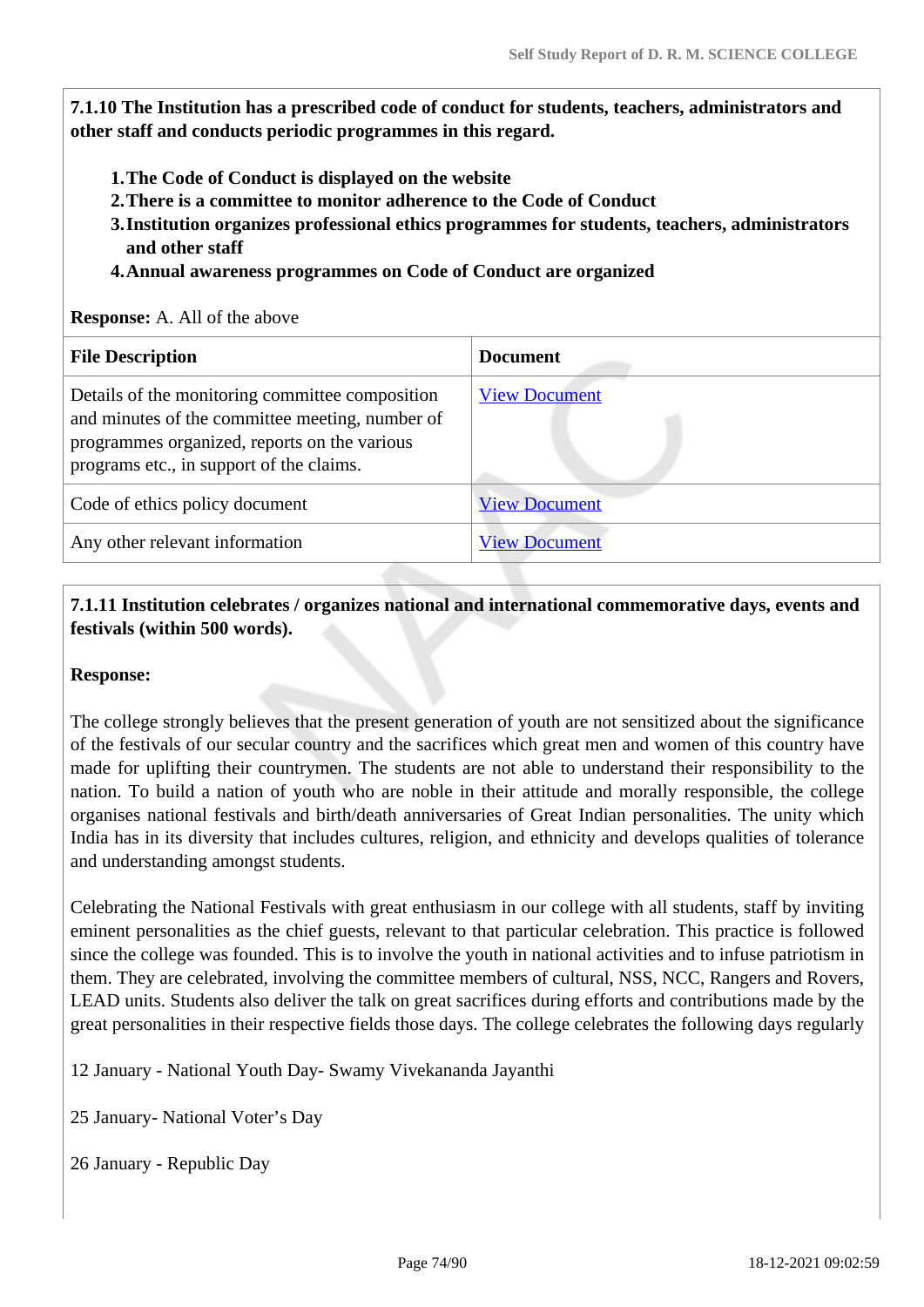**7.1.10 The Institution has a prescribed code of conduct for students, teachers, administrators and other staff and conducts periodic programmes in this regard.**

1. **The Code of Conduct is displayed on the website**
2. **There is a committee to monitor adherence to the Code of Conduct**
3. **Institution organizes professional ethics programmes for students, teachers, administrators and other staff**
4. **Annual awareness programmes on Code of Conduct are organized**

**Response:** A. All of the above

| File Description | Document |
|---|---|
| Details of the monitoring committee composition and minutes of the committee meeting, number of programmes organized, reports on the various programs etc., in support of the claims. | View Document |
| Code of ethics policy document | View Document |
| Any other relevant information | View Document |

**7.1.11 Institution celebrates / organizes national and international commemorative days, events and festivals (within 500 words).**

**Response:**

The college strongly believes that the present generation of youth are not sensitized about the significance of the festivals of our secular country and the sacrifices which great men and women of this country have made for uplifting their countrymen. The students are not able to understand their responsibility to the nation. To build a nation of youth who are noble in their attitude and morally responsible, the college organises national festivals and birth/death anniversaries of Great Indian personalities. The unity which India has in its diversity that includes cultures, religion, and ethnicity and develops qualities of tolerance and understanding amongst students.

Celebrating the National Festivals with great enthusiasm in our college with all students, staff by inviting eminent personalities as the chief guests, relevant to that particular celebration. This practice is followed since the college was founded. This is to involve the youth in national activities and to infuse patriotism in them. They are celebrated, involving the committee members of cultural, NSS, NCC, Rangers and Rovers, LEAD units. Students also deliver the talk on great sacrifices during efforts and contributions made by the great personalities in their respective fields those days. The college celebrates the following days regularly

12 January - National Youth Day- Swamy Vivekananda Jayanthi

25 January- National Voter's Day

26 January - Republic Day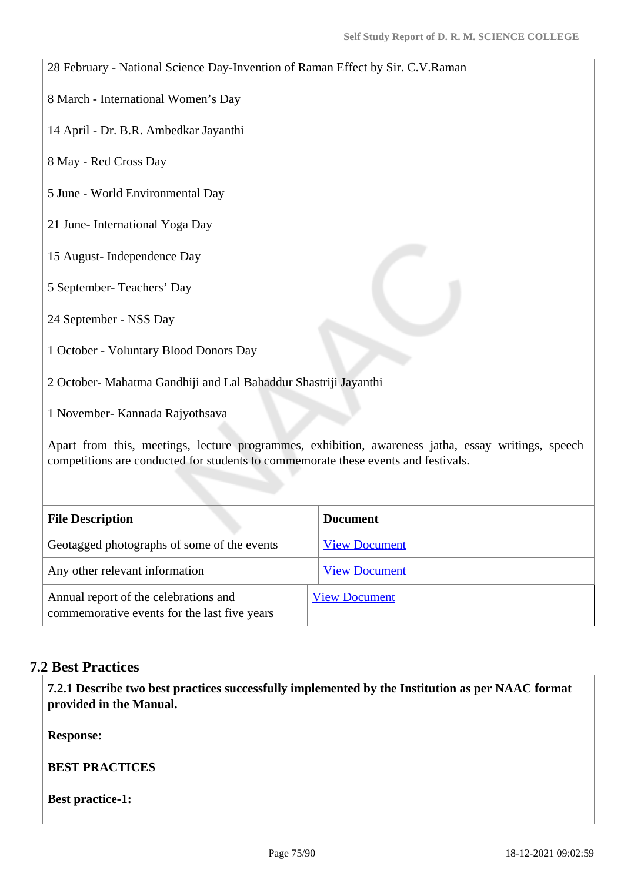28 February - National Science Day-Invention of Raman Effect by Sir. C.V.Raman

8 March - International Women's Day

14 April - Dr. B.R. Ambedkar Jayanthi

8 May - Red Cross Day

5 June - World Environmental Day

21 June- International Yoga Day

15 August- Independence Day

5 September- Teachers' Day

24 September - NSS Day

1 October - Voluntary Blood Donors Day

2 October- Mahatma Gandhiji and Lal Bahaddur Shastriji Jayanthi

1 November- Kannada Rajyothsava

Apart from this, meetings, lecture programmes, exhibition, awareness jatha, essay writings, speech competitions are conducted for students to commemorate these events and festivals.

| File Description | Document |
|---|---|
| Geotagged photographs of some of the events | View Document |
| Any other relevant information | View Document |
| Annual report of the celebrations and commemorative events for the last five years | View Document |

## 7.2 Best Practices

**7.2.1 Describe two best practices successfully implemented by the Institution as per NAAC format provided in the Manual.**

**Response:**

**BEST PRACTICES**

**Best practice-1:**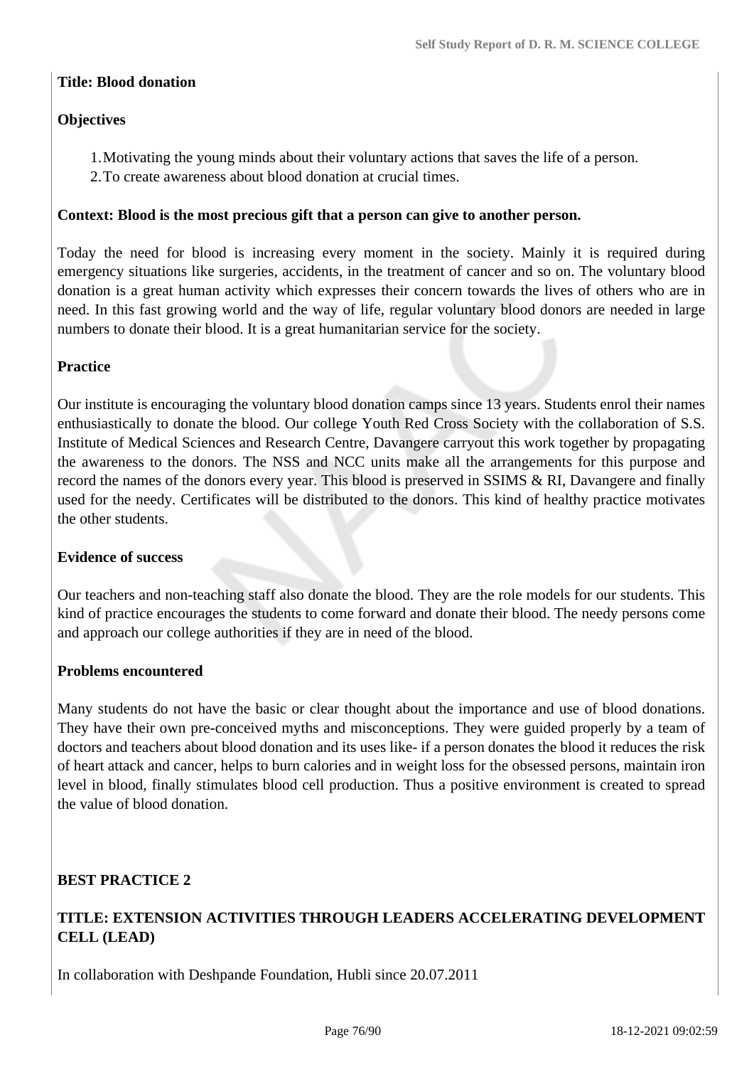**Title: Blood donation**

**Objectives**

1. Motivating the young minds about their voluntary actions that saves the life of a person.
2. To create awareness about blood donation at crucial times.

**Context: Blood is the most precious gift that a person can give to another person.**

Today the need for blood is increasing every moment in the society. Mainly it is required during emergency situations like surgeries, accidents, in the treatment of cancer and so on. The voluntary blood donation is a great human activity which expresses their concern towards the lives of others who are in need. In this fast growing world and the way of life, regular voluntary blood donors are needed in large numbers to donate their blood. It is a great humanitarian service for the society.

**Practice**

Our institute is encouraging the voluntary blood donation camps since 13 years. Students enrol their names enthusiastically to donate the blood. Our college Youth Red Cross Society with the collaboration of S.S. Institute of Medical Sciences and Research Centre, Davangere carryout this work together by propagating the awareness to the donors. The NSS and NCC units make all the arrangements for this purpose and record the names of the donors every year. This blood is preserved in SSIMS & RI, Davangere and finally used for the needy. Certificates will be distributed to the donors. This kind of healthy practice motivates the other students.

**Evidence of success**

Our teachers and non-teaching staff also donate the blood. They are the role models for our students. This kind of practice encourages the students to come forward and donate their blood. The needy persons come and approach our college authorities if they are in need of the blood.

**Problems encountered**

Many students do not have the basic or clear thought about the importance and use of blood donations. They have their own pre-conceived myths and misconceptions. They were guided properly by a team of doctors and teachers about blood donation and its uses like- if a person donates the blood it reduces the risk of heart attack and cancer, helps to burn calories and in weight loss for the obsessed persons, maintain iron level in blood, finally stimulates blood cell production. Thus a positive environment is created to spread the value of blood donation.

**BEST PRACTICE 2**

**TITLE: EXTENSION ACTIVITIES THROUGH LEADERS ACCELERATING DEVELOPMENT CELL (LEAD)**

In collaboration with Deshpande Foundation, Hubli since 20.07.2011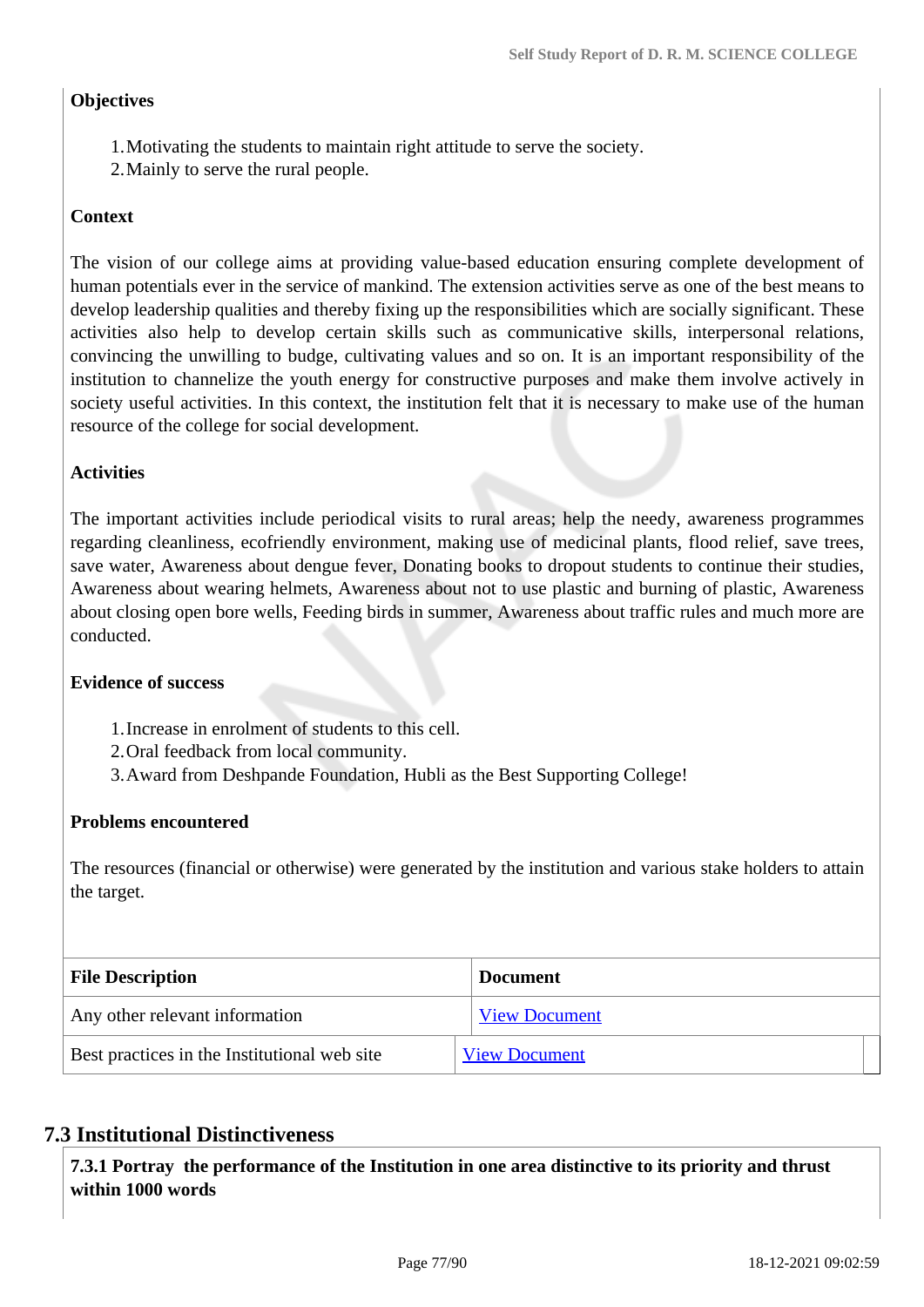**Objectives**

1. Motivating the students to maintain right attitude to serve the society.
2. Mainly to serve the rural people.

**Context**

The vision of our college aims at providing value-based education ensuring complete development of human potentials ever in the service of mankind. The extension activities serve as one of the best means to develop leadership qualities and thereby fixing up the responsibilities which are socially significant. These activities also help to develop certain skills such as communicative skills, interpersonal relations, convincing the unwilling to budge, cultivating values and so on. It is an important responsibility of the institution to channelize the youth energy for constructive purposes and make them involve actively in society useful activities. In this context, the institution felt that it is necessary to make use of the human resource of the college for social development.

**Activities**

The important activities include periodical visits to rural areas; help the needy, awareness programmes regarding cleanliness, ecofriendly environment, making use of medicinal plants, flood relief, save trees, save water, Awareness about dengue fever, Donating books to dropout students to continue their studies, Awareness about wearing helmets, Awareness about not to use plastic and burning of plastic, Awareness about closing open bore wells, Feeding birds in summer, Awareness about traffic rules and much more are conducted.

**Evidence of success**

1. Increase in enrolment of students to this cell.
2. Oral feedback from local community.
3. Award from Deshpande Foundation, Hubli as the Best Supporting College!

**Problems encountered**

The resources (financial or otherwise) were generated by the institution and various stake holders to attain the target.

| File Description | Document |
|---|---|
| Any other relevant information | View Document |
| Best practices in the Institutional web site | View Document |

## 7.3 Institutional Distinctiveness

**7.3.1 Portray the performance of the Institution in one area distinctive to its priority and thrust within 1000 words**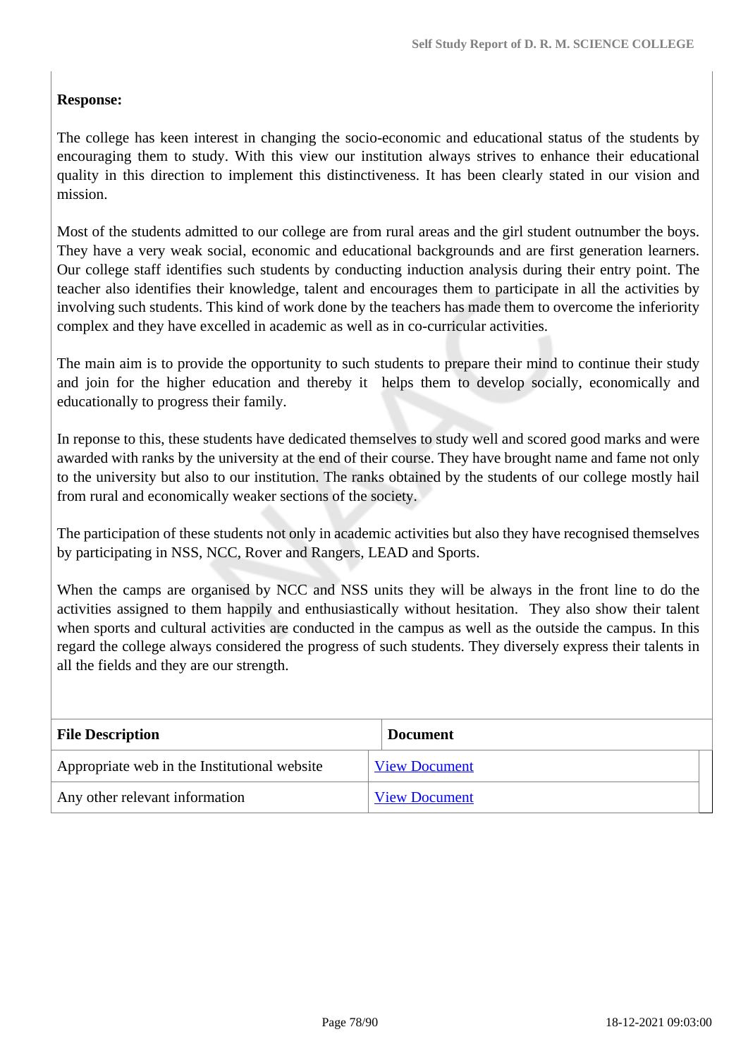**Response:**

The college has keen interest in changing the socio-economic and educational status of the students by encouraging them to study. With this view our institution always strives to enhance their educational quality in this direction to implement this distinctiveness. It has been clearly stated in our vision and mission.

Most of the students admitted to our college are from rural areas and the girl student outnumber the boys. They have a very weak social, economic and educational backgrounds and are first generation learners. Our college staff identifies such students by conducting induction analysis during their entry point. The teacher also identifies their knowledge, talent and encourages them to participate in all the activities by involving such students. This kind of work done by the teachers has made them to overcome the inferiority complex and they have excelled in academic as well as in co-curricular activities.

The main aim is to provide the opportunity to such students to prepare their mind to continue their study and join for the higher education and thereby it helps them to develop socially, economically and educationally to progress their family.

In reponse to this, these students have dedicated themselves to study well and scored good marks and were awarded with ranks by the university at the end of their course. They have brought name and fame not only to the university but also to our institution. The ranks obtained by the students of our college mostly hail from rural and economically weaker sections of the society.

The participation of these students not only in academic activities but also they have recognised themselves by participating in NSS, NCC, Rover and Rangers, LEAD and Sports.

When the camps are organised by NCC and NSS units they will be always in the front line to do the activities assigned to them happily and enthusiastically without hesitation. They also show their talent when sports and cultural activities are conducted in the campus as well as the outside the campus. In this regard the college always considered the progress of such students. They diversely express their talents in all the fields and they are our strength.

| File Description | Document |
|---|---|
| Appropriate web in the Institutional website | View Document |
| Any other relevant information | View Document |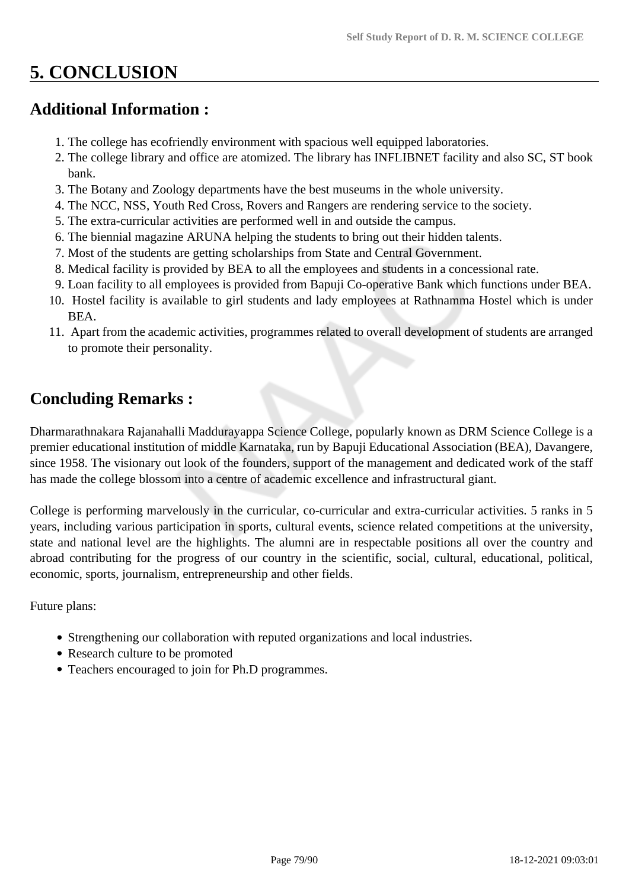# 5. CONCLUSION

## Additional Information :

1. The college has ecofriendly environment with spacious well equipped laboratories.
2. The college library and office are atomized. The library has INFLIBNET facility and also SC, ST book bank.
3. The Botany and Zoology departments have the best museums in the whole university.
4. The NCC, NSS, Youth Red Cross, Rovers and Rangers are rendering service to the society.
5. The extra-curricular activities are performed well in and outside the campus.
6. The biennial magazine ARUNA helping the students to bring out their hidden talents.
7. Most of the students are getting scholarships from State and Central Government.
8. Medical facility is provided by BEA to all the employees and students in a concessional rate.
9. Loan facility to all employees is provided from Bapuji Co-operative Bank which functions under BEA.
10. Hostel facility is available to girl students and lady employees at Rathnamma Hostel which is under BEA.
11. Apart from the academic activities, programmes related to overall development of students are arranged to promote their personality.

## Concluding Remarks :

Dharmarathnakara Rajanahalli Maddurayappa Science College, popularly known as DRM Science College is a premier educational institution of middle Karnataka, run by Bapuji Educational Association (BEA), Davangere, since 1958. The visionary out look of the founders, support of the management and dedicated work of the staff has made the college blossom into a centre of academic excellence and infrastructural giant.

College is performing marvelously in the curricular, co-curricular and extra-curricular activities. 5 ranks in 5 years, including various participation in sports, cultural events, science related competitions at the university, state and national level are the highlights. The alumni are in respectable positions all over the country and abroad contributing for the progress of our country in the scientific, social, cultural, educational, political, economic, sports, journalism, entrepreneurship and other fields.

Future plans:

- Strengthening our collaboration with reputed organizations and local industries.
- Research culture to be promoted
- Teachers encouraged to join for Ph.D programmes.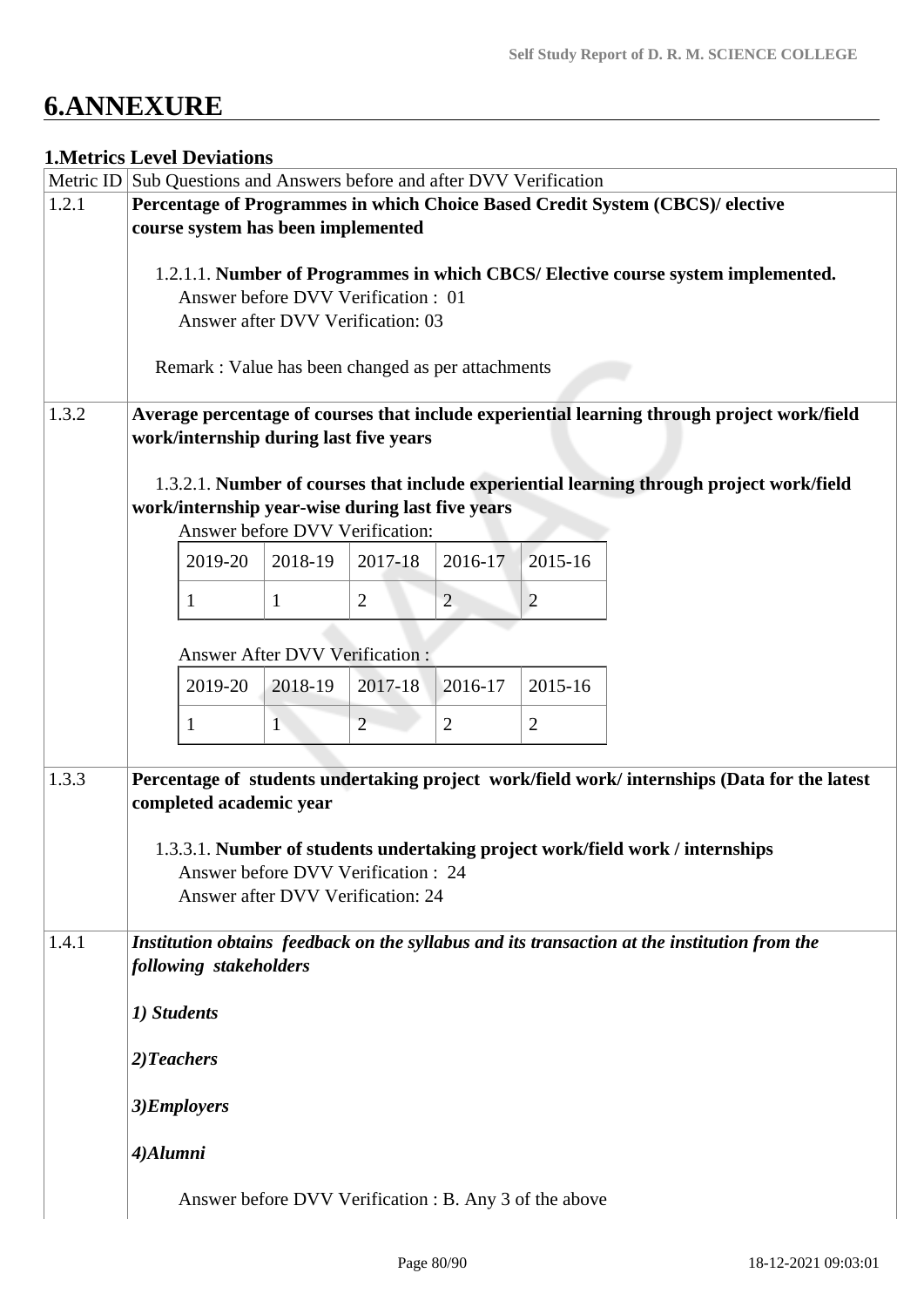# 6.ANNEXURE

## 1.Metrics Level Deviations

| Metric ID | Sub Questions and Answers before and after DVV Verification |
|---|---|
| 1.2.1 | **Percentage of Programmes in which Choice Based Credit System (CBCS)/ elective course system has been implemented**<br><br>1.2.1.1. **Number of Programmes in which CBCS/ Elective course system implemented.**<br>Answer before DVV Verification : 01<br>Answer after DVV Verification: 03<br><br>Remark : Value has been changed as per attachments |
| 1.3.2 | **Average percentage of courses that include experiential learning through project work/field work/internship during last five years**<br><br>1.3.2.1. **Number of courses that include experiential learning through project work/field work/internship year-wise during last five years**<br>Answer before DVV Verification:<br>2019-20: 1, 2018-19: 1, 2017-18: 2, 2016-17: 2, 2015-16: 2<br><br>Answer After DVV Verification :<br>2019-20: 1, 2018-19: 1, 2017-18: 2, 2016-17: 2, 2015-16: 2 |
| 1.3.3 | **Percentage of students undertaking project work/field work/ internships (Data for the latest completed academic year**<br><br>1.3.3.1. **Number of students undertaking project work/field work / internships**<br>Answer before DVV Verification : 24<br>Answer after DVV Verification: 24 |
| 1.4.1 | ***Institution obtains feedback on the syllabus and its transaction at the institution from the following stakeholders***<br><br>***1) Students***<br><br>***2)Teachers***<br><br>***3)Employers***<br><br>***4)Alumni***<br><br>Answer before DVV Verification : B. Any 3 of the above |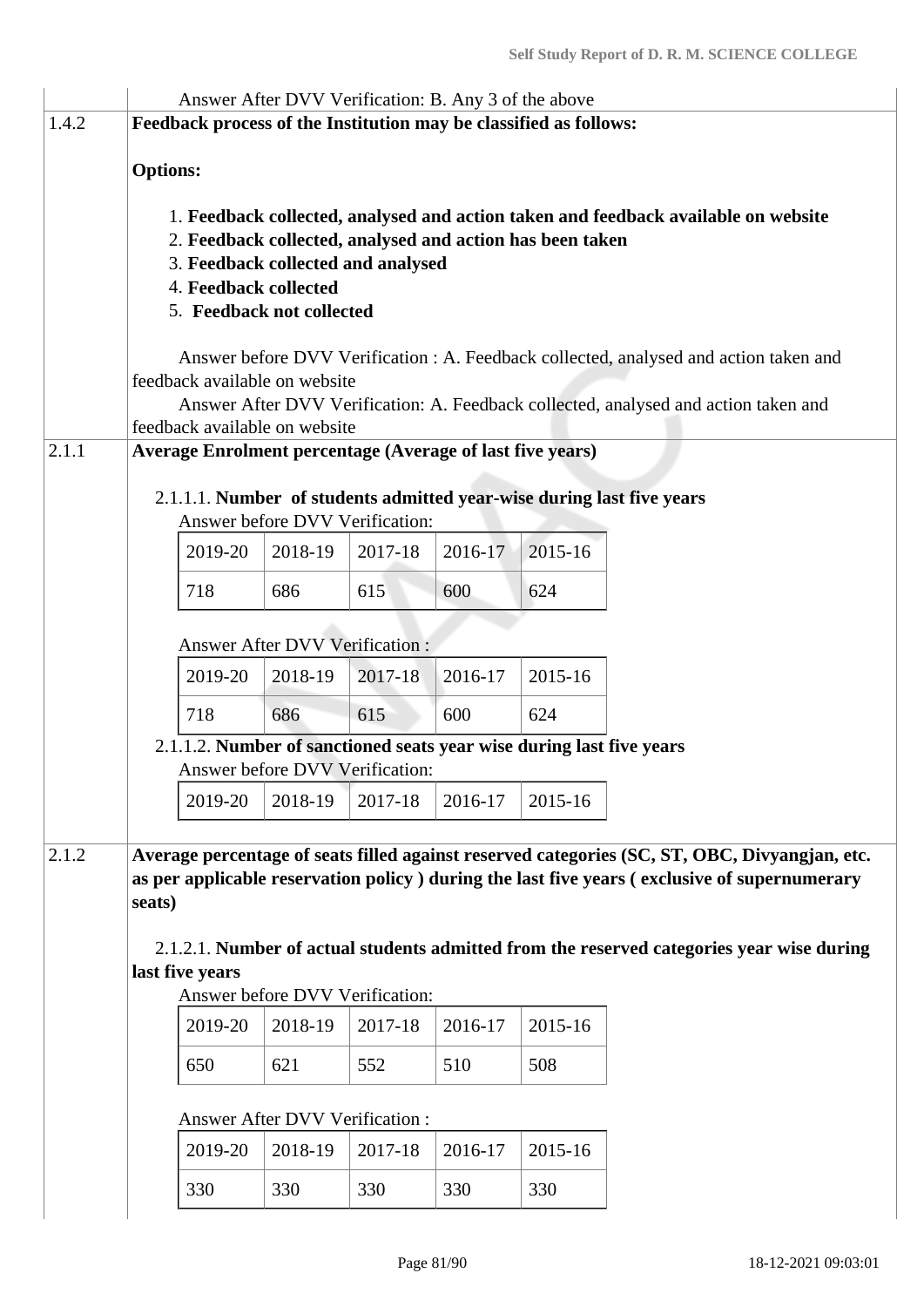Answer After DVV Verification: B. Any 3 of the above

**1.4.2 Feedback process of the Institution may be classified as follows:**

**Options:**

1. **Feedback collected, analysed and action taken and feedback available on website**
2. **Feedback collected, analysed and action has been taken**
3. **Feedback collected and analysed**
4. **Feedback collected**
5. **Feedback not collected**

Answer before DVV Verification : A. Feedback collected, analysed and action taken and feedback available on website

Answer After DVV Verification: A. Feedback collected, analysed and action taken and feedback available on website

**2.1.1 Average Enrolment percentage (Average of last five years)**

2.1.1.1. **Number of students admitted year-wise during last five years**

Answer before DVV Verification:

| 2019-20 | 2018-19 | 2017-18 | 2016-17 | 2015-16 |
|---|---|---|---|---|
| 718 | 686 | 615 | 600 | 624 |

Answer After DVV Verification :

| 2019-20 | 2018-19 | 2017-18 | 2016-17 | 2015-16 |
|---|---|---|---|---|
| 718 | 686 | 615 | 600 | 624 |

2.1.1.2. **Number of sanctioned seats year wise during last five years**

Answer before DVV Verification:

| 2019-20 | 2018-19 | 2017-18 | 2016-17 | 2015-16 |
|---|---|---|---|---|

**2.1.2 Average percentage of seats filled against reserved categories (SC, ST, OBC, Divyangjan, etc. as per applicable reservation policy ) during the last five years ( exclusive of supernumerary seats)**

2.1.2.1. **Number of actual students admitted from the reserved categories year wise during last five years**

Answer before DVV Verification:

| 2019-20 | 2018-19 | 2017-18 | 2016-17 | 2015-16 |
|---|---|---|---|---|
| 650 | 621 | 552 | 510 | 508 |

Answer After DVV Verification :

| 2019-20 | 2018-19 | 2017-18 | 2016-17 | 2015-16 |
|---|---|---|---|---|
| 330 | 330 | 330 | 330 | 330 |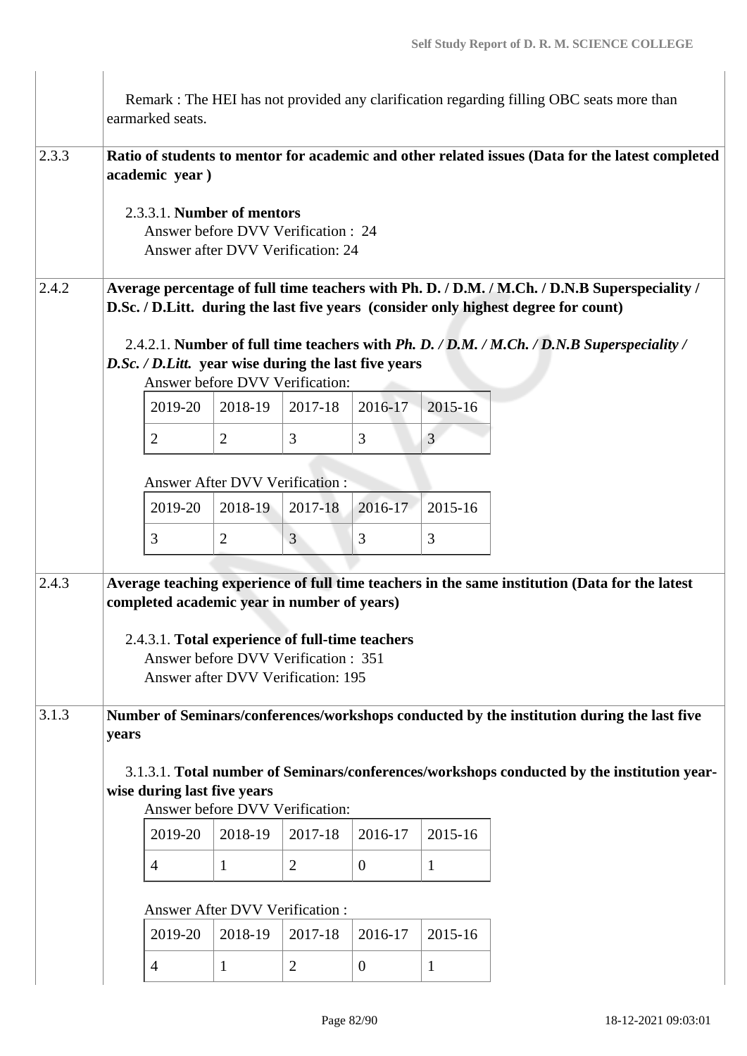Remark : The HEI has not provided any clarification regarding filling OBC seats more than earmarked seats.

**2.3.3 Ratio of students to mentor for academic and other related issues (Data for the latest completed academic year )**

2.3.3.1. **Number of mentors**
Answer before DVV Verification : 24
Answer after DVV Verification: 24

**2.4.2 Average percentage of full time teachers with Ph. D. / D.M. / M.Ch. / D.N.B Superspeciality / D.Sc. / D.Litt. during the last five years (consider only highest degree for count)**

2.4.2.1. **Number of full time teachers with *Ph. D. / D.M. / M.Ch. / D.N.B Superspeciality / D.Sc. / D.Litt.* year wise during the last five years**

Answer before DVV Verification:

| 2019-20 | 2018-19 | 2017-18 | 2016-17 | 2015-16 |
|---|---|---|---|---|
| 2 | 2 | 3 | 3 | 3 |

Answer After DVV Verification :

| 2019-20 | 2018-19 | 2017-18 | 2016-17 | 2015-16 |
|---|---|---|---|---|
| 3 | 2 | 3 | 3 | 3 |

**2.4.3 Average teaching experience of full time teachers in the same institution (Data for the latest completed academic year in number of years)**

2.4.3.1. **Total experience of full-time teachers**
Answer before DVV Verification : 351
Answer after DVV Verification: 195

**3.1.3 Number of Seminars/conferences/workshops conducted by the institution during the last five years**

3.1.3.1. **Total number of Seminars/conferences/workshops conducted by the institution year-wise during last five years**

Answer before DVV Verification:

| 2019-20 | 2018-19 | 2017-18 | 2016-17 | 2015-16 |
|---|---|---|---|---|
| 4 | 1 | 2 | 0 | 1 |

Answer After DVV Verification :

| 2019-20 | 2018-19 | 2017-18 | 2016-17 | 2015-16 |
|---|---|---|---|---|
| 4 | 1 | 2 | 0 | 1 |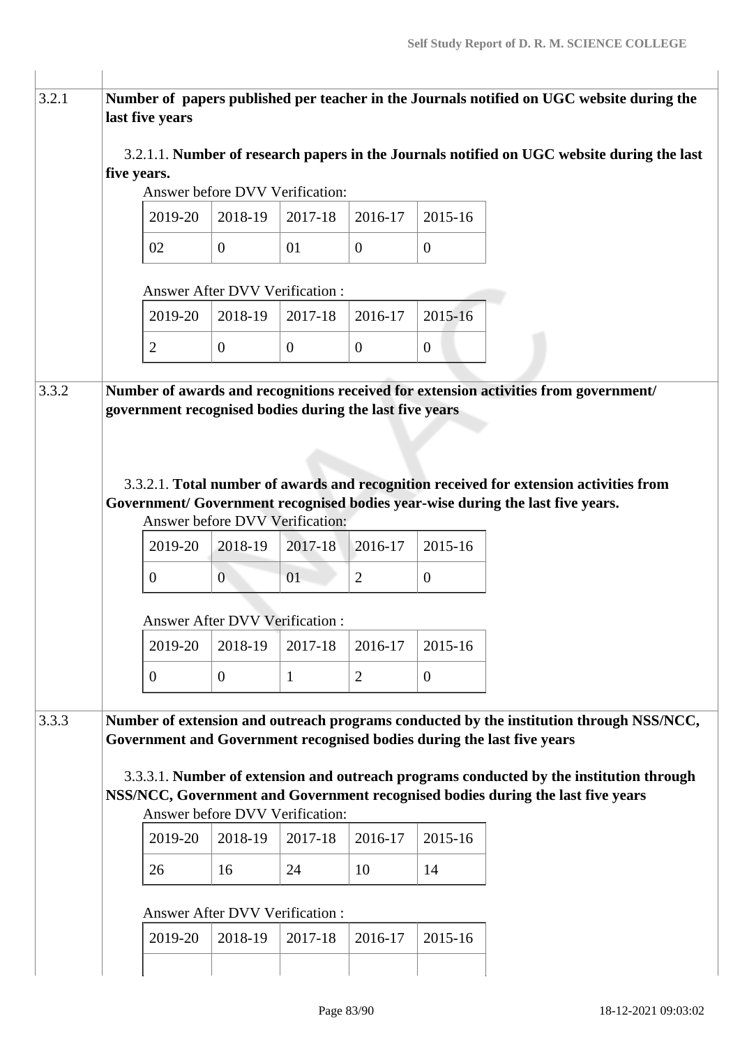| 3.2.1 | **Number of papers published per teacher in the Journals notified on UGC website during the last five years** |
|---|---|

3.2.1.1. **Number of research papers in the Journals notified on UGC website during the last five years.**

Answer before DVV Verification:

| 2019-20 | 2018-19 | 2017-18 | 2016-17 | 2015-16 |
|---|---|---|---|---|
| 02 | 0 | 01 | 0 | 0 |

Answer After DVV Verification :

| 2019-20 | 2018-19 | 2017-18 | 2016-17 | 2015-16 |
|---|---|---|---|---|
| 2 | 0 | 0 | 0 | 0 |

| 3.3.2 | **Number of awards and recognitions received for extension activities from government/ government recognised bodies during the last five years** |
|---|---|

3.3.2.1. **Total number of awards and recognition received for extension activities from Government/ Government recognised bodies year-wise during the last five years.**

Answer before DVV Verification:

| 2019-20 | 2018-19 | 2017-18 | 2016-17 | 2015-16 |
|---|---|---|---|---|
| 0 | 0 | 01 | 2 | 0 |

Answer After DVV Verification :

| 2019-20 | 2018-19 | 2017-18 | 2016-17 | 2015-16 |
|---|---|---|---|---|
| 0 | 0 | 1 | 2 | 0 |

| 3.3.3 | **Number of extension and outreach programs conducted by the institution through NSS/NCC, Government and Government recognised bodies during the last five years** |
|---|---|

3.3.3.1. **Number of extension and outreach programs conducted by the institution through NSS/NCC, Government and Government recognised bodies during the last five years**

Answer before DVV Verification:

| 2019-20 | 2018-19 | 2017-18 | 2016-17 | 2015-16 |
|---|---|---|---|---|
| 26 | 16 | 24 | 10 | 14 |

Answer After DVV Verification :

| 2019-20 | 2018-19 | 2017-18 | 2016-17 | 2015-16 |
|---|---|---|---|---|
| | | | | |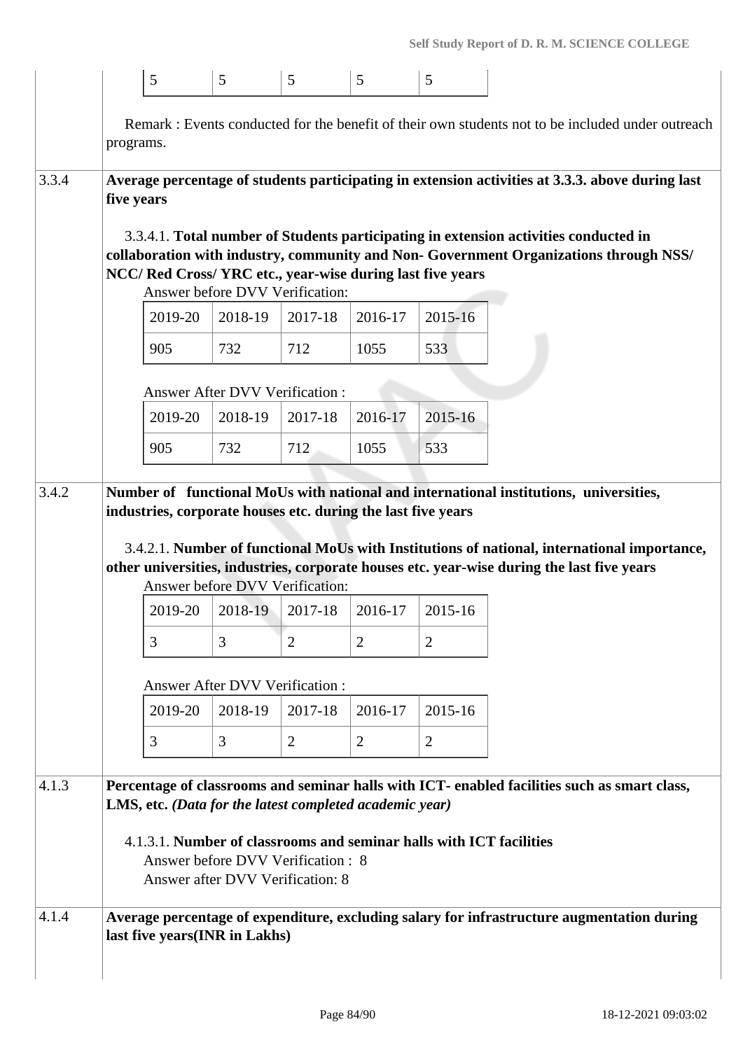| | | | | |
|---|---|---|---|---|
| 5 | 5 | 5 | 5 | 5 |

Remark : Events conducted for the benefit of their own students not to be included under outreach programs.

**3.3.4** **Average percentage of students participating in extension activities at 3.3.3. above during last five years**

3.3.4.1. **Total number of Students participating in extension activities conducted in collaboration with industry, community and Non- Government Organizations through NSS/ NCC/ Red Cross/ YRC etc., year-wise during last five years**

Answer before DVV Verification:

| 2019-20 | 2018-19 | 2017-18 | 2016-17 | 2015-16 |
|---|---|---|---|---|
| 905 | 732 | 712 | 1055 | 533 |

Answer After DVV Verification :

| 2019-20 | 2018-19 | 2017-18 | 2016-17 | 2015-16 |
|---|---|---|---|---|
| 905 | 732 | 712 | 1055 | 533 |

**3.4.2** **Number of functional MoUs with national and international institutions, universities, industries, corporate houses etc. during the last five years**

3.4.2.1. **Number of functional MoUs with Institutions of national, international importance, other universities, industries, corporate houses etc. year-wise during the last five years**

Answer before DVV Verification:

| 2019-20 | 2018-19 | 2017-18 | 2016-17 | 2015-16 |
|---|---|---|---|---|
| 3 | 3 | 2 | 2 | 2 |

Answer After DVV Verification :

| 2019-20 | 2018-19 | 2017-18 | 2016-17 | 2015-16 |
|---|---|---|---|---|
| 3 | 3 | 2 | 2 | 2 |

**4.1.3** **Percentage of classrooms and seminar halls with ICT- enabled facilities such as smart class, LMS, etc.** ***(Data for the latest completed academic year)***

4.1.3.1. **Number of classrooms and seminar halls with ICT facilities**

Answer before DVV Verification : 8
Answer after DVV Verification: 8

**4.1.4** **Average percentage of expenditure, excluding salary for infrastructure augmentation during last five years(INR in Lakhs)**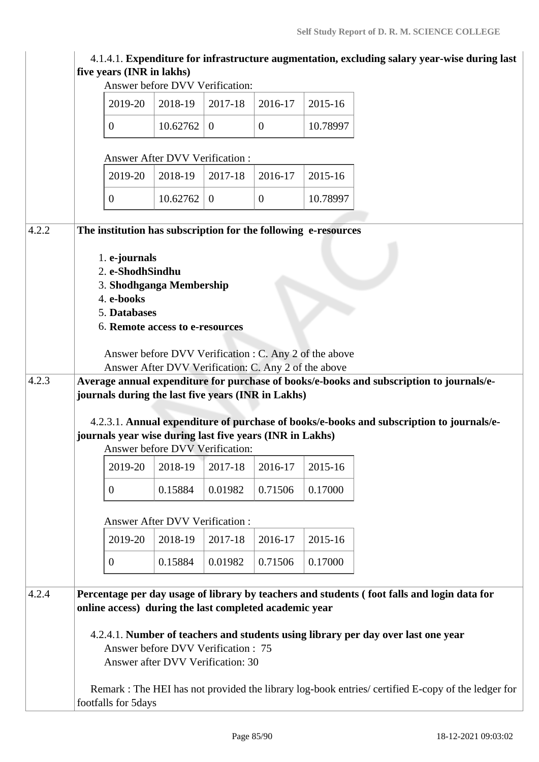4.1.4.1. **Expenditure for infrastructure augmentation, excluding salary year-wise during last five years (INR in lakhs)**

Answer before DVV Verification:

| 2019-20 | 2018-19 | 2017-18 | 2016-17 | 2015-16 |
|---|---|---|---|---|
| 0 | 10.62762 | 0 | 0 | 10.78997 |

Answer After DVV Verification :

| 2019-20 | 2018-19 | 2017-18 | 2016-17 | 2015-16 |
|---|---|---|---|---|
| 0 | 10.62762 | 0 | 0 | 10.78997 |

**4.2.2 The institution has subscription for the following e-resources**

1. **e-journals**
2. **e-ShodhSindhu**
3. **Shodhganga Membership**
4. **e-books**
5. **Databases**
6. **Remote access to e-resources**

Answer before DVV Verification : C. Any 2 of the above
Answer After DVV Verification: C. Any 2 of the above

**4.2.3 Average annual expenditure for purchase of books/e-books and subscription to journals/e-journals during the last five years (INR in Lakhs)**

4.2.3.1. **Annual expenditure of purchase of books/e-books and subscription to journals/e-journals year wise during last five years (INR in Lakhs)**

Answer before DVV Verification:

| 2019-20 | 2018-19 | 2017-18 | 2016-17 | 2015-16 |
|---|---|---|---|---|
| 0 | 0.15884 | 0.01982 | 0.71506 | 0.17000 |

Answer After DVV Verification :

| 2019-20 | 2018-19 | 2017-18 | 2016-17 | 2015-16 |
|---|---|---|---|---|
| 0 | 0.15884 | 0.01982 | 0.71506 | 0.17000 |

**4.2.4 Percentage per day usage of library by teachers and students ( foot falls and login data for online access) during the last completed academic year**

4.2.4.1. **Number of teachers and students using library per day over last one year**

Answer before DVV Verification : 75
Answer after DVV Verification: 30

Remark : The HEI has not provided the library log-book entries/ certified E-copy of the ledger for footfalls for 5days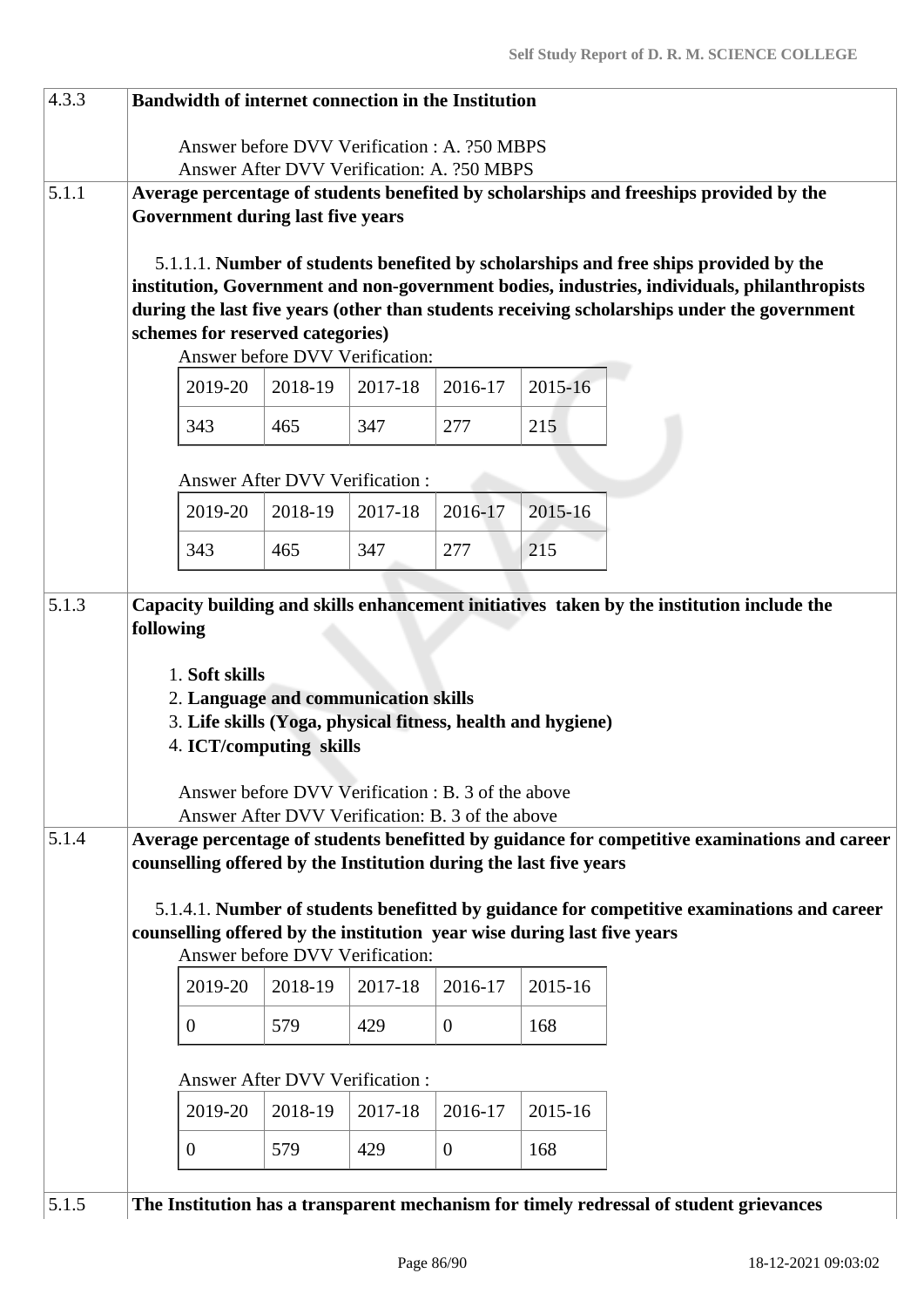| | |
|---|---|
| 4.3.3 | **Bandwidth of internet connection in the Institution** |

Answer before DVV Verification : A. ?50 MBPS
Answer After DVV Verification: A. ?50 MBPS

| | |
|---|---|
| 5.1.1 | **Average percentage of students benefited by scholarships and freeships provided by the Government during last five years** |

5.1.1.1. **Number of students benefited by scholarships and free ships provided by the institution, Government and non-government bodies, industries, individuals, philanthropists during the last five years (other than students receiving scholarships under the government schemes for reserved categories)**

Answer before DVV Verification:

| 2019-20 | 2018-19 | 2017-18 | 2016-17 | 2015-16 |
|---|---|---|---|---|
| 343 | 465 | 347 | 277 | 215 |

Answer After DVV Verification :

| 2019-20 | 2018-19 | 2017-18 | 2016-17 | 2015-16 |
|---|---|---|---|---|
| 343 | 465 | 347 | 277 | 215 |

| | |
|---|---|
| 5.1.3 | **Capacity building and skills enhancement initiatives taken by the institution include the following** |

1. **Soft skills**
2. **Language and communication skills**
3. **Life skills (Yoga, physical fitness, health and hygiene)**
4. **ICT/computing skills**

Answer before DVV Verification : B. 3 of the above
Answer After DVV Verification: B. 3 of the above

| | |
|---|---|
| 5.1.4 | **Average percentage of students benefitted by guidance for competitive examinations and career counselling offered by the Institution during the last five years** |

5.1.4.1. **Number of students benefitted by guidance for competitive examinations and career counselling offered by the institution year wise during last five years**

Answer before DVV Verification:

| 2019-20 | 2018-19 | 2017-18 | 2016-17 | 2015-16 |
|---|---|---|---|---|
| 0 | 579 | 429 | 0 | 168 |

Answer After DVV Verification :

| 2019-20 | 2018-19 | 2017-18 | 2016-17 | 2015-16 |
|---|---|---|---|---|
| 0 | 579 | 429 | 0 | 168 |

| | |
|---|---|
| 5.1.5 | **The Institution has a transparent mechanism for timely redressal of student grievances** |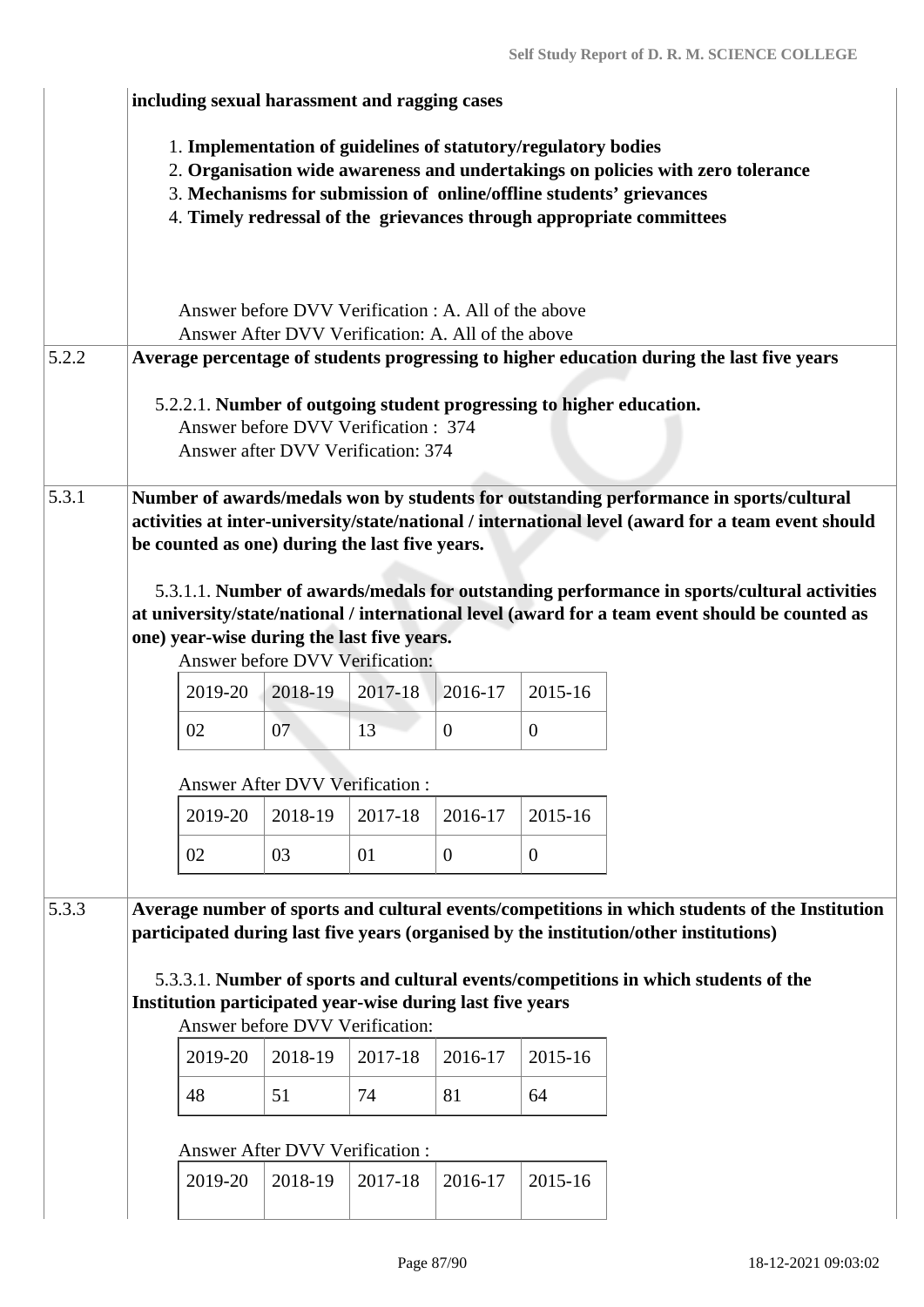| | |
|---|---|
| | **including sexual harassment and ragging cases**<br><br>1. **Implementation of guidelines of statutory/regulatory bodies**<br>2. **Organisation wide awareness and undertakings on policies with zero tolerance**<br>3. **Mechanisms for submission of online/offline students' grievances**<br>4. **Timely redressal of the grievances through appropriate committees**<br><br>Answer before DVV Verification : A. All of the above<br>Answer After DVV Verification: A. All of the above |
| 5.2.2 | **Average percentage of students progressing to higher education during the last five years**<br><br>5.2.2.1. **Number of outgoing student progressing to higher education.**<br>Answer before DVV Verification : 374<br>Answer after DVV Verification: 374 |

5.3.1 **Number of awards/medals won by students for outstanding performance in sports/cultural activities at inter-university/state/national / international level (award for a team event should be counted as one) during the last five years.**

5.3.1.1. **Number of awards/medals for outstanding performance in sports/cultural activities at university/state/national / international level (award for a team event should be counted as one) year-wise during the last five years.**

Answer before DVV Verification:

| 2019-20 | 2018-19 | 2017-18 | 2016-17 | 2015-16 |
|---|---|---|---|---|
| 02 | 07 | 13 | 0 | 0 |

Answer After DVV Verification :

| 2019-20 | 2018-19 | 2017-18 | 2016-17 | 2015-16 |
|---|---|---|---|---|
| 02 | 03 | 01 | 0 | 0 |

5.3.3 **Average number of sports and cultural events/competitions in which students of the Institution participated during last five years (organised by the institution/other institutions)**

5.3.3.1. **Number of sports and cultural events/competitions in which students of the Institution participated year-wise during last five years**

Answer before DVV Verification:

| 2019-20 | 2018-19 | 2017-18 | 2016-17 | 2015-16 |
|---|---|---|---|---|
| 48 | 51 | 74 | 81 | 64 |

Answer After DVV Verification :

| 2019-20 | 2018-19 | 2017-18 | 2016-17 | 2015-16 |
|---|---|---|---|---|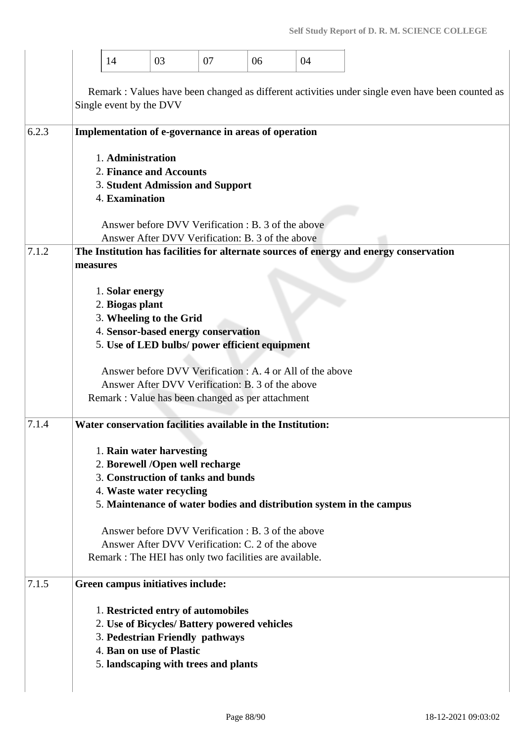| | | | | |
|---|---|---|---|---|
| 14 | 03 | 07 | 06 | 04 |

Remark : Values have been changed as different activities under single even have been counted as Single event by the DVV

| | |
|---|---|
| 6.2.3 | **Implementation of e-governance in areas of operation**<br><br>1. **Administration**<br>2. **Finance and Accounts**<br>3. **Student Admission and Support**<br>4. **Examination**<br><br>Answer before DVV Verification : B. 3 of the above<br>Answer After DVV Verification: B. 3 of the above |
| 7.1.2 | **The Institution has facilities for alternate sources of energy and energy conservation measures**<br><br>1. **Solar energy**<br>2. **Biogas plant**<br>3. **Wheeling to the Grid**<br>4. **Sensor-based energy conservation**<br>5. **Use of LED bulbs/ power efficient equipment**<br><br>Answer before DVV Verification : A. 4 or All of the above<br>Answer After DVV Verification: B. 3 of the above<br>Remark : Value has been changed as per attachment |
| 7.1.4 | **Water conservation facilities available in the Institution:**<br><br>1. **Rain water harvesting**<br>2. **Borewell /Open well recharge**<br>3. **Construction of tanks and bunds**<br>4. **Waste water recycling**<br>5. **Maintenance of water bodies and distribution system in the campus**<br><br>Answer before DVV Verification : B. 3 of the above<br>Answer After DVV Verification: C. 2 of the above<br>Remark : The HEI has only two facilities are available. |
| 7.1.5 | **Green campus initiatives include:**<br><br>1. **Restricted entry of automobiles**<br>2. **Use of Bicycles/ Battery powered vehicles**<br>3. **Pedestrian Friendly pathways**<br>4. **Ban on use of Plastic**<br>5. **landscaping with trees and plants** |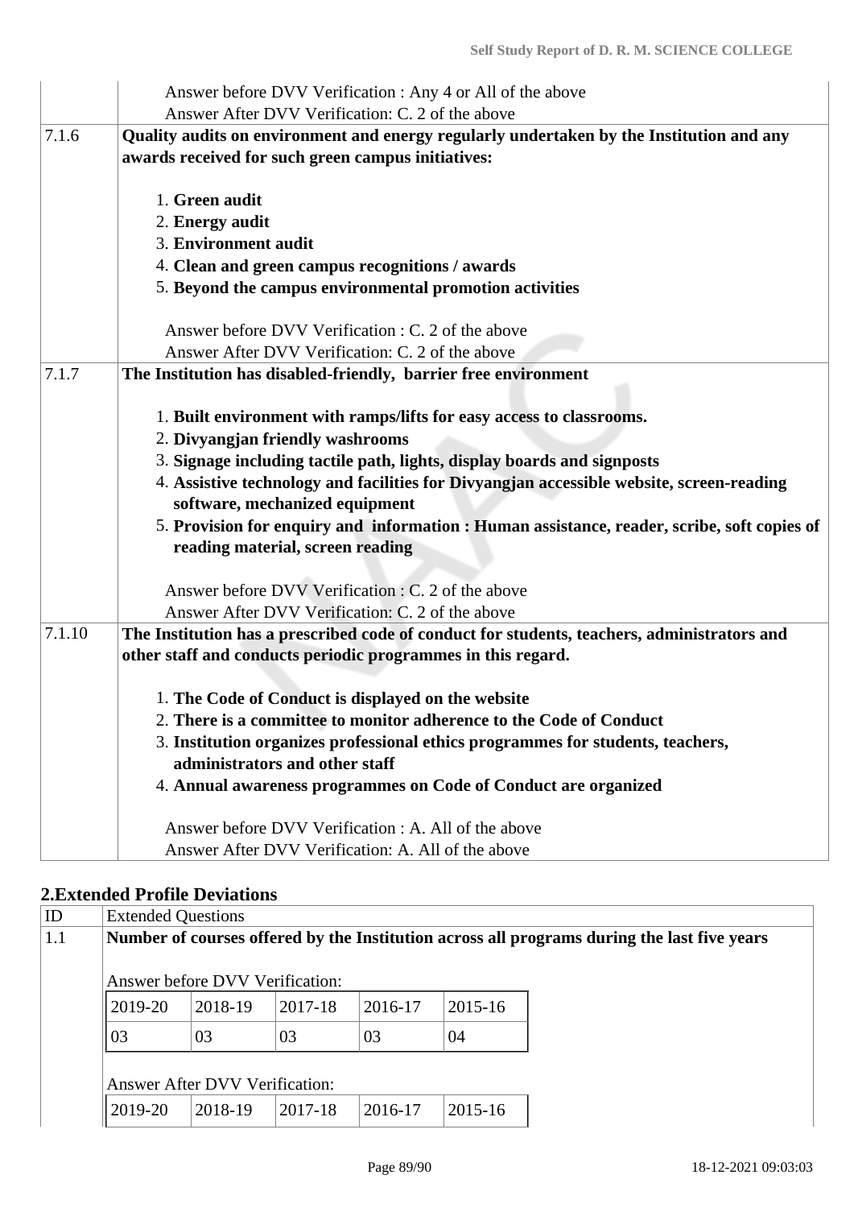| | |
|---|---|
| | Answer before DVV Verification : Any 4 or All of the above<br>Answer After DVV Verification: C. 2 of the above |
| 7.1.6 | **Quality audits on environment and energy regularly undertaken by the Institution and any awards received for such green campus initiatives:**<br><br>1. **Green audit**<br>2. **Energy audit**<br>3. **Environment audit**<br>4. **Clean and green campus recognitions / awards**<br>5. **Beyond the campus environmental promotion activities**<br><br>Answer before DVV Verification : C. 2 of the above<br>Answer After DVV Verification: C. 2 of the above |
| 7.1.7 | **The Institution has disabled-friendly, barrier free environment**<br><br>1. **Built environment with ramps/lifts for easy access to classrooms.**<br>2. **Divyangjan friendly washrooms**<br>3. **Signage including tactile path, lights, display boards and signposts**<br>4. **Assistive technology and facilities for Divyangjan accessible website, screen-reading software, mechanized equipment**<br>5. **Provision for enquiry and information : Human assistance, reader, scribe, soft copies of reading material, screen reading**<br><br>Answer before DVV Verification : C. 2 of the above<br>Answer After DVV Verification: C. 2 of the above |
| 7.1.10 | **The Institution has a prescribed code of conduct for students, teachers, administrators and other staff and conducts periodic programmes in this regard.**<br><br>1. **The Code of Conduct is displayed on the website**<br>2. **There is a committee to monitor adherence to the Code of Conduct**<br>3. **Institution organizes professional ethics programmes for students, teachers, administrators and other staff**<br>4. **Annual awareness programmes on Code of Conduct are organized**<br><br>Answer before DVV Verification : A. All of the above<br>Answer After DVV Verification: A. All of the above |

## 2.Extended Profile Deviations

| ID | Extended Questions |
|---|---|
| 1.1 | **Number of courses offered by the Institution across all programs during the last five years** |

Answer before DVV Verification:

| 2019-20 | 2018-19 | 2017-18 | 2016-17 | 2015-16 |
|---|---|---|---|---|
| 03 | 03 | 03 | 03 | 04 |

Answer After DVV Verification:

| 2019-20 | 2018-19 | 2017-18 | 2016-17 | 2015-16 |
|---|---|---|---|---|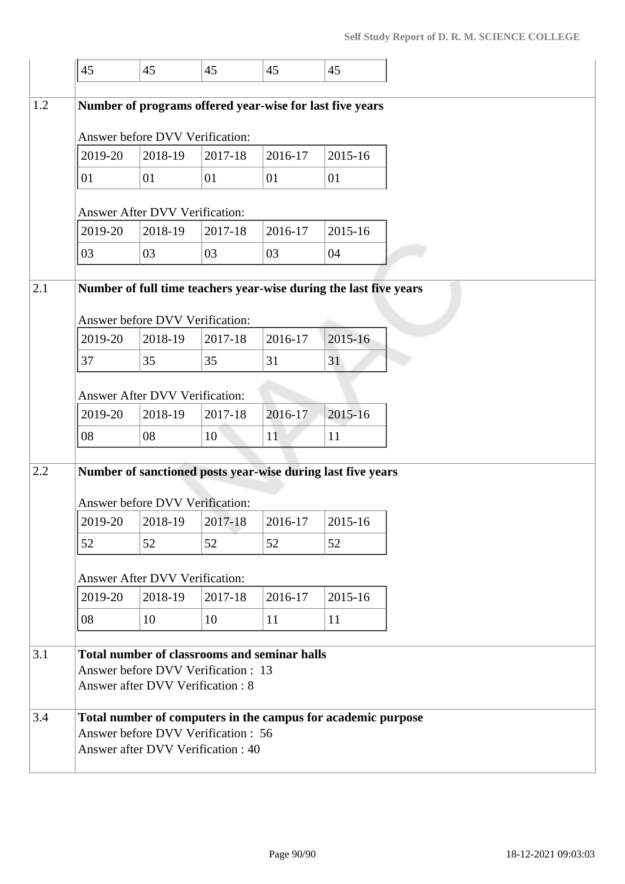| | | | | |
|---|---|---|---|---|
| 45 | 45 | 45 | 45 | 45 |

**1.2 Number of programs offered year-wise for last five years**

Answer before DVV Verification:

| 2019-20 | 2018-19 | 2017-18 | 2016-17 | 2015-16 |
|---|---|---|---|---|
| 01 | 01 | 01 | 01 | 01 |

Answer After DVV Verification:

| 2019-20 | 2018-19 | 2017-18 | 2016-17 | 2015-16 |
|---|---|---|---|---|
| 03 | 03 | 03 | 03 | 04 |

**2.1 Number of full time teachers year-wise during the last five years**

Answer before DVV Verification:

| 2019-20 | 2018-19 | 2017-18 | 2016-17 | 2015-16 |
|---|---|---|---|---|
| 37 | 35 | 35 | 31 | 31 |

Answer After DVV Verification:

| 2019-20 | 2018-19 | 2017-18 | 2016-17 | 2015-16 |
|---|---|---|---|---|
| 08 | 08 | 10 | 11 | 11 |

**2.2 Number of sanctioned posts year-wise during last five years**

Answer before DVV Verification:

| 2019-20 | 2018-19 | 2017-18 | 2016-17 | 2015-16 |
|---|---|---|---|---|
| 52 | 52 | 52 | 52 | 52 |

Answer After DVV Verification:

| 2019-20 | 2018-19 | 2017-18 | 2016-17 | 2015-16 |
|---|---|---|---|---|
| 08 | 10 | 10 | 11 | 11 |

**3.1 Total number of classrooms and seminar halls**

Answer before DVV Verification : 13
Answer after DVV Verification : 8

**3.4 Total number of computers in the campus for academic purpose**

Answer before DVV Verification : 56
Answer after DVV Verification : 40